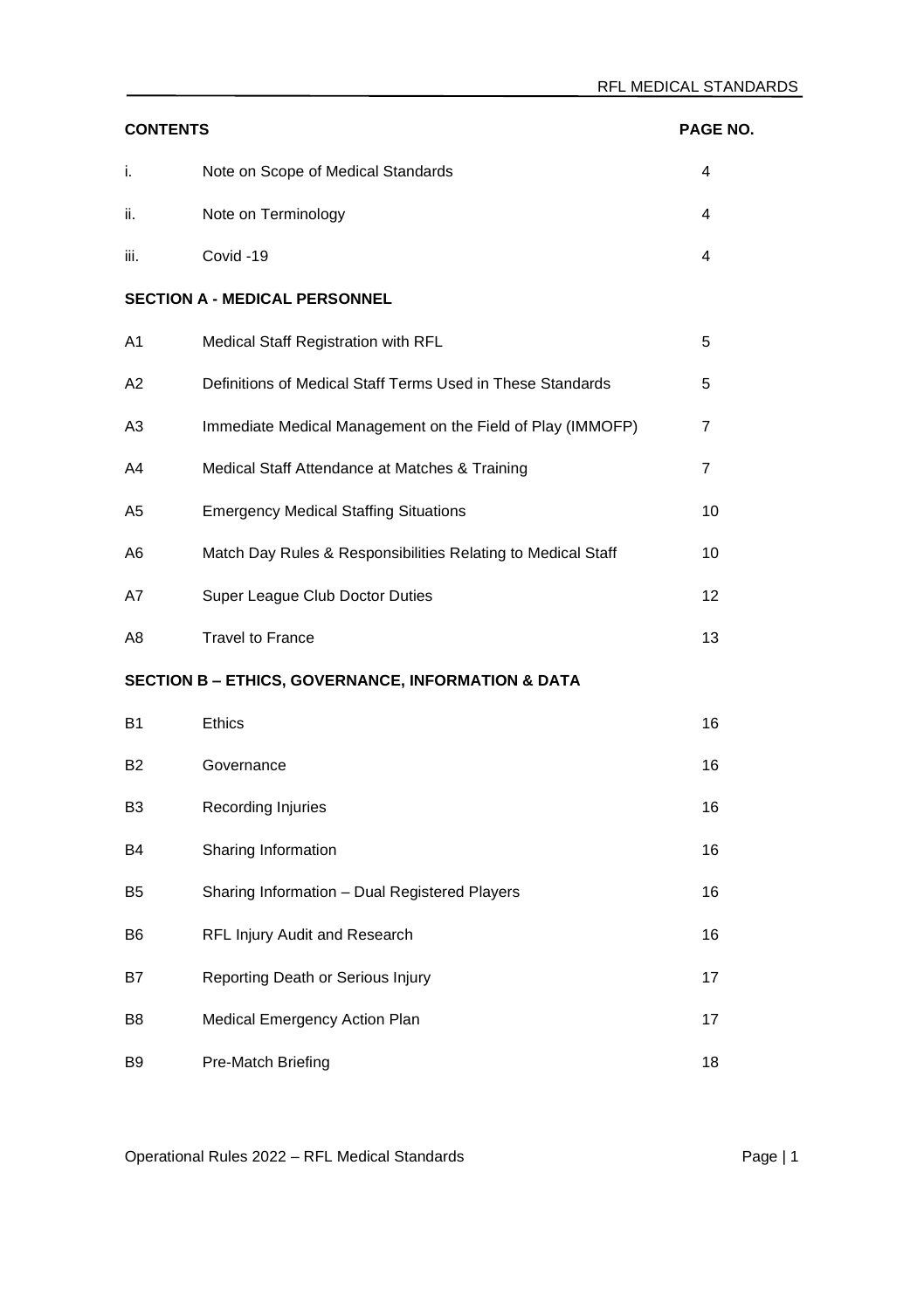| CONTENTS | | PAGE NO. |
| --- | --- | --- |
| i. | Note on Scope of Medical Standards | 4 |
| ii. | Note on Terminology | 4 |
| iii. | Covid -19 | 4 |
| **SECTION A - MEDICAL PERSONNEL** | | |
| A1 | Medical Staff Registration with RFL | 5 |
| A2 | Definitions of Medical Staff Terms Used in These Standards | 5 |
| A3 | Immediate Medical Management on the Field of Play (IMMOFP) | 7 |
| A4 | Medical Staff Attendance at Matches & Training | 7 |
| A5 | Emergency Medical Staffing Situations | 10 |
| A6 | Match Day Rules & Responsibilities Relating to Medical Staff | 10 |
| A7 | Super League Club Doctor Duties | 12 |
| A8 | Travel to France | 13 |
| **SECTION B – ETHICS, GOVERNANCE, INFORMATION & DATA** | | |
| B1 | Ethics | 16 |
| B2 | Governance | 16 |
| B3 | Recording Injuries | 16 |
| B4 | Sharing Information | 16 |
| B5 | Sharing Information – Dual Registered Players | 16 |
| B6 | RFL Injury Audit and Research | 16 |
| B7 | Reporting Death or Serious Injury | 17 |
| B8 | Medical Emergency Action Plan | 17 |
| B9 | Pre-Match Briefing | 18 |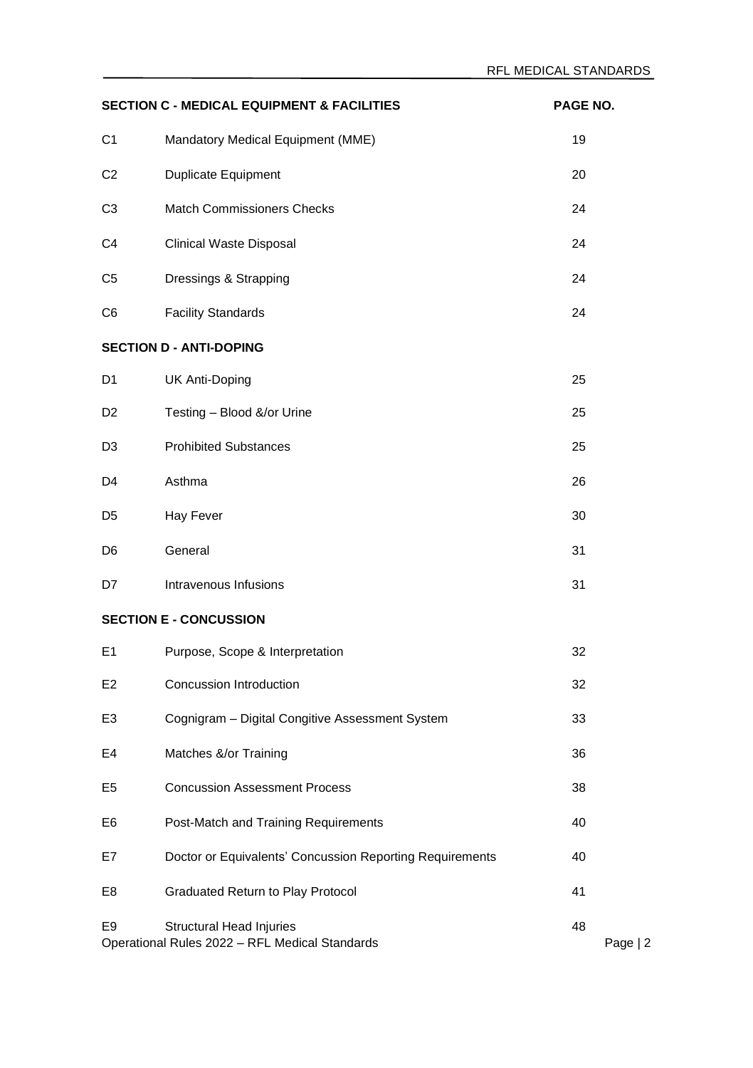| SECTION C - MEDICAL EQUIPMENT & FACILITIES | | PAGE NO. |
| --- | --- | --- |
| C1 | Mandatory Medical Equipment (MME) | 19 |
| C2 | Duplicate Equipment | 20 |
| C3 | Match Commissioners Checks | 24 |
| C4 | Clinical Waste Disposal | 24 |
| C5 | Dressings & Strapping | 24 |
| C6 | Facility Standards | 24 |
| **SECTION D - ANTI-DOPING** | | |
| D1 | UK Anti-Doping | 25 |
| D2 | Testing – Blood &/or Urine | 25 |
| D3 | Prohibited Substances | 25 |
| D4 | Asthma | 26 |
| D5 | Hay Fever | 30 |
| D6 | General | 31 |
| D7 | Intravenous Infusions | 31 |
| **SECTION E - CONCUSSION** | | |
| E1 | Purpose, Scope & Interpretation | 32 |
| E2 | Concussion Introduction | 32 |
| E3 | Cognigram – Digital Congitive Assessment System | 33 |
| E4 | Matches &/or Training | 36 |
| E5 | Concussion Assessment Process | 38 |
| E6 | Post-Match and Training Requirements | 40 |
| E7 | Doctor or Equivalents' Concussion Reporting Requirements | 40 |
| E8 | Graduated Return to Play Protocol | 41 |
| E9 | Structural Head Injuries | 48 |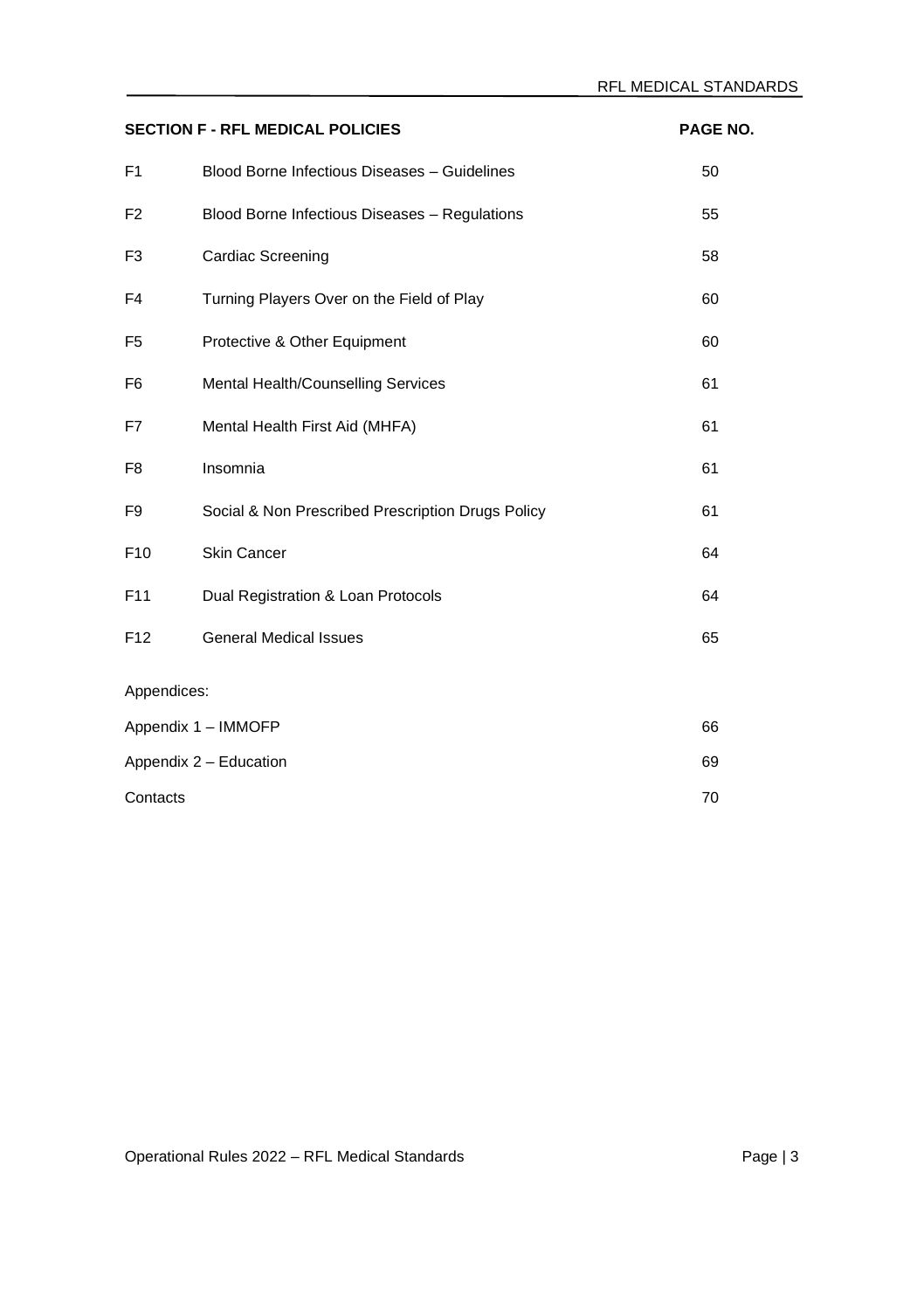| SECTION F - RFL MEDICAL POLICIES | | PAGE NO. |
|---|---|---|
| F1 | Blood Borne Infectious Diseases – Guidelines | 50 |
| F2 | Blood Borne Infectious Diseases – Regulations | 55 |
| F3 | Cardiac Screening | 58 |
| F4 | Turning Players Over on the Field of Play | 60 |
| F5 | Protective & Other Equipment | 60 |
| F6 | Mental Health/Counselling Services | 61 |
| F7 | Mental Health First Aid (MHFA) | 61 |
| F8 | Insomnia | 61 |
| F9 | Social & Non Prescribed Prescription Drugs Policy | 61 |
| F10 | Skin Cancer | 64 |
| F11 | Dual Registration & Loan Protocols | 64 |
| F12 | General Medical Issues | 65 |

Appendices:

| | |
|---|---|
| Appendix 1 – IMMOFP | 66 |
| Appendix 2 – Education | 69 |
| Contacts | 70 |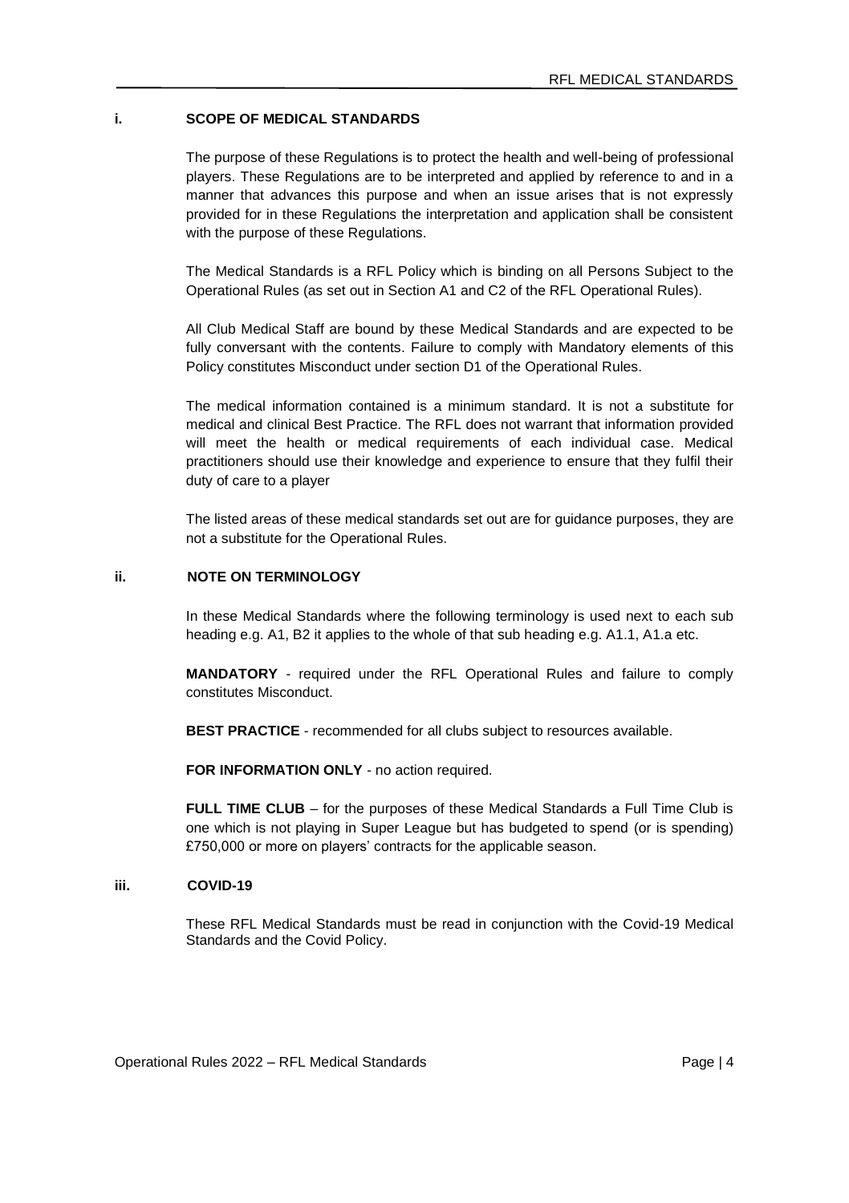## i. SCOPE OF MEDICAL STANDARDS

The purpose of these Regulations is to protect the health and well-being of professional players. These Regulations are to be interpreted and applied by reference to and in a manner that advances this purpose and when an issue arises that is not expressly provided for in these Regulations the interpretation and application shall be consistent with the purpose of these Regulations.

The Medical Standards is a RFL Policy which is binding on all Persons Subject to the Operational Rules (as set out in Section A1 and C2 of the RFL Operational Rules).

All Club Medical Staff are bound by these Medical Standards and are expected to be fully conversant with the contents. Failure to comply with Mandatory elements of this Policy constitutes Misconduct under section D1 of the Operational Rules.

The medical information contained is a minimum standard. It is not a substitute for medical and clinical Best Practice. The RFL does not warrant that information provided will meet the health or medical requirements of each individual case. Medical practitioners should use their knowledge and experience to ensure that they fulfil their duty of care to a player

The listed areas of these medical standards set out are for guidance purposes, they are not a substitute for the Operational Rules.

## ii. NOTE ON TERMINOLOGY

In these Medical Standards where the following terminology is used next to each sub heading e.g. A1, B2 it applies to the whole of that sub heading e.g. A1.1, A1.a etc.

**MANDATORY** - required under the RFL Operational Rules and failure to comply constitutes Misconduct.

**BEST PRACTICE** - recommended for all clubs subject to resources available.

**FOR INFORMATION ONLY** - no action required.

**FULL TIME CLUB** – for the purposes of these Medical Standards a Full Time Club is one which is not playing in Super League but has budgeted to spend (or is spending) £750,000 or more on players' contracts for the applicable season.

## iii. COVID-19

These RFL Medical Standards must be read in conjunction with the Covid-19 Medical Standards and the Covid Policy.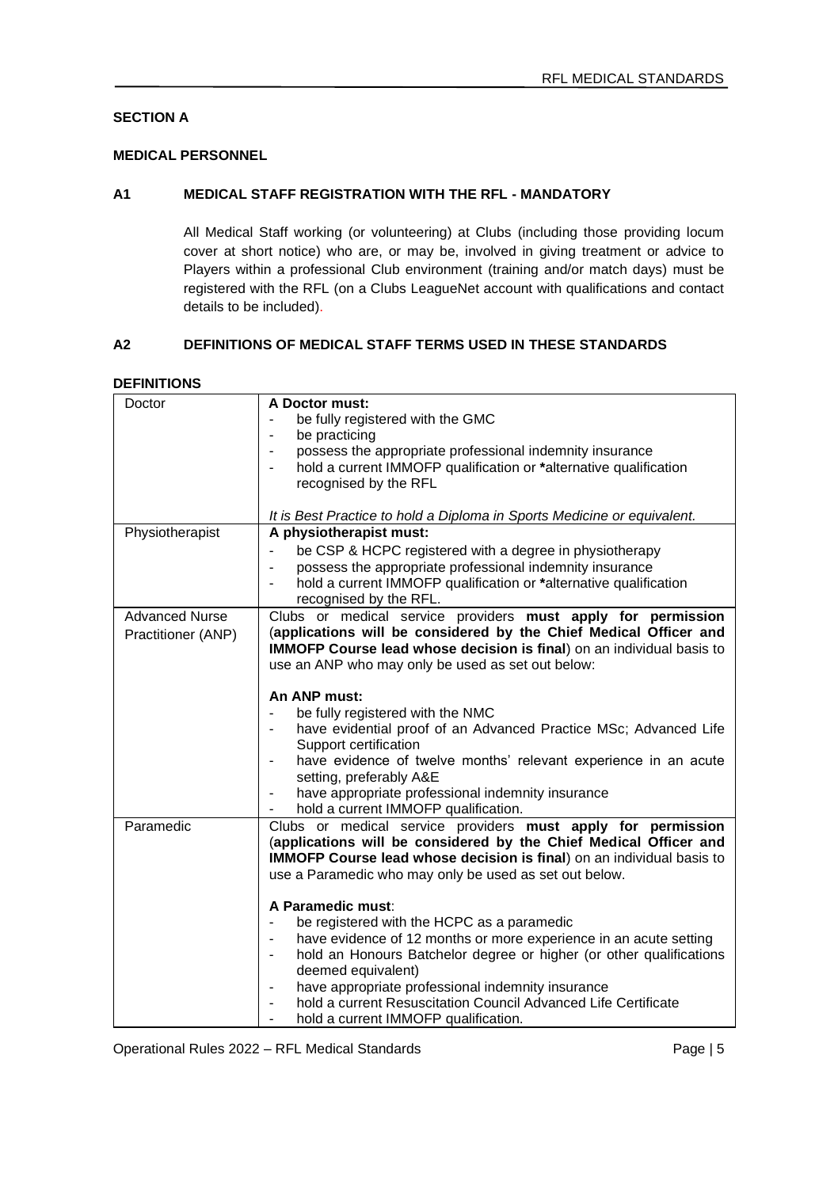## SECTION A

## MEDICAL PERSONNEL

### A1 MEDICAL STAFF REGISTRATION WITH THE RFL - MANDATORY

All Medical Staff working (or volunteering) at Clubs (including those providing locum cover at short notice) who are, or may be, involved in giving treatment or advice to Players within a professional Club environment (training and/or match days) must be registered with the RFL (on a Clubs LeagueNet account with qualifications and contact details to be included).

### A2 DEFINITIONS OF MEDICAL STAFF TERMS USED IN THESE STANDARDS

**DEFINITIONS**

| | |
|---|---|
| Doctor | **A Doctor must:**<br>- be fully registered with the GMC<br>- be practicing<br>- possess the appropriate professional indemnity insurance<br>- hold a current IMMOFP qualification or **\***alternative qualification recognised by the RFL<br><br>*It is Best Practice to hold a Diploma in Sports Medicine or equivalent.* |
| Physiotherapist | **A physiotherapist must:**<br>- be CSP & HCPC registered with a degree in physiotherapy<br>- possess the appropriate professional indemnity insurance<br>- hold a current IMMOFP qualification or **\***alternative qualification recognised by the RFL. |
| Advanced Nurse Practitioner (ANP) | Clubs or medical service providers **must apply for permission (applications will be considered by the Chief Medical Officer and IMMOFP Course lead whose decision is final)** on an individual basis to use an ANP who may only be used as set out below:<br><br>**An ANP must:**<br>- be fully registered with the NMC<br>- have evidential proof of an Advanced Practice MSc; Advanced Life Support certification<br>- have evidence of twelve months' relevant experience in an acute setting, preferably A&E<br>- have appropriate professional indemnity insurance<br>- hold a current IMMOFP qualification. |
| Paramedic | Clubs or medical service providers **must apply for permission (applications will be considered by the Chief Medical Officer and IMMOFP Course lead whose decision is final)** on an individual basis to use a Paramedic who may only be used as set out below.<br><br>**A Paramedic must**:<br>- be registered with the HCPC as a paramedic<br>- have evidence of 12 months or more experience in an acute setting<br>- hold an Honours Batchelor degree or higher (or other qualifications deemed equivalent)<br>- have appropriate professional indemnity insurance<br>- hold a current Resuscitation Council Advanced Life Certificate<br>- hold a current IMMOFP qualification. |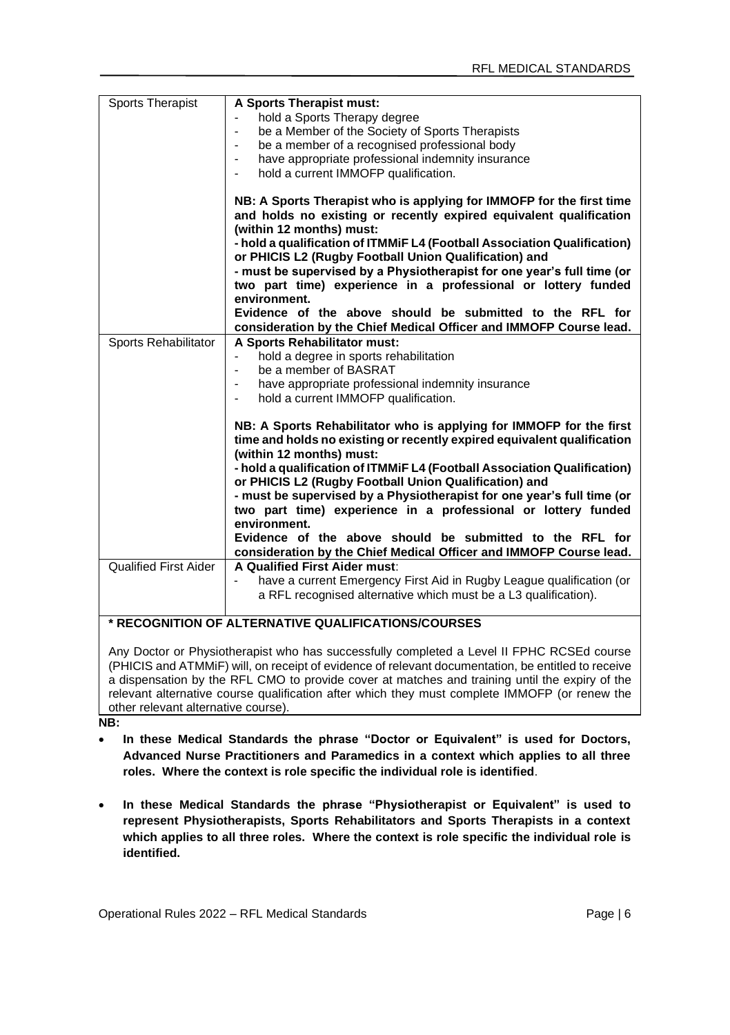| | |
|---|---|
| Sports Therapist | **A Sports Therapist must:**<br>- hold a Sports Therapy degree<br>- be a Member of the Society of Sports Therapists<br>- be a member of a recognised professional body<br>- have appropriate professional indemnity insurance<br>- hold a current IMMOFP qualification.<br><br>**NB: A Sports Therapist who is applying for IMMOFP for the first time and holds no existing or recently expired equivalent qualification (within 12 months) must:**<br>**- hold a qualification of ITMMiF L4 (Football Association Qualification) or PHICIS L2 (Rugby Football Union Qualification) and**<br>**- must be supervised by a Physiotherapist for one year's full time (or two part time) experience in a professional or lottery funded environment.**<br>**Evidence of the above should be submitted to the RFL for consideration by the Chief Medical Officer and IMMOFP Course lead.** |
| Sports Rehabilitator | **A Sports Rehabilitator must:**<br>- hold a degree in sports rehabilitation<br>- be a member of BASRAT<br>- have appropriate professional indemnity insurance<br>- hold a current IMMOFP qualification.<br><br>**NB: A Sports Rehabilitator who is applying for IMMOFP for the first time and holds no existing or recently expired equivalent qualification (within 12 months) must:**<br>**- hold a qualification of ITMMiF L4 (Football Association Qualification) or PHICIS L2 (Rugby Football Union Qualification) and**<br>**- must be supervised by a Physiotherapist for one year's full time (or two part time) experience in a professional or lottery funded environment.**<br>**Evidence of the above should be submitted to the RFL for consideration by the Chief Medical Officer and IMMOFP Course lead.** |
| Qualified First Aider | **A Qualified First Aider must**:<br>- have a current Emergency First Aid in Rugby League qualification (or a RFL recognised alternative which must be a L3 qualification). |

**\* RECOGNITION OF ALTERNATIVE QUALIFICATIONS/COURSES**

Any Doctor or Physiotherapist who has successfully completed a Level II FPHC RCSEd course (PHICIS and ATMMiF) will, on receipt of evidence of relevant documentation, be entitled to receive a dispensation by the RFL CMO to provide cover at matches and training until the expiry of the relevant alternative course qualification after which they must complete IMMOFP (or renew the other relevant alternative course).

**NB:**

- **In these Medical Standards the phrase "Doctor or Equivalent" is used for Doctors, Advanced Nurse Practitioners and Paramedics in a context which applies to all three roles. Where the context is role specific the individual role is identified**.
- **In these Medical Standards the phrase "Physiotherapist or Equivalent" is used to represent Physiotherapists, Sports Rehabilitators and Sports Therapists in a context which applies to all three roles. Where the context is role specific the individual role is identified.**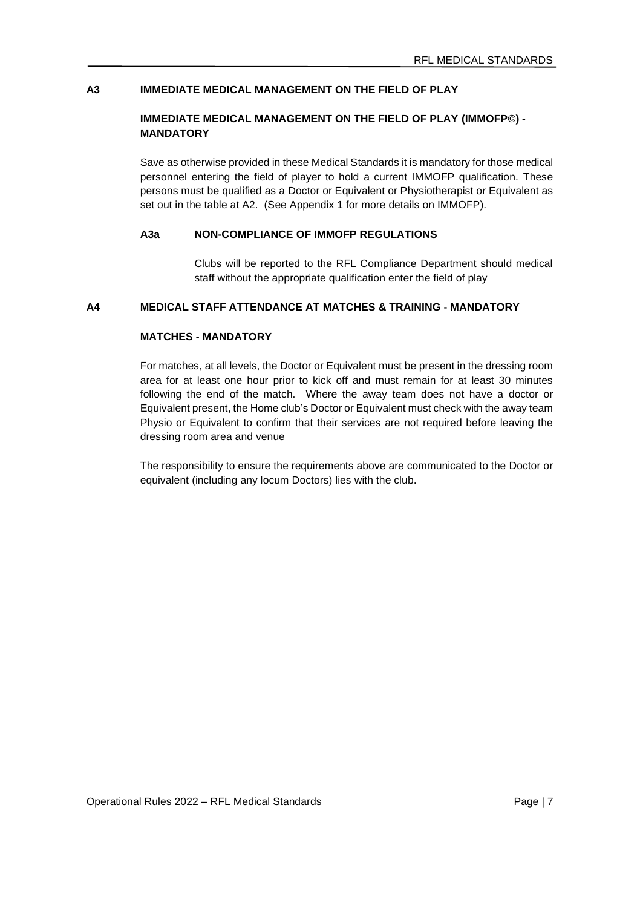## A3 IMMEDIATE MEDICAL MANAGEMENT ON THE FIELD OF PLAY

### IMMEDIATE MEDICAL MANAGEMENT ON THE FIELD OF PLAY (IMMOFP©) - MANDATORY

Save as otherwise provided in these Medical Standards it is mandatory for those medical personnel entering the field of player to hold a current IMMOFP qualification. These persons must be qualified as a Doctor or Equivalent or Physiotherapist or Equivalent as set out in the table at A2. (See Appendix 1 for more details on IMMOFP).

### A3a NON-COMPLIANCE OF IMMOFP REGULATIONS

Clubs will be reported to the RFL Compliance Department should medical staff without the appropriate qualification enter the field of play

## A4 MEDICAL STAFF ATTENDANCE AT MATCHES & TRAINING - MANDATORY

### MATCHES - MANDATORY

For matches, at all levels, the Doctor or Equivalent must be present in the dressing room area for at least one hour prior to kick off and must remain for at least 30 minutes following the end of the match. Where the away team does not have a doctor or Equivalent present, the Home club's Doctor or Equivalent must check with the away team Physio or Equivalent to confirm that their services are not required before leaving the dressing room area and venue

The responsibility to ensure the requirements above are communicated to the Doctor or equivalent (including any locum Doctors) lies with the club.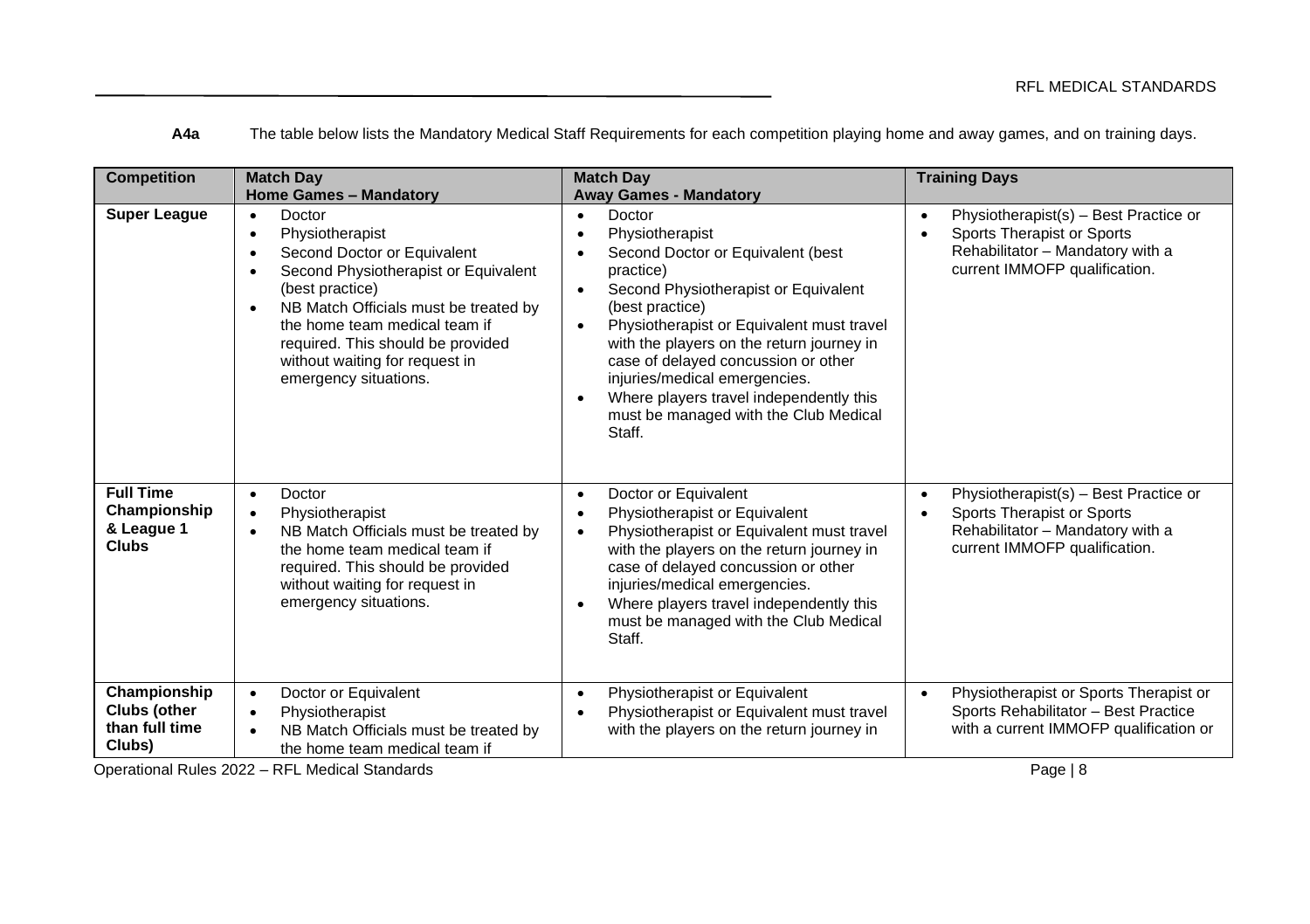**A4a** The table below lists the Mandatory Medical Staff Requirements for each competition playing home and away games, and on training days.

| Competition | Match Day<br>Home Games – Mandatory | Match Day<br>Away Games - Mandatory | Training Days |
|---|---|---|---|
| **Super League** | • Doctor<br>• Physiotherapist<br>• Second Doctor or Equivalent<br>• Second Physiotherapist or Equivalent (best practice)<br>• NB Match Officials must be treated by the home team medical team if required. This should be provided without waiting for request in emergency situations. | • Doctor<br>• Physiotherapist<br>• Second Doctor or Equivalent (best practice)<br>• Second Physiotherapist or Equivalent (best practice)<br>• Physiotherapist or Equivalent must travel with the players on the return journey in case of delayed concussion or other injuries/medical emergencies.<br>• Where players travel independently this must be managed with the Club Medical Staff. | • Physiotherapist(s) – Best Practice or<br>• Sports Therapist or Sports Rehabilitator – Mandatory with a current IMMOFP qualification. |
| **Full Time Championship & League 1 Clubs** | • Doctor<br>• Physiotherapist<br>• NB Match Officials must be treated by the home team medical team if required. This should be provided without waiting for request in emergency situations. | • Doctor or Equivalent<br>• Physiotherapist or Equivalent<br>• Physiotherapist or Equivalent must travel with the players on the return journey in case of delayed concussion or other injuries/medical emergencies.<br>• Where players travel independently this must be managed with the Club Medical Staff. | • Physiotherapist(s) – Best Practice or<br>• Sports Therapist or Sports Rehabilitator – Mandatory with a current IMMOFP qualification. |
| **Championship Clubs (other than full time Clubs)** | • Doctor or Equivalent<br>• Physiotherapist<br>• NB Match Officials must be treated by the home team medical team if | • Physiotherapist or Equivalent<br>• Physiotherapist or Equivalent must travel with the players on the return journey in | • Physiotherapist or Sports Therapist or Sports Rehabilitator – Best Practice with a current IMMOFP qualification or |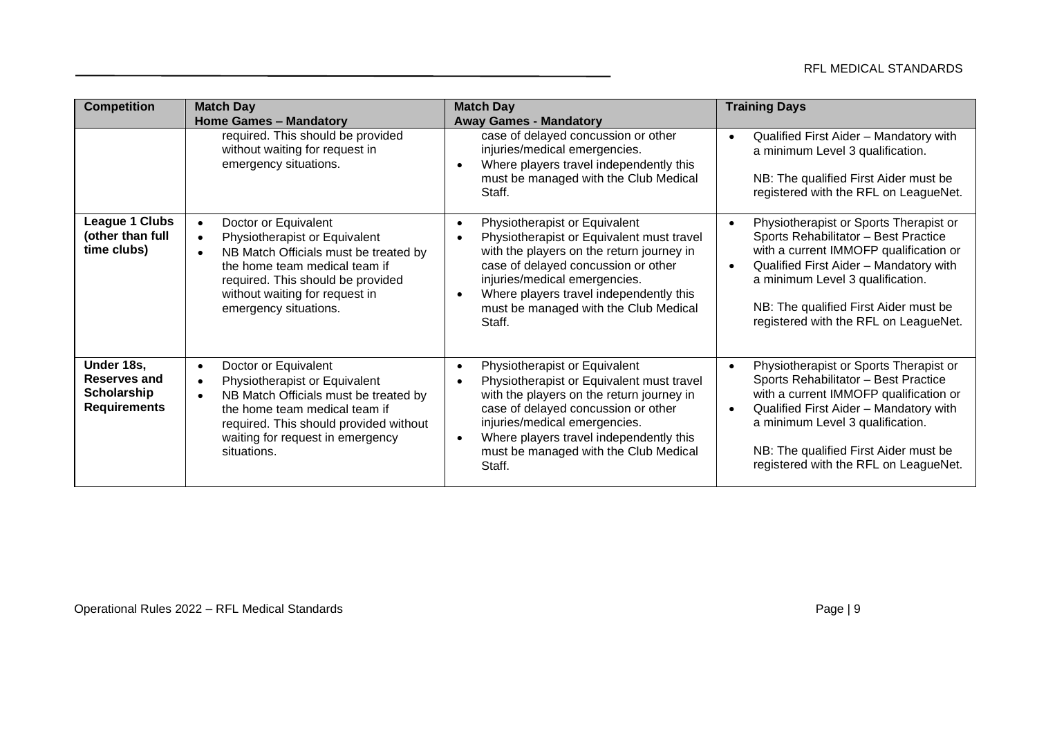| Competition | Match Day<br>Home Games – Mandatory | Match Day<br>Away Games - Mandatory | Training Days |
|---|---|---|---|
| | required. This should be provided without waiting for request in emergency situations. | case of delayed concussion or other injuries/medical emergencies.<br>• Where players travel independently this must be managed with the Club Medical Staff. | • Qualified First Aider – Mandatory with a minimum Level 3 qualification.<br><br>NB: The qualified First Aider must be registered with the RFL on LeagueNet. |
| **League 1 Clubs (other than full time clubs)** | • Doctor or Equivalent<br>• Physiotherapist or Equivalent<br>• NB Match Officials must be treated by the home team medical team if required. This should be provided without waiting for request in emergency situations. | • Physiotherapist or Equivalent<br>• Physiotherapist or Equivalent must travel with the players on the return journey in case of delayed concussion or other injuries/medical emergencies.<br>• Where players travel independently this must be managed with the Club Medical Staff. | • Physiotherapist or Sports Therapist or Sports Rehabilitator – Best Practice with a current IMMOFP qualification or<br>• Qualified First Aider – Mandatory with a minimum Level 3 qualification.<br><br>NB: The qualified First Aider must be registered with the RFL on LeagueNet. |
| **Under 18s, Reserves and Scholarship Requirements** | • Doctor or Equivalent<br>• Physiotherapist or Equivalent<br>• NB Match Officials must be treated by the home team medical team if required. This should provided without waiting for request in emergency situations. | • Physiotherapist or Equivalent<br>• Physiotherapist or Equivalent must travel with the players on the return journey in case of delayed concussion or other injuries/medical emergencies.<br>• Where players travel independently this must be managed with the Club Medical Staff. | • Physiotherapist or Sports Therapist or Sports Rehabilitator – Best Practice with a current IMMOFP qualification or<br>• Qualified First Aider – Mandatory with a minimum Level 3 qualification.<br><br>NB: The qualified First Aider must be registered with the RFL on LeagueNet. |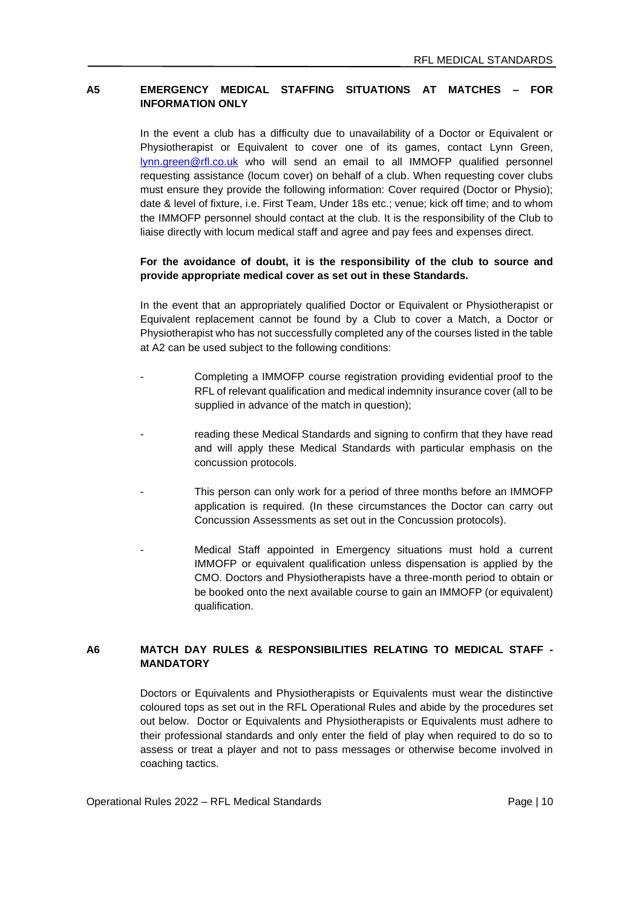## A5 EMERGENCY MEDICAL STAFFING SITUATIONS AT MATCHES – FOR INFORMATION ONLY

In the event a club has a difficulty due to unavailability of a Doctor or Equivalent or Physiotherapist or Equivalent to cover one of its games, contact Lynn Green, lynn.green@rfl.co.uk who will send an email to all IMMOFP qualified personnel requesting assistance (locum cover) on behalf of a club. When requesting cover clubs must ensure they provide the following information: Cover required (Doctor or Physio); date & level of fixture, i.e. First Team, Under 18s etc.; venue; kick off time; and to whom the IMMOFP personnel should contact at the club. It is the responsibility of the Club to liaise directly with locum medical staff and agree and pay fees and expenses direct.

**For the avoidance of doubt, it is the responsibility of the club to source and provide appropriate medical cover as set out in these Standards.**

In the event that an appropriately qualified Doctor or Equivalent or Physiotherapist or Equivalent replacement cannot be found by a Club to cover a Match, a Doctor or Physiotherapist who has not successfully completed any of the courses listed in the table at A2 can be used subject to the following conditions:

- Completing a IMMOFP course registration providing evidential proof to the RFL of relevant qualification and medical indemnity insurance cover (all to be supplied in advance of the match in question);
- reading these Medical Standards and signing to confirm that they have read and will apply these Medical Standards with particular emphasis on the concussion protocols.
- This person can only work for a period of three months before an IMMOFP application is required. (In these circumstances the Doctor can carry out Concussion Assessments as set out in the Concussion protocols).
- Medical Staff appointed in Emergency situations must hold a current IMMOFP or equivalent qualification unless dispensation is applied by the CMO. Doctors and Physiotherapists have a three-month period to obtain or be booked onto the next available course to gain an IMMOFP (or equivalent) qualification.

## A6 MATCH DAY RULES & RESPONSIBILITIES RELATING TO MEDICAL STAFF - MANDATORY

Doctors or Equivalents and Physiotherapists or Equivalents must wear the distinctive coloured tops as set out in the RFL Operational Rules and abide by the procedures set out below. Doctor or Equivalents and Physiotherapists or Equivalents must adhere to their professional standards and only enter the field of play when required to do so to assess or treat a player and not to pass messages or otherwise become involved in coaching tactics.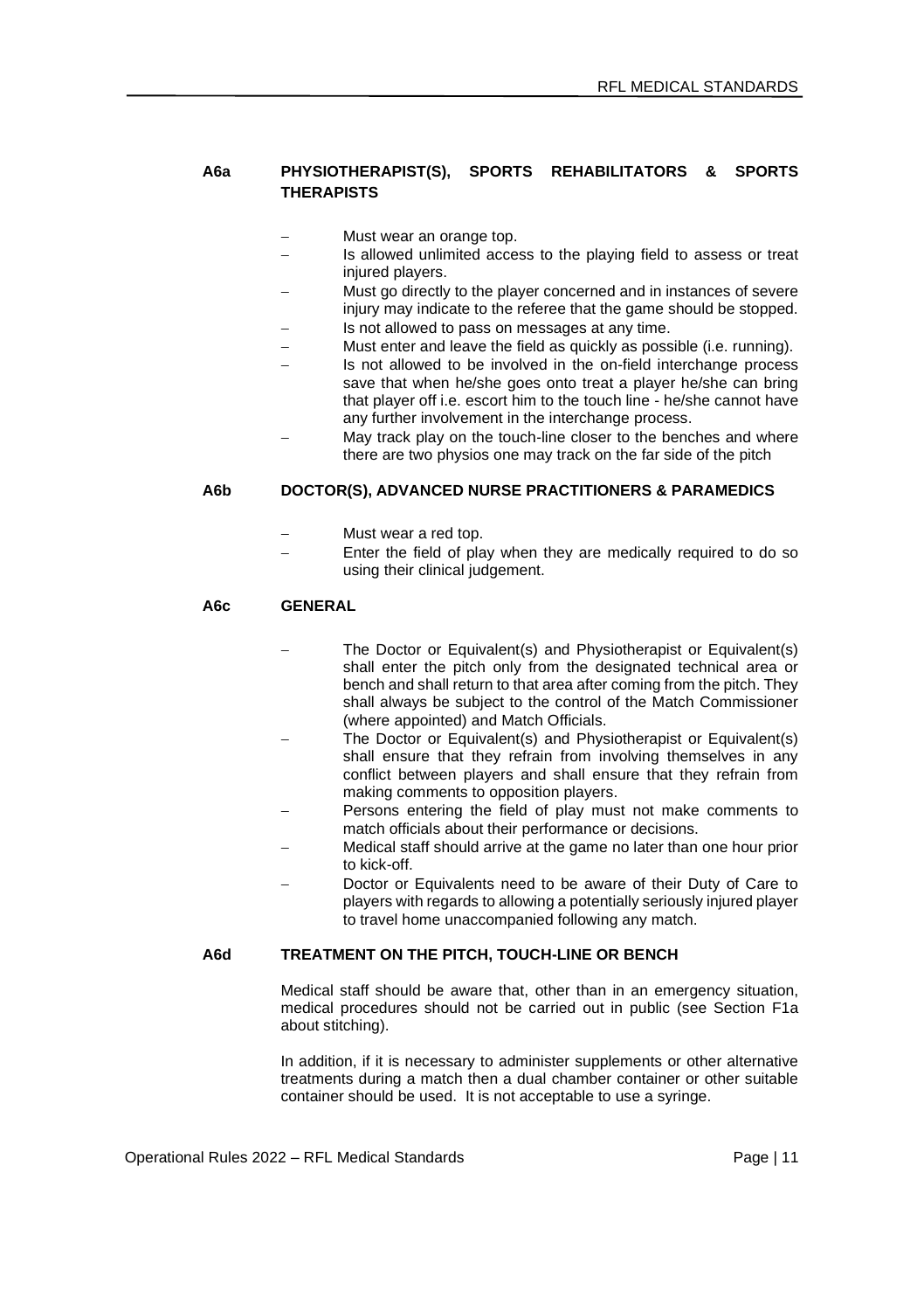### A6a PHYSIOTHERAPIST(S), SPORTS REHABILITATORS & SPORTS THERAPISTS

- Must wear an orange top.
- Is allowed unlimited access to the playing field to assess or treat injured players.
- Must go directly to the player concerned and in instances of severe injury may indicate to the referee that the game should be stopped.
- Is not allowed to pass on messages at any time.
- Must enter and leave the field as quickly as possible (i.e. running).
- Is not allowed to be involved in the on-field interchange process save that when he/she goes onto treat a player he/she can bring that player off i.e. escort him to the touch line - he/she cannot have any further involvement in the interchange process.
- May track play on the touch-line closer to the benches and where there are two physios one may track on the far side of the pitch

### A6b DOCTOR(S), ADVANCED NURSE PRACTITIONERS & PARAMEDICS

- Must wear a red top.
- Enter the field of play when they are medically required to do so using their clinical judgement.

### A6c GENERAL

- The Doctor or Equivalent(s) and Physiotherapist or Equivalent(s) shall enter the pitch only from the designated technical area or bench and shall return to that area after coming from the pitch. They shall always be subject to the control of the Match Commissioner (where appointed) and Match Officials.
- The Doctor or Equivalent(s) and Physiotherapist or Equivalent(s) shall ensure that they refrain from involving themselves in any conflict between players and shall ensure that they refrain from making comments to opposition players.
- Persons entering the field of play must not make comments to match officials about their performance or decisions.
- Medical staff should arrive at the game no later than one hour prior to kick-off.
- Doctor or Equivalents need to be aware of their Duty of Care to players with regards to allowing a potentially seriously injured player to travel home unaccompanied following any match.

### A6d TREATMENT ON THE PITCH, TOUCH-LINE OR BENCH

Medical staff should be aware that, other than in an emergency situation, medical procedures should not be carried out in public (see Section F1a about stitching).

In addition, if it is necessary to administer supplements or other alternative treatments during a match then a dual chamber container or other suitable container should be used. It is not acceptable to use a syringe.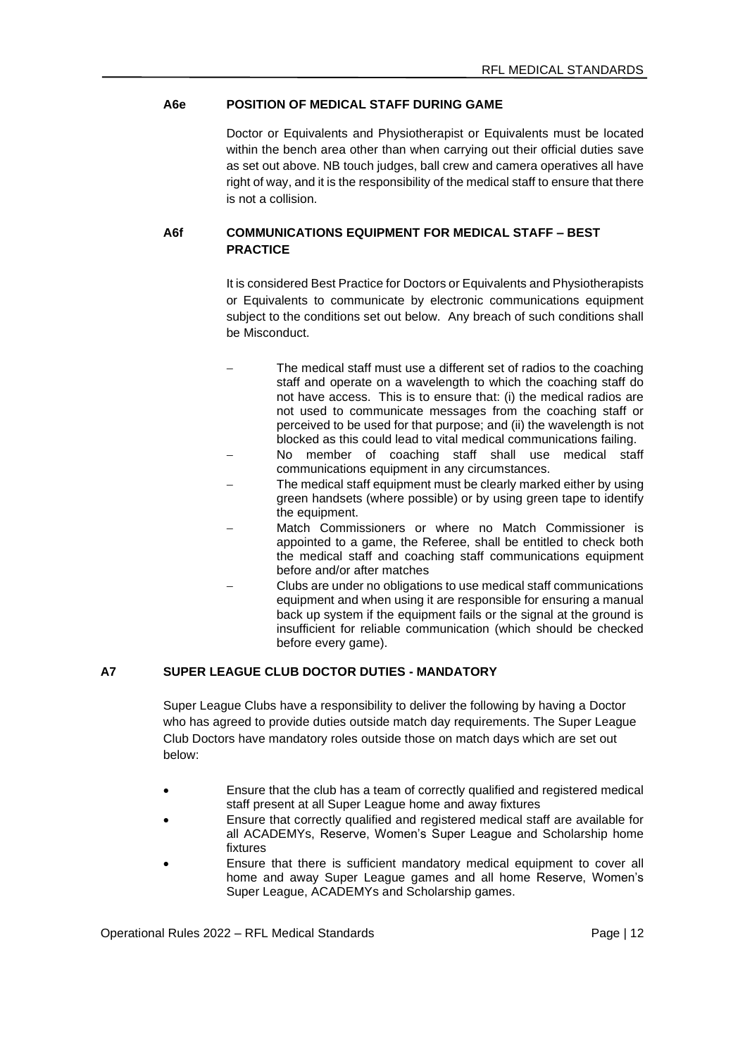### A6e POSITION OF MEDICAL STAFF DURING GAME

Doctor or Equivalents and Physiotherapist or Equivalents must be located within the bench area other than when carrying out their official duties save as set out above. NB touch judges, ball crew and camera operatives all have right of way, and it is the responsibility of the medical staff to ensure that there is not a collision.

### A6f COMMUNICATIONS EQUIPMENT FOR MEDICAL STAFF – BEST PRACTICE

It is considered Best Practice for Doctors or Equivalents and Physiotherapists or Equivalents to communicate by electronic communications equipment subject to the conditions set out below. Any breach of such conditions shall be Misconduct.

- The medical staff must use a different set of radios to the coaching staff and operate on a wavelength to which the coaching staff do not have access. This is to ensure that: (i) the medical radios are not used to communicate messages from the coaching staff or perceived to be used for that purpose; and (ii) the wavelength is not blocked as this could lead to vital medical communications failing.
- No member of coaching staff shall use medical staff communications equipment in any circumstances.
- The medical staff equipment must be clearly marked either by using green handsets (where possible) or by using green tape to identify the equipment.
- Match Commissioners or where no Match Commissioner is appointed to a game, the Referee, shall be entitled to check both the medical staff and coaching staff communications equipment before and/or after matches
- Clubs are under no obligations to use medical staff communications equipment and when using it are responsible for ensuring a manual back up system if the equipment fails or the signal at the ground is insufficient for reliable communication (which should be checked before every game).

## A7 SUPER LEAGUE CLUB DOCTOR DUTIES - MANDATORY

Super League Clubs have a responsibility to deliver the following by having a Doctor who has agreed to provide duties outside match day requirements. The Super League Club Doctors have mandatory roles outside those on match days which are set out below:

- Ensure that the club has a team of correctly qualified and registered medical staff present at all Super League home and away fixtures
- Ensure that correctly qualified and registered medical staff are available for all ACADEMYs, Reserve, Women's Super League and Scholarship home fixtures
- Ensure that there is sufficient mandatory medical equipment to cover all home and away Super League games and all home Reserve, Women's Super League, ACADEMYs and Scholarship games.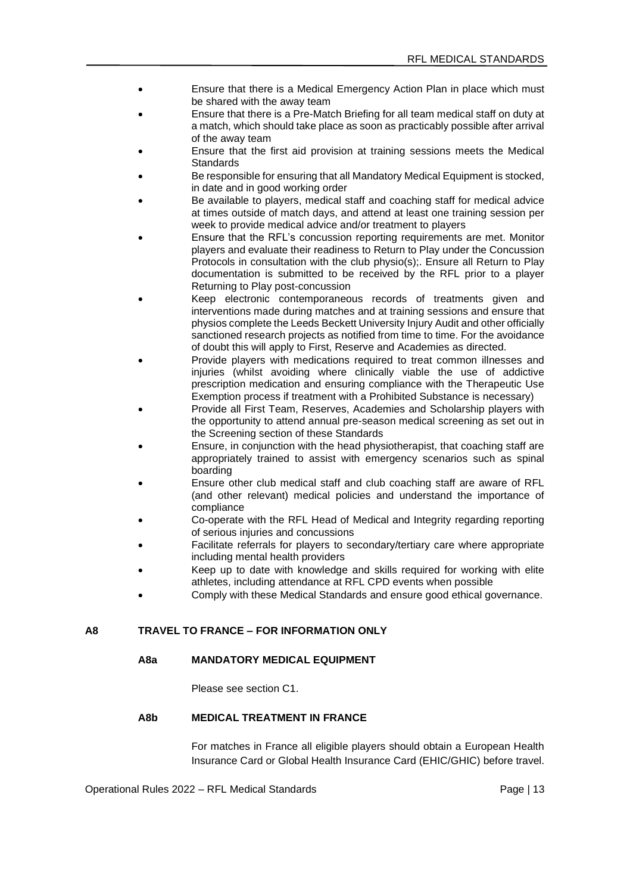- Ensure that there is a Medical Emergency Action Plan in place which must be shared with the away team
- Ensure that there is a Pre-Match Briefing for all team medical staff on duty at a match, which should take place as soon as practicably possible after arrival of the away team
- Ensure that the first aid provision at training sessions meets the Medical Standards
- Be responsible for ensuring that all Mandatory Medical Equipment is stocked, in date and in good working order
- Be available to players, medical staff and coaching staff for medical advice at times outside of match days, and attend at least one training session per week to provide medical advice and/or treatment to players
- Ensure that the RFL's concussion reporting requirements are met. Monitor players and evaluate their readiness to Return to Play under the Concussion Protocols in consultation with the club physio(s);. Ensure all Return to Play documentation is submitted to be received by the RFL prior to a player Returning to Play post-concussion
- Keep electronic contemporaneous records of treatments given and interventions made during matches and at training sessions and ensure that physios complete the Leeds Beckett University Injury Audit and other officially sanctioned research projects as notified from time to time. For the avoidance of doubt this will apply to First, Reserve and Academies as directed.
- Provide players with medications required to treat common illnesses and injuries (whilst avoiding where clinically viable the use of addictive prescription medication and ensuring compliance with the Therapeutic Use Exemption process if treatment with a Prohibited Substance is necessary)
- Provide all First Team, Reserves, Academies and Scholarship players with the opportunity to attend annual pre-season medical screening as set out in the Screening section of these Standards
- Ensure, in conjunction with the head physiotherapist, that coaching staff are appropriately trained to assist with emergency scenarios such as spinal boarding
- Ensure other club medical staff and club coaching staff are aware of RFL (and other relevant) medical policies and understand the importance of compliance
- Co-operate with the RFL Head of Medical and Integrity regarding reporting of serious injuries and concussions
- Facilitate referrals for players to secondary/tertiary care where appropriate including mental health providers
- Keep up to date with knowledge and skills required for working with elite athletes, including attendance at RFL CPD events when possible
- Comply with these Medical Standards and ensure good ethical governance.

## A8 TRAVEL TO FRANCE – FOR INFORMATION ONLY

### A8a MANDATORY MEDICAL EQUIPMENT

Please see section C1.

### A8b MEDICAL TREATMENT IN FRANCE

For matches in France all eligible players should obtain a European Health Insurance Card or Global Health Insurance Card (EHIC/GHIC) before travel.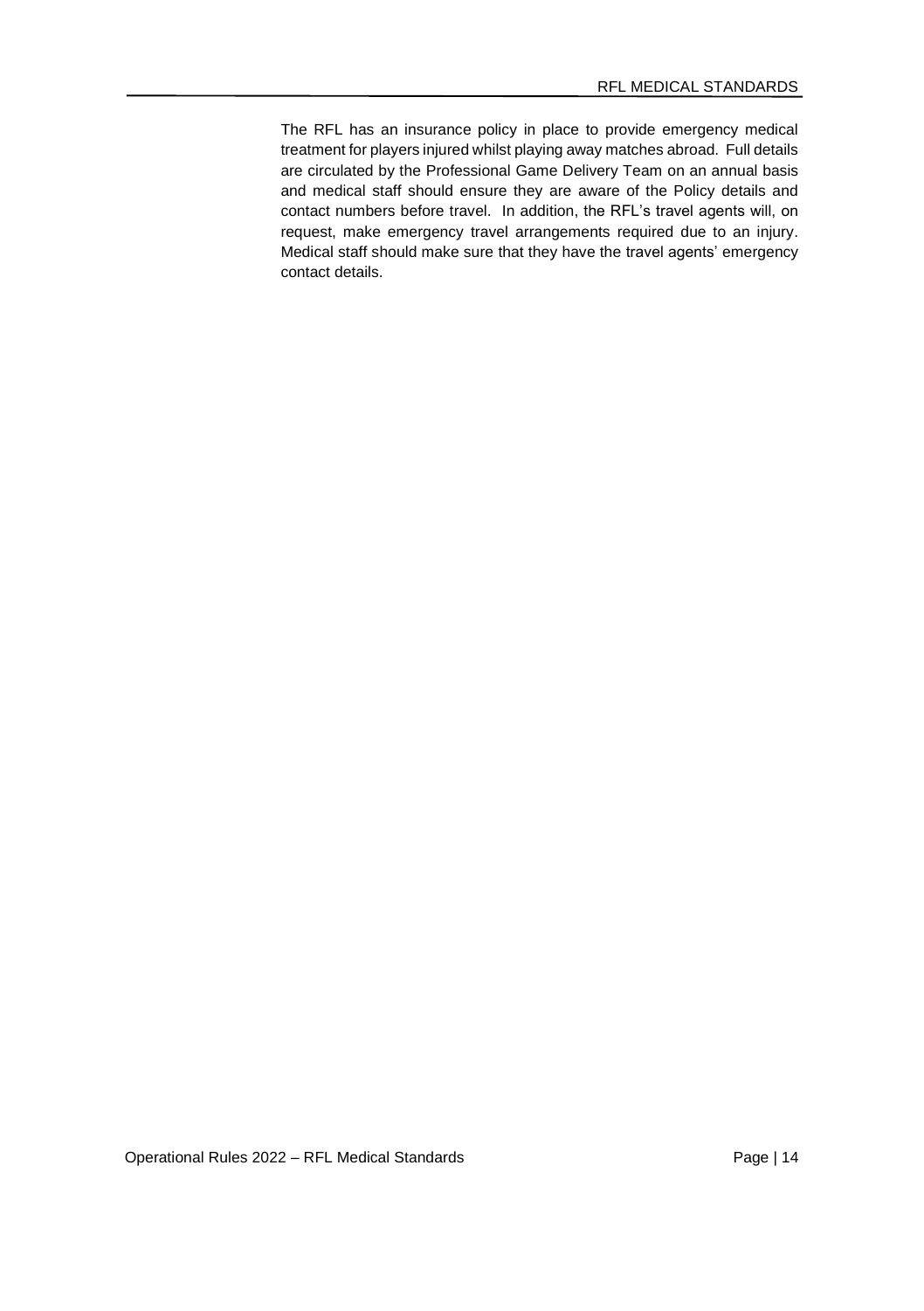The RFL has an insurance policy in place to provide emergency medical treatment for players injured whilst playing away matches abroad. Full details are circulated by the Professional Game Delivery Team on an annual basis and medical staff should ensure they are aware of the Policy details and contact numbers before travel. In addition, the RFL's travel agents will, on request, make emergency travel arrangements required due to an injury. Medical staff should make sure that they have the travel agents' emergency contact details.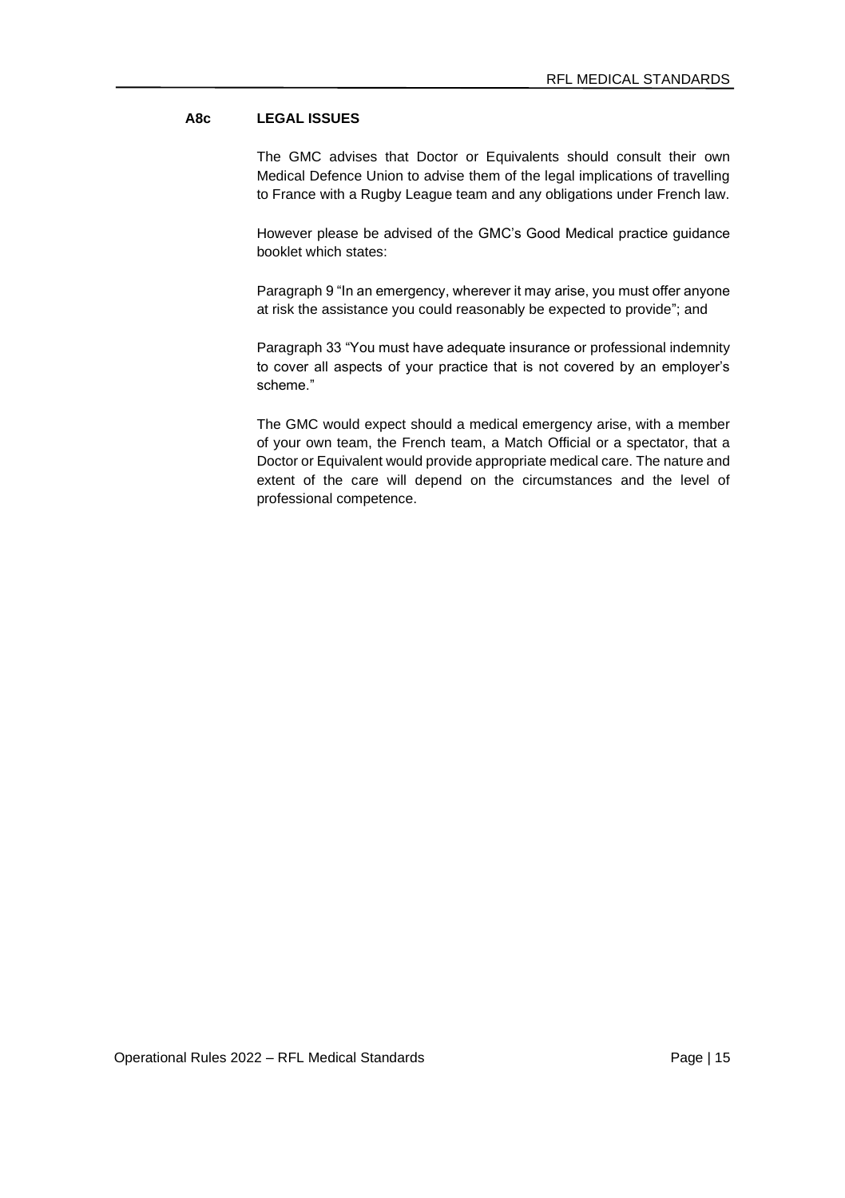### A8c LEGAL ISSUES

The GMC advises that Doctor or Equivalents should consult their own Medical Defence Union to advise them of the legal implications of travelling to France with a Rugby League team and any obligations under French law.

However please be advised of the GMC's Good Medical practice guidance booklet which states:

Paragraph 9 "In an emergency, wherever it may arise, you must offer anyone at risk the assistance you could reasonably be expected to provide"; and

Paragraph 33 "You must have adequate insurance or professional indemnity to cover all aspects of your practice that is not covered by an employer's scheme."

The GMC would expect should a medical emergency arise, with a member of your own team, the French team, a Match Official or a spectator, that a Doctor or Equivalent would provide appropriate medical care. The nature and extent of the care will depend on the circumstances and the level of professional competence.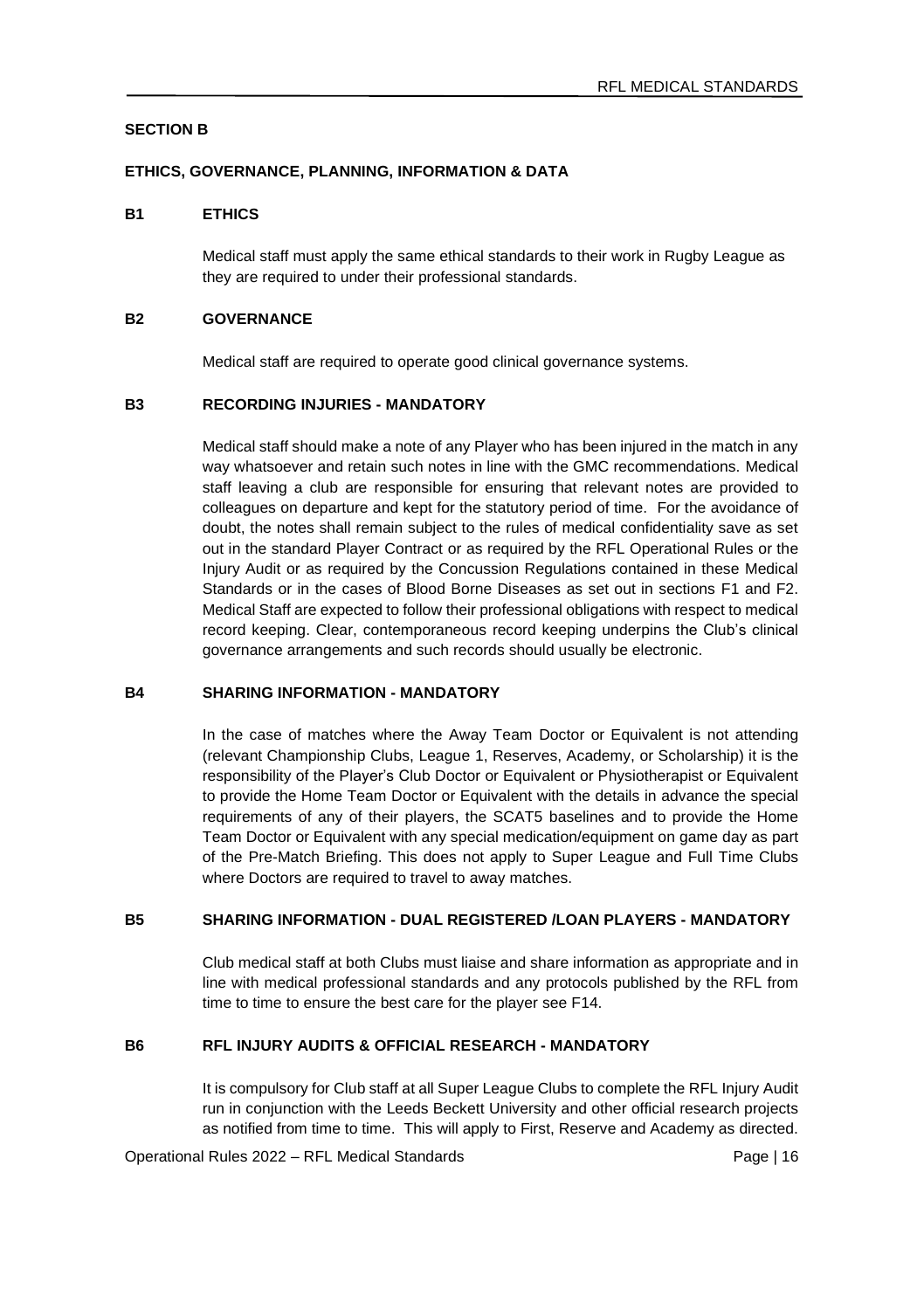## SECTION B

### ETHICS, GOVERNANCE, PLANNING, INFORMATION & DATA

### B1 ETHICS

Medical staff must apply the same ethical standards to their work in Rugby League as they are required to under their professional standards.

### B2 GOVERNANCE

Medical staff are required to operate good clinical governance systems.

### B3 RECORDING INJURIES - MANDATORY

Medical staff should make a note of any Player who has been injured in the match in any way whatsoever and retain such notes in line with the GMC recommendations. Medical staff leaving a club are responsible for ensuring that relevant notes are provided to colleagues on departure and kept for the statutory period of time. For the avoidance of doubt, the notes shall remain subject to the rules of medical confidentiality save as set out in the standard Player Contract or as required by the RFL Operational Rules or the Injury Audit or as required by the Concussion Regulations contained in these Medical Standards or in the cases of Blood Borne Diseases as set out in sections F1 and F2. Medical Staff are expected to follow their professional obligations with respect to medical record keeping. Clear, contemporaneous record keeping underpins the Club's clinical governance arrangements and such records should usually be electronic.

### B4 SHARING INFORMATION - MANDATORY

In the case of matches where the Away Team Doctor or Equivalent is not attending (relevant Championship Clubs, League 1, Reserves, Academy, or Scholarship) it is the responsibility of the Player's Club Doctor or Equivalent or Physiotherapist or Equivalent to provide the Home Team Doctor or Equivalent with the details in advance the special requirements of any of their players, the SCAT5 baselines and to provide the Home Team Doctor or Equivalent with any special medication/equipment on game day as part of the Pre-Match Briefing. This does not apply to Super League and Full Time Clubs where Doctors are required to travel to away matches.

### B5 SHARING INFORMATION - DUAL REGISTERED /LOAN PLAYERS - MANDATORY

Club medical staff at both Clubs must liaise and share information as appropriate and in line with medical professional standards and any protocols published by the RFL from time to time to ensure the best care for the player see F14.

### B6 RFL INJURY AUDITS & OFFICIAL RESEARCH - MANDATORY

It is compulsory for Club staff at all Super League Clubs to complete the RFL Injury Audit run in conjunction with the Leeds Beckett University and other official research projects as notified from time to time. This will apply to First, Reserve and Academy as directed.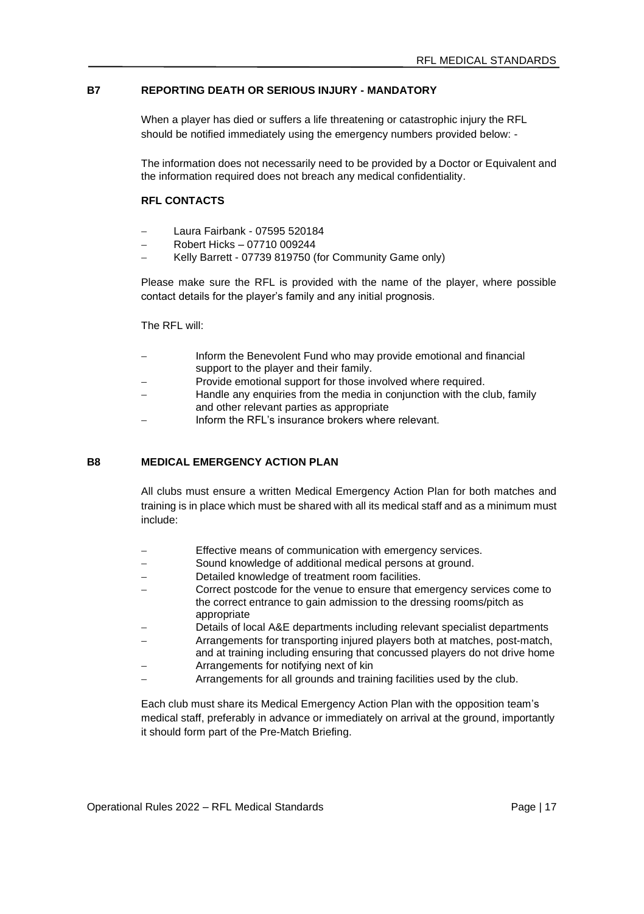## B7 REPORTING DEATH OR SERIOUS INJURY - MANDATORY

When a player has died or suffers a life threatening or catastrophic injury the RFL should be notified immediately using the emergency numbers provided below: -

The information does not necessarily need to be provided by a Doctor or Equivalent and the information required does not breach any medical confidentiality.

### RFL CONTACTS

- Laura Fairbank - 07595 520184
- Robert Hicks – 07710 009244
- Kelly Barrett - 07739 819750 (for Community Game only)

Please make sure the RFL is provided with the name of the player, where possible contact details for the player's family and any initial prognosis.

The RFL will:

- Inform the Benevolent Fund who may provide emotional and financial support to the player and their family.
- Provide emotional support for those involved where required.
- Handle any enquiries from the media in conjunction with the club, family and other relevant parties as appropriate
- Inform the RFL's insurance brokers where relevant.

## B8 MEDICAL EMERGENCY ACTION PLAN

All clubs must ensure a written Medical Emergency Action Plan for both matches and training is in place which must be shared with all its medical staff and as a minimum must include:

- Effective means of communication with emergency services.
- Sound knowledge of additional medical persons at ground.
- Detailed knowledge of treatment room facilities.
- Correct postcode for the venue to ensure that emergency services come to the correct entrance to gain admission to the dressing rooms/pitch as appropriate
- Details of local A&E departments including relevant specialist departments
- Arrangements for transporting injured players both at matches, post-match, and at training including ensuring that concussed players do not drive home
- Arrangements for notifying next of kin
- Arrangements for all grounds and training facilities used by the club.

Each club must share its Medical Emergency Action Plan with the opposition team's medical staff, preferably in advance or immediately on arrival at the ground, importantly it should form part of the Pre-Match Briefing.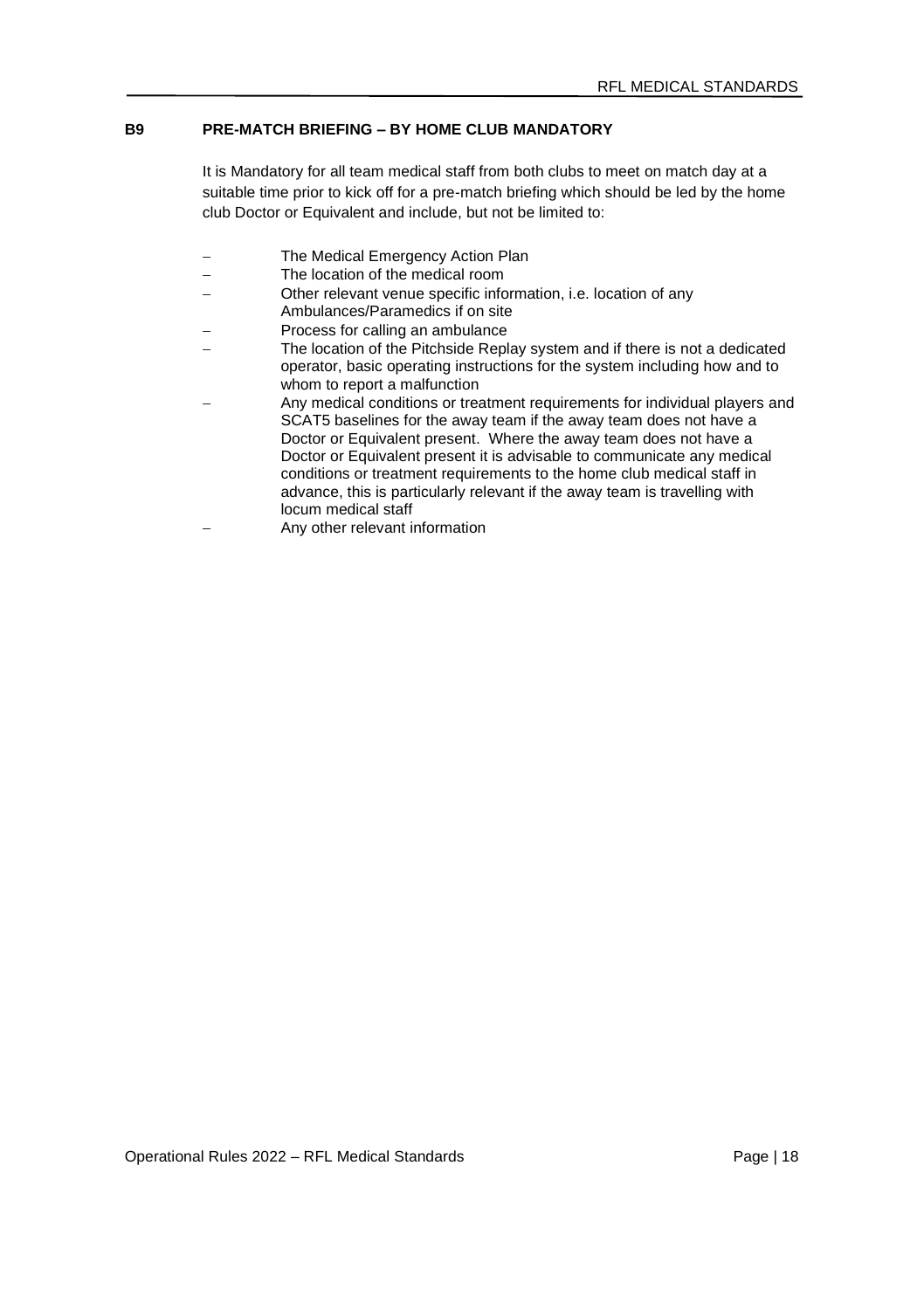## B9 PRE-MATCH BRIEFING – BY HOME CLUB MANDATORY

It is Mandatory for all team medical staff from both clubs to meet on match day at a suitable time prior to kick off for a pre-match briefing which should be led by the home club Doctor or Equivalent and include, but not be limited to:

- The Medical Emergency Action Plan
- The location of the medical room
- Other relevant venue specific information, i.e. location of any Ambulances/Paramedics if on site
- Process for calling an ambulance
- The location of the Pitchside Replay system and if there is not a dedicated operator, basic operating instructions for the system including how and to whom to report a malfunction
- Any medical conditions or treatment requirements for individual players and SCAT5 baselines for the away team if the away team does not have a Doctor or Equivalent present. Where the away team does not have a Doctor or Equivalent present it is advisable to communicate any medical conditions or treatment requirements to the home club medical staff in advance, this is particularly relevant if the away team is travelling with locum medical staff
- Any other relevant information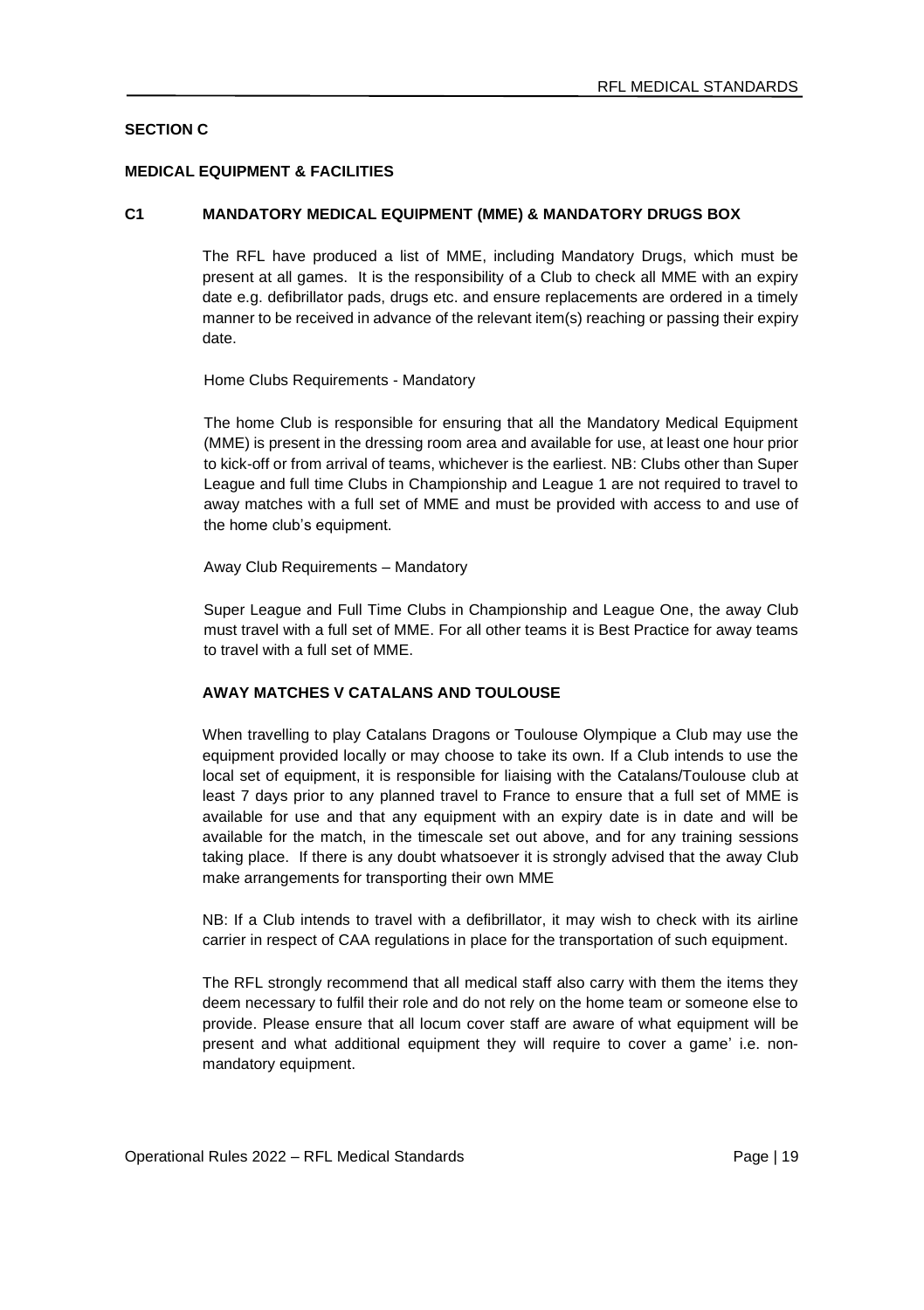## SECTION C

### MEDICAL EQUIPMENT & FACILITIES

### C1 MANDATORY MEDICAL EQUIPMENT (MME) & MANDATORY DRUGS BOX

The RFL have produced a list of MME, including Mandatory Drugs, which must be present at all games. It is the responsibility of a Club to check all MME with an expiry date e.g. defibrillator pads, drugs etc. and ensure replacements are ordered in a timely manner to be received in advance of the relevant item(s) reaching or passing their expiry date.

Home Clubs Requirements - Mandatory

The home Club is responsible for ensuring that all the Mandatory Medical Equipment (MME) is present in the dressing room area and available for use, at least one hour prior to kick-off or from arrival of teams, whichever is the earliest. NB: Clubs other than Super League and full time Clubs in Championship and League 1 are not required to travel to away matches with a full set of MME and must be provided with access to and use of the home club's equipment.

Away Club Requirements – Mandatory

Super League and Full Time Clubs in Championship and League One, the away Club must travel with a full set of MME. For all other teams it is Best Practice for away teams to travel with a full set of MME.

**AWAY MATCHES V CATALANS AND TOULOUSE**

When travelling to play Catalans Dragons or Toulouse Olympique a Club may use the equipment provided locally or may choose to take its own. If a Club intends to use the local set of equipment, it is responsible for liaising with the Catalans/Toulouse club at least 7 days prior to any planned travel to France to ensure that a full set of MME is available for use and that any equipment with an expiry date is in date and will be available for the match, in the timescale set out above, and for any training sessions taking place. If there is any doubt whatsoever it is strongly advised that the away Club make arrangements for transporting their own MME

NB: If a Club intends to travel with a defibrillator, it may wish to check with its airline carrier in respect of CAA regulations in place for the transportation of such equipment.

The RFL strongly recommend that all medical staff also carry with them the items they deem necessary to fulfil their role and do not rely on the home team or someone else to provide. Please ensure that all locum cover staff are aware of what equipment will be present and what additional equipment they will require to cover a game' i.e. non-mandatory equipment.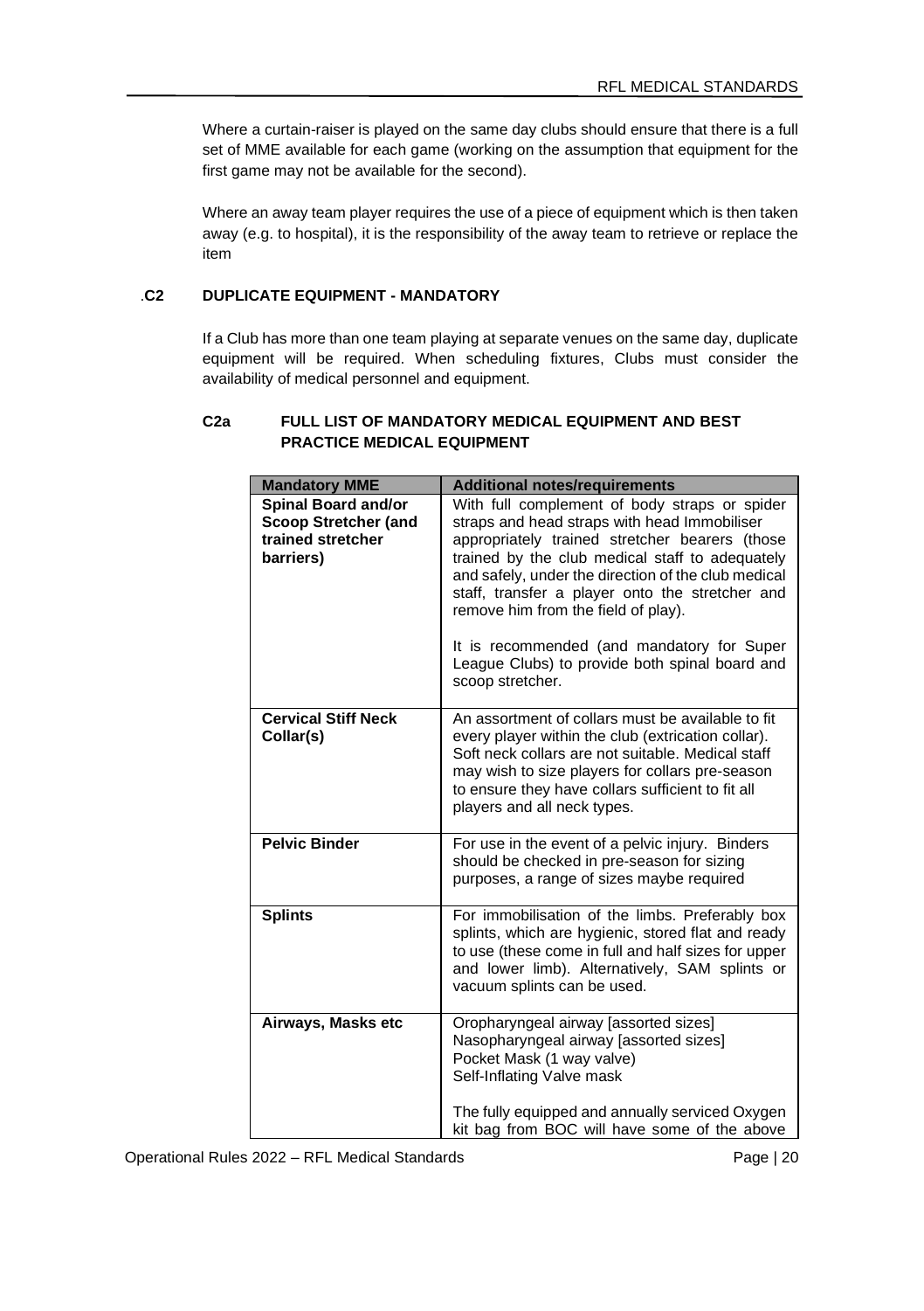Where a curtain-raiser is played on the same day clubs should ensure that there is a full set of MME available for each game (working on the assumption that equipment for the first game may not be available for the second).

Where an away team player requires the use of a piece of equipment which is then taken away (e.g. to hospital), it is the responsibility of the away team to retrieve or replace the item

### .C2 DUPLICATE EQUIPMENT - MANDATORY

If a Club has more than one team playing at separate venues on the same day, duplicate equipment will be required. When scheduling fixtures, Clubs must consider the availability of medical personnel and equipment.

#### C2a FULL LIST OF MANDATORY MEDICAL EQUIPMENT AND BEST PRACTICE MEDICAL EQUIPMENT

| Mandatory MME | Additional notes/requirements |
| --- | --- |
| **Spinal Board and/or Scoop Stretcher (and trained stretcher barriers)** | With full complement of body straps or spider straps and head straps with head Immobiliser appropriately trained stretcher bearers (those trained by the club medical staff to adequately and safely, under the direction of the club medical staff, transfer a player onto the stretcher and remove him from the field of play).<br><br>It is recommended (and mandatory for Super League Clubs) to provide both spinal board and scoop stretcher. |
| **Cervical Stiff Neck Collar(s)** | An assortment of collars must be available to fit every player within the club (extrication collar). Soft neck collars are not suitable. Medical staff may wish to size players for collars pre-season to ensure they have collars sufficient to fit all players and all neck types. |
| **Pelvic Binder** | For use in the event of a pelvic injury. Binders should be checked in pre-season for sizing purposes, a range of sizes maybe required |
| **Splints** | For immobilisation of the limbs. Preferably box splints, which are hygienic, stored flat and ready to use (these come in full and half sizes for upper and lower limb). Alternatively, SAM splints or vacuum splints can be used. |
| **Airways, Masks etc** | Oropharyngeal airway [assorted sizes]<br>Nasopharyngeal airway [assorted sizes]<br>Pocket Mask (1 way valve)<br>Self-Inflating Valve mask<br><br>The fully equipped and annually serviced Oxygen kit bag from BOC will have some of the above |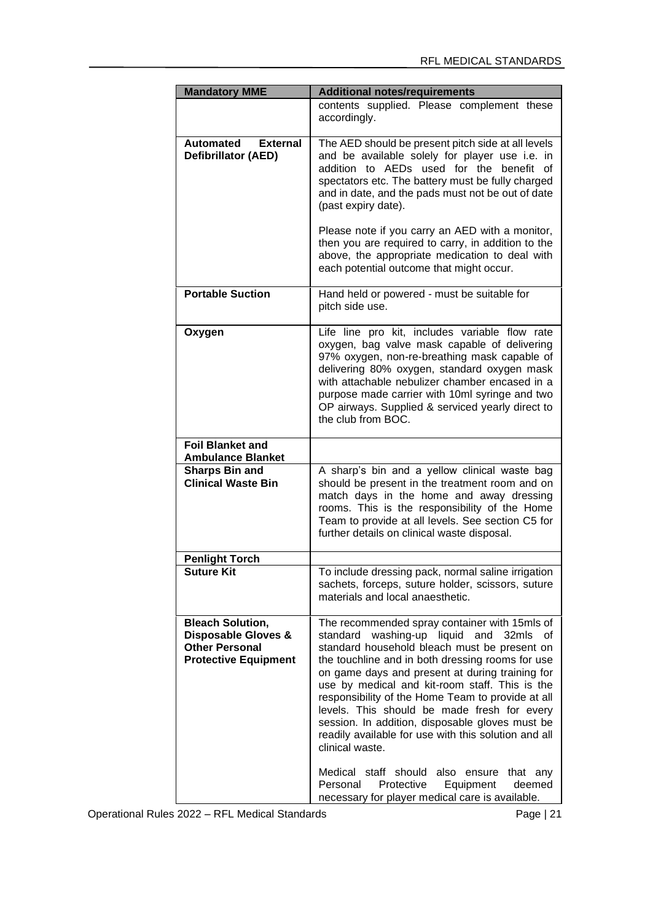| Mandatory MME | Additional notes/requirements |
|---|---|
| | contents supplied. Please complement these accordingly. |
| **Automated External Defibrillator (AED)** | The AED should be present pitch side at all levels and be available solely for player use i.e. in addition to AEDs used for the benefit of spectators etc. The battery must be fully charged and in date, and the pads must not be out of date (past expiry date).<br><br>Please note if you carry an AED with a monitor, then you are required to carry, in addition to the above, the appropriate medication to deal with each potential outcome that might occur. |
| **Portable Suction** | Hand held or powered - must be suitable for pitch side use. |
| **Oxygen** | Life line pro kit, includes variable flow rate oxygen, bag valve mask capable of delivering 97% oxygen, non-re-breathing mask capable of delivering 80% oxygen, standard oxygen mask with attachable nebulizer chamber encased in a purpose made carrier with 10ml syringe and two OP airways. Supplied & serviced yearly direct to the club from BOC. |
| **Foil Blanket and Ambulance Blanket** | |
| **Sharps Bin and Clinical Waste Bin** | A sharp's bin and a yellow clinical waste bag should be present in the treatment room and on match days in the home and away dressing rooms. This is the responsibility of the Home Team to provide at all levels. See section C5 for further details on clinical waste disposal. |
| **Penlight Torch** | |
| **Suture Kit** | To include dressing pack, normal saline irrigation sachets, forceps, suture holder, scissors, suture materials and local anaesthetic. |
| **Bleach Solution, Disposable Gloves & Other Personal Protective Equipment** | The recommended spray container with 15mls of standard washing-up liquid and 32mls of standard household bleach must be present on the touchline and in both dressing rooms for use on game days and present at during training for use by medical and kit-room staff. This is the responsibility of the Home Team to provide at all levels. This should be made fresh for every session. In addition, disposable gloves must be readily available for use with this solution and all clinical waste.<br><br>Medical staff should also ensure that any Personal Protective Equipment deemed necessary for player medical care is available. |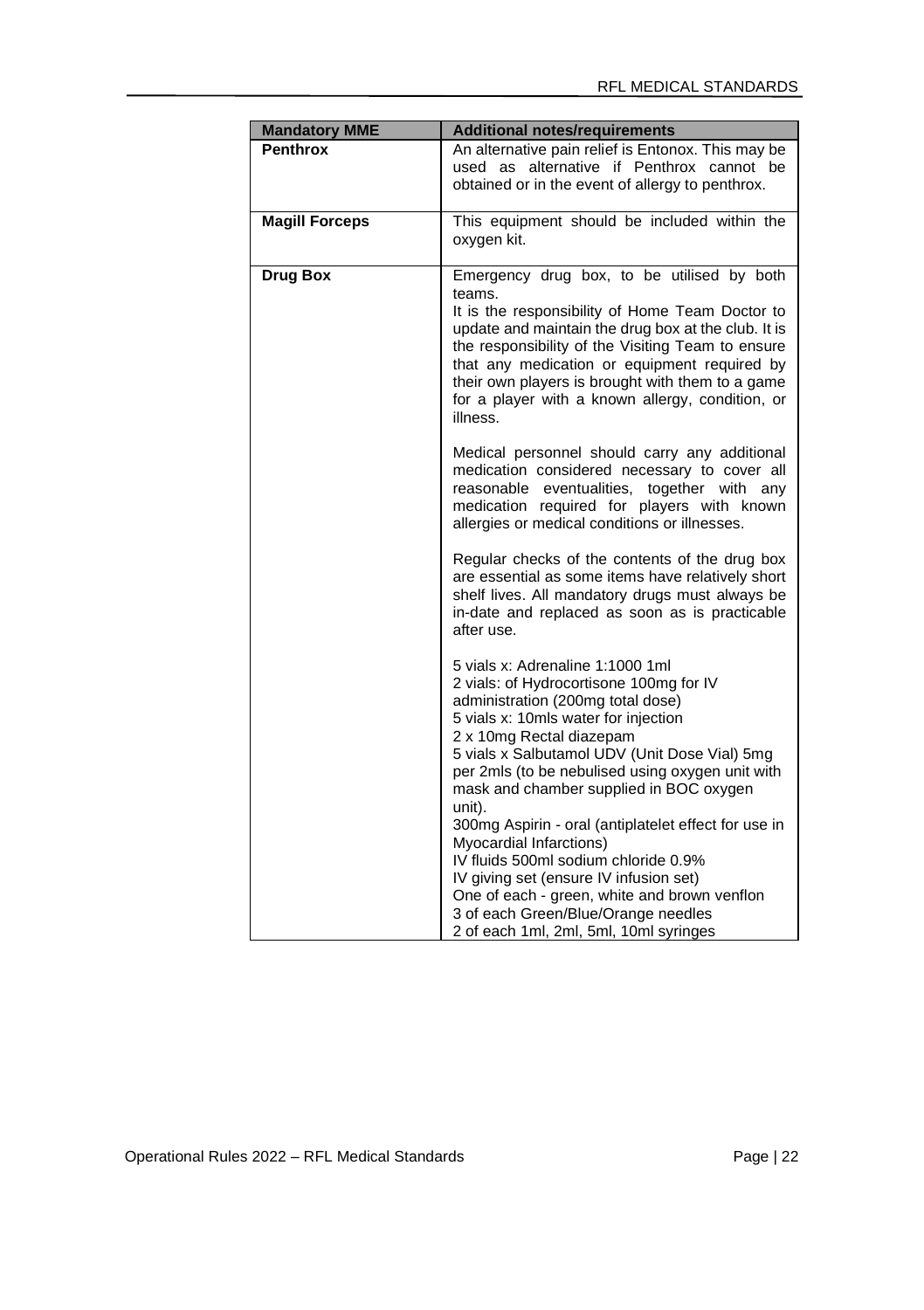| Mandatory MME | Additional notes/requirements |
| --- | --- |
| **Penthrox** | An alternative pain relief is Entonox. This may be used as alternative if Penthrox cannot be obtained or in the event of allergy to penthrox. |
| **Magill Forceps** | This equipment should be included within the oxygen kit. |
| **Drug Box** | Emergency drug box, to be utilised by both teams.<br>It is the responsibility of Home Team Doctor to update and maintain the drug box at the club. It is the responsibility of the Visiting Team to ensure that any medication or equipment required by their own players is brought with them to a game for a player with a known allergy, condition, or illness.<br><br>Medical personnel should carry any additional medication considered necessary to cover all reasonable eventualities, together with any medication required for players with known allergies or medical conditions or illnesses.<br><br>Regular checks of the contents of the drug box are essential as some items have relatively short shelf lives. All mandatory drugs must always be in-date and replaced as soon as is practicable after use.<br><br>5 vials x: Adrenaline 1:1000 1ml<br>2 vials: of Hydrocortisone 100mg for IV administration (200mg total dose)<br>5 vials x: 10mls water for injection<br>2 x 10mg Rectal diazepam<br>5 vials x Salbutamol UDV (Unit Dose Vial) 5mg per 2mls (to be nebulised using oxygen unit with mask and chamber supplied in BOC oxygen unit).<br>300mg Aspirin - oral (antiplatelet effect for use in Myocardial Infarctions)<br>IV fluids 500ml sodium chloride 0.9%<br>IV giving set (ensure IV infusion set)<br>One of each - green, white and brown venflon<br>3 of each Green/Blue/Orange needles<br>2 of each 1ml, 2ml, 5ml, 10ml syringes |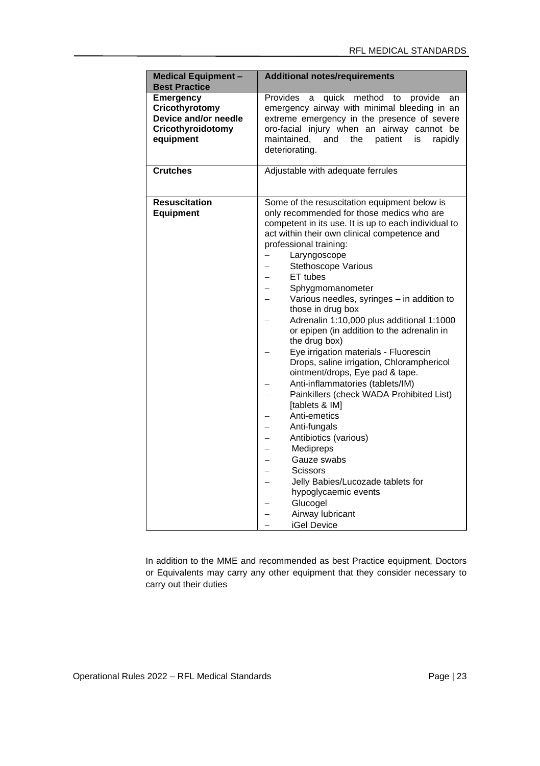| **Medical Equipment – Best Practice** | **Additional notes/requirements** |
|---|---|
| **Emergency Cricothyrotomy Device and/or needle Cricothyroidotomy equipment** | Provides a quick method to provide an emergency airway with minimal bleeding in an extreme emergency in the presence of severe oro-facial injury when an airway cannot be maintained, and the patient is rapidly deteriorating. |
| **Crutches** | Adjustable with adequate ferrules |
| **Resuscitation Equipment** | Some of the resuscitation equipment below is only recommended for those medics who are competent in its use. It is up to each individual to act within their own clinical competence and professional training:<br>– Laryngoscope<br>– Stethoscope Various<br>– ET tubes<br>– Sphygmomanometer<br>– Various needles, syringes – in addition to those in drug box<br>– Adrenalin 1:10,000 plus additional 1:1000 or epipen (in addition to the adrenalin in the drug box)<br>– Eye irrigation materials - Fluorescin Drops, saline irrigation, Chlorampherical ointment/drops, Eye pad & tape.<br>– Anti-inflammatories (tablets/IM)<br>– Painkillers (check WADA Prohibited List) [tablets & IM]<br>– Anti-emetics<br>– Anti-fungals<br>– Antibiotics (various)<br>– Medipreps<br>– Gauze swabs<br>– Scissors<br>– Jelly Babies/Lucozade tablets for hypoglycaemic events<br>– Glucogel<br>– Airway lubricant<br>– iGel Device |

In addition to the MME and recommended as best Practice equipment, Doctors or Equivalents may carry any other equipment that they consider necessary to carry out their duties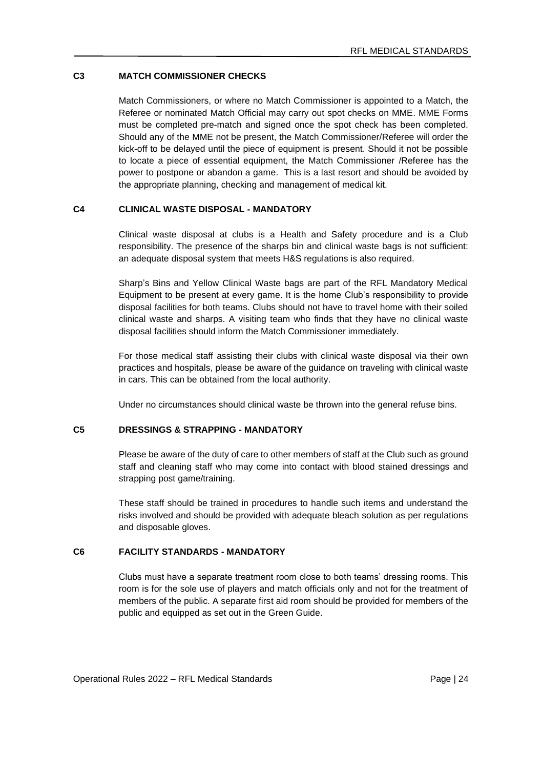## C3 MATCH COMMISSIONER CHECKS

Match Commissioners, or where no Match Commissioner is appointed to a Match, the Referee or nominated Match Official may carry out spot checks on MME. MME Forms must be completed pre-match and signed once the spot check has been completed. Should any of the MME not be present, the Match Commissioner/Referee will order the kick-off to be delayed until the piece of equipment is present. Should it not be possible to locate a piece of essential equipment, the Match Commissioner /Referee has the power to postpone or abandon a game. This is a last resort and should be avoided by the appropriate planning, checking and management of medical kit.

## C4 CLINICAL WASTE DISPOSAL - MANDATORY

Clinical waste disposal at clubs is a Health and Safety procedure and is a Club responsibility. The presence of the sharps bin and clinical waste bags is not sufficient: an adequate disposal system that meets H&S regulations is also required.

Sharp's Bins and Yellow Clinical Waste bags are part of the RFL Mandatory Medical Equipment to be present at every game. It is the home Club's responsibility to provide disposal facilities for both teams. Clubs should not have to travel home with their soiled clinical waste and sharps. A visiting team who finds that they have no clinical waste disposal facilities should inform the Match Commissioner immediately.

For those medical staff assisting their clubs with clinical waste disposal via their own practices and hospitals, please be aware of the guidance on traveling with clinical waste in cars. This can be obtained from the local authority.

Under no circumstances should clinical waste be thrown into the general refuse bins.

## C5 DRESSINGS & STRAPPING - MANDATORY

Please be aware of the duty of care to other members of staff at the Club such as ground staff and cleaning staff who may come into contact with blood stained dressings and strapping post game/training.

These staff should be trained in procedures to handle such items and understand the risks involved and should be provided with adequate bleach solution as per regulations and disposable gloves.

## C6 FACILITY STANDARDS - MANDATORY

Clubs must have a separate treatment room close to both teams' dressing rooms. This room is for the sole use of players and match officials only and not for the treatment of members of the public. A separate first aid room should be provided for members of the public and equipped as set out in the Green Guide.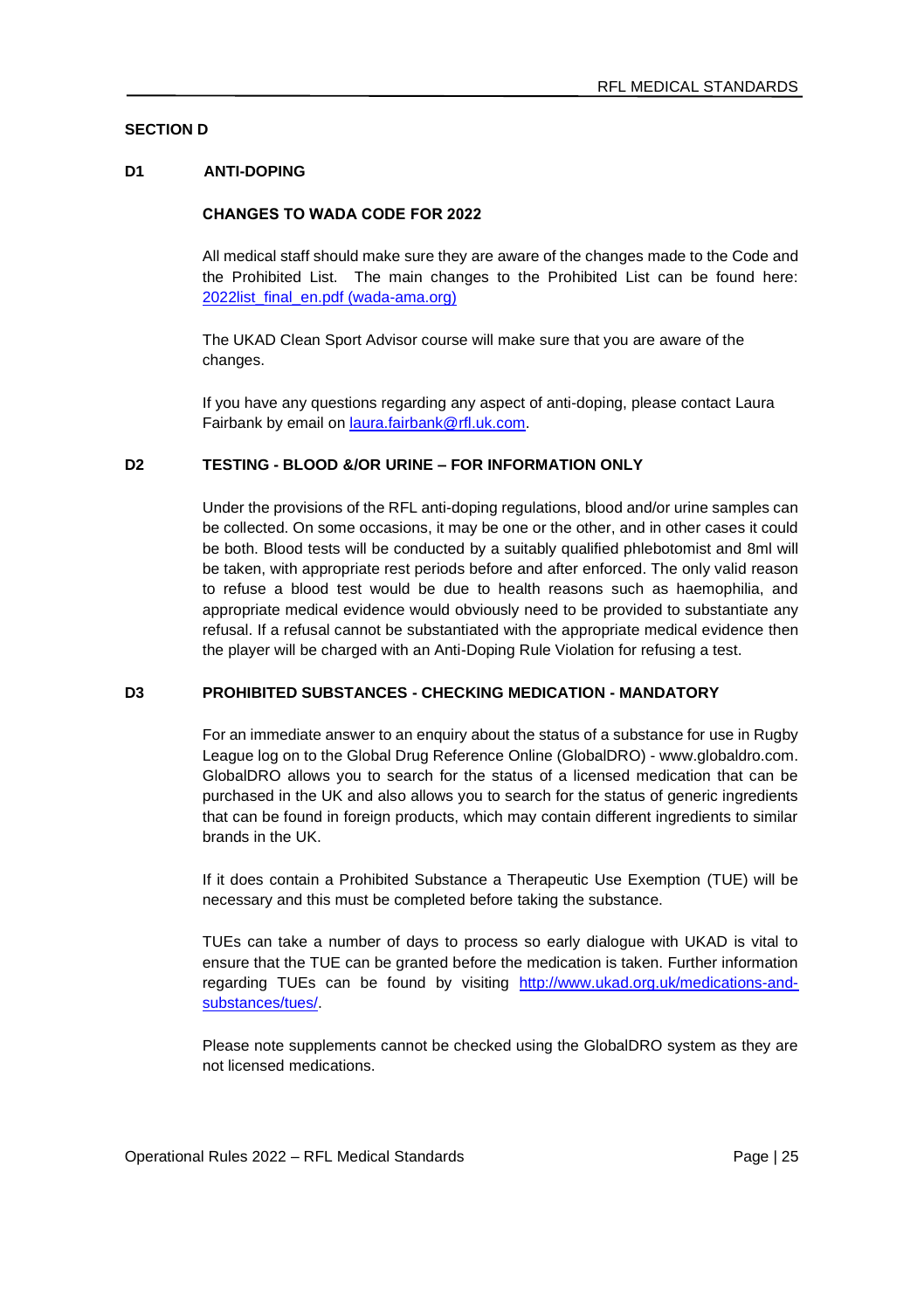## SECTION D

### D1 ANTI-DOPING

**CHANGES TO WADA CODE FOR 2022**

All medical staff should make sure they are aware of the changes made to the Code and the Prohibited List. The main changes to the Prohibited List can be found here: [2022list_final_en.pdf (wada-ama.org)](2022list_final_en.pdf (wada-ama.org))

The UKAD Clean Sport Advisor course will make sure that you are aware of the changes.

If you have any questions regarding any aspect of anti-doping, please contact Laura Fairbank by email on [laura.fairbank@rfl.uk.com](mailto:laura.fairbank@rfl.uk.com).

### D2 TESTING - BLOOD &/OR URINE – FOR INFORMATION ONLY

Under the provisions of the RFL anti-doping regulations, blood and/or urine samples can be collected. On some occasions, it may be one or the other, and in other cases it could be both. Blood tests will be conducted by a suitably qualified phlebotomist and 8ml will be taken, with appropriate rest periods before and after enforced. The only valid reason to refuse a blood test would be due to health reasons such as haemophilia, and appropriate medical evidence would obviously need to be provided to substantiate any refusal. If a refusal cannot be substantiated with the appropriate medical evidence then the player will be charged with an Anti-Doping Rule Violation for refusing a test.

### D3 PROHIBITED SUBSTANCES - CHECKING MEDICATION - MANDATORY

For an immediate answer to an enquiry about the status of a substance for use in Rugby League log on to the Global Drug Reference Online (GlobalDRO) - www.globaldro.com. GlobalDRO allows you to search for the status of a licensed medication that can be purchased in the UK and also allows you to search for the status of generic ingredients that can be found in foreign products, which may contain different ingredients to similar brands in the UK.

If it does contain a Prohibited Substance a Therapeutic Use Exemption (TUE) will be necessary and this must be completed before taking the substance.

TUEs can take a number of days to process so early dialogue with UKAD is vital to ensure that the TUE can be granted before the medication is taken. Further information regarding TUEs can be found by visiting [http://www.ukad.org.uk/medications-and-substances/tues/](http://www.ukad.org.uk/medications-and-substances/tues/).

Please note supplements cannot be checked using the GlobalDRO system as they are not licensed medications.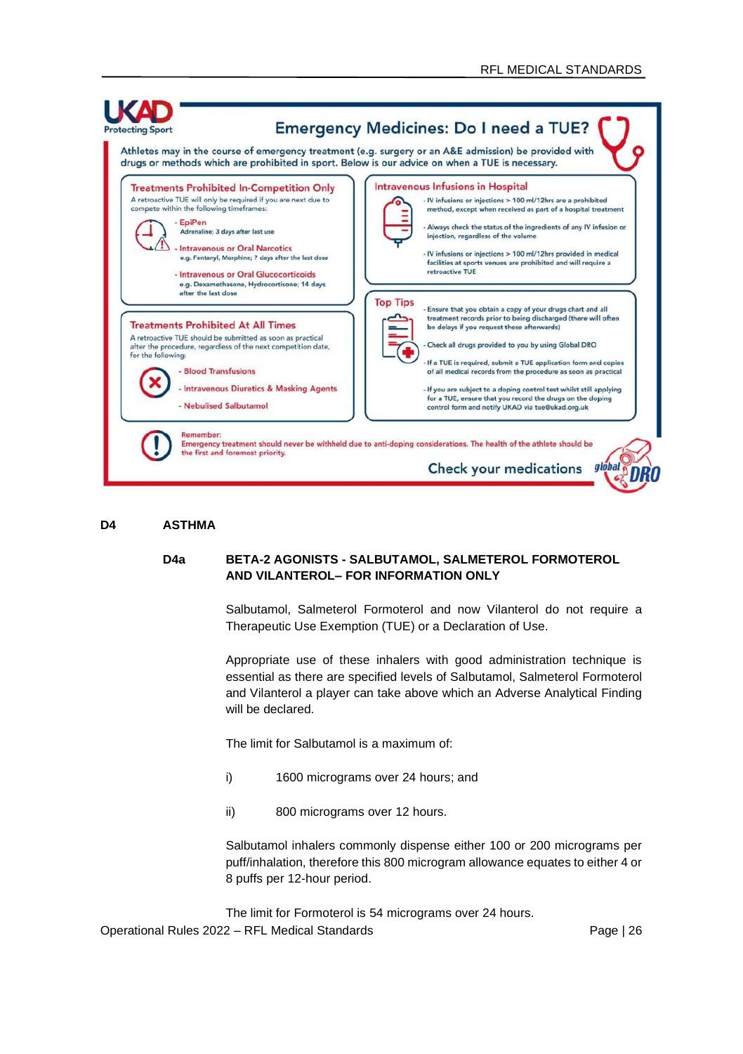## Emergency Medicines: Do I need a TUE?

UKAD Protecting Sport

Athletes may in the course of emergency treatment (e.g. surgery or an A&E admission) be provided with drugs or methods which are prohibited in sport. Below is our advice on when a TUE is necessary.

### Treatments Prohibited In-Competition Only

A retroactive TUE will only be required if you are next due to compete within the following timeframes:

- EpiPen
  Adrenaline; 3 days after last use
- Intravenous or Oral Narcotics
  e.g. Fentanyl, Morphine; 7 days after the last dose
- Intravenous or Oral Glucocorticoids
  e.g. Dexamethasone, Hydrocortisone; 14 days after the last dose

### Intravenous Infusions in Hospital

- IV infusions or injections > 100 ml/12hrs are a prohibited method, except when received as part of a hospital treatment
- Always check the status of the ingredients of any IV infusion or injection, regardless of the volume
- IV infusions or injections > 100 ml/12hrs provided in medical facilities at sports venues are prohibited and will require a retroactive TUE

### Treatments Prohibited At All Times

A retroactive TUE should be submitted as soon as practical after the procedure, regardless of the next competition date, for the following:

- Blood Transfusions
- Intravenous Diuretics & Masking Agents
- Nebulised Salbutamol

### Top Tips

- Ensure that you obtain a copy of your drugs chart and all treatment records prior to being discharged (there will often be delays if you request these afterwards)
- Check all drugs provided to you by using Global DRO
- If a TUE is required, submit a TUE application form and copies of all medical records from the procedure as soon as practical
- If you are subject to a doping control test whilst still applying for a TUE, ensure that you record the drugs on the doping control form and notify UKAD via tue@ukad.org.uk

Remember:
Emergency treatment should never be withheld due to anti-doping considerations. The health of the athlete should be the first and foremost priority.

Check your medications — global DRO

## D4 ASTHMA

### D4a BETA-2 AGONISTS - SALBUTAMOL, SALMETEROL FORMOTEROL AND VILANTEROL– FOR INFORMATION ONLY

Salbutamol, Salmeterol Formoterol and now Vilanterol do not require a Therapeutic Use Exemption (TUE) or a Declaration of Use.

Appropriate use of these inhalers with good administration technique is essential as there are specified levels of Salbutamol, Salmeterol Formoterol and Vilanterol a player can take above which an Adverse Analytical Finding will be declared.

The limit for Salbutamol is a maximum of:

i) 1600 micrograms over 24 hours; and

ii) 800 micrograms over 12 hours.

Salbutamol inhalers commonly dispense either 100 or 200 micrograms per puff/inhalation, therefore this 800 microgram allowance equates to either 4 or 8 puffs per 12-hour period.

The limit for Formoterol is 54 micrograms over 24 hours.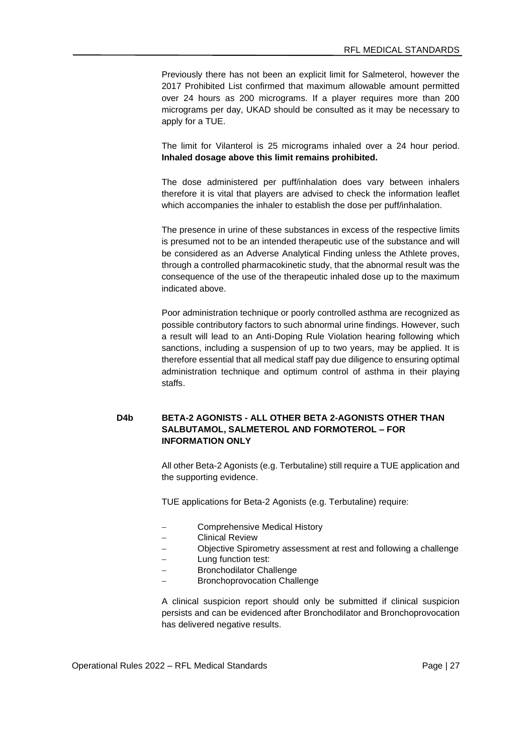Previously there has not been an explicit limit for Salmeterol, however the 2017 Prohibited List confirmed that maximum allowable amount permitted over 24 hours as 200 micrograms. If a player requires more than 200 micrograms per day, UKAD should be consulted as it may be necessary to apply for a TUE.

The limit for Vilanterol is 25 micrograms inhaled over a 24 hour period. **Inhaled dosage above this limit remains prohibited.**

The dose administered per puff/inhalation does vary between inhalers therefore it is vital that players are advised to check the information leaflet which accompanies the inhaler to establish the dose per puff/inhalation.

The presence in urine of these substances in excess of the respective limits is presumed not to be an intended therapeutic use of the substance and will be considered as an Adverse Analytical Finding unless the Athlete proves, through a controlled pharmacokinetic study, that the abnormal result was the consequence of the use of the therapeutic inhaled dose up to the maximum indicated above.

Poor administration technique or poorly controlled asthma are recognized as possible contributory factors to such abnormal urine findings. However, such a result will lead to an Anti-Doping Rule Violation hearing following which sanctions, including a suspension of up to two years, may be applied. It is therefore essential that all medical staff pay due diligence to ensuring optimal administration technique and optimum control of asthma in their playing staffs.

### D4b BETA-2 AGONISTS - ALL OTHER BETA 2-AGONISTS OTHER THAN SALBUTAMOL, SALMETEROL AND FORMOTEROL – FOR INFORMATION ONLY

All other Beta-2 Agonists (e.g. Terbutaline) still require a TUE application and the supporting evidence.

TUE applications for Beta-2 Agonists (e.g. Terbutaline) require:

- Comprehensive Medical History
- Clinical Review
- Objective Spirometry assessment at rest and following a challenge
- Lung function test:
- Bronchodilator Challenge
- Bronchoprovocation Challenge

A clinical suspicion report should only be submitted if clinical suspicion persists and can be evidenced after Bronchodilator and Bronchoprovocation has delivered negative results.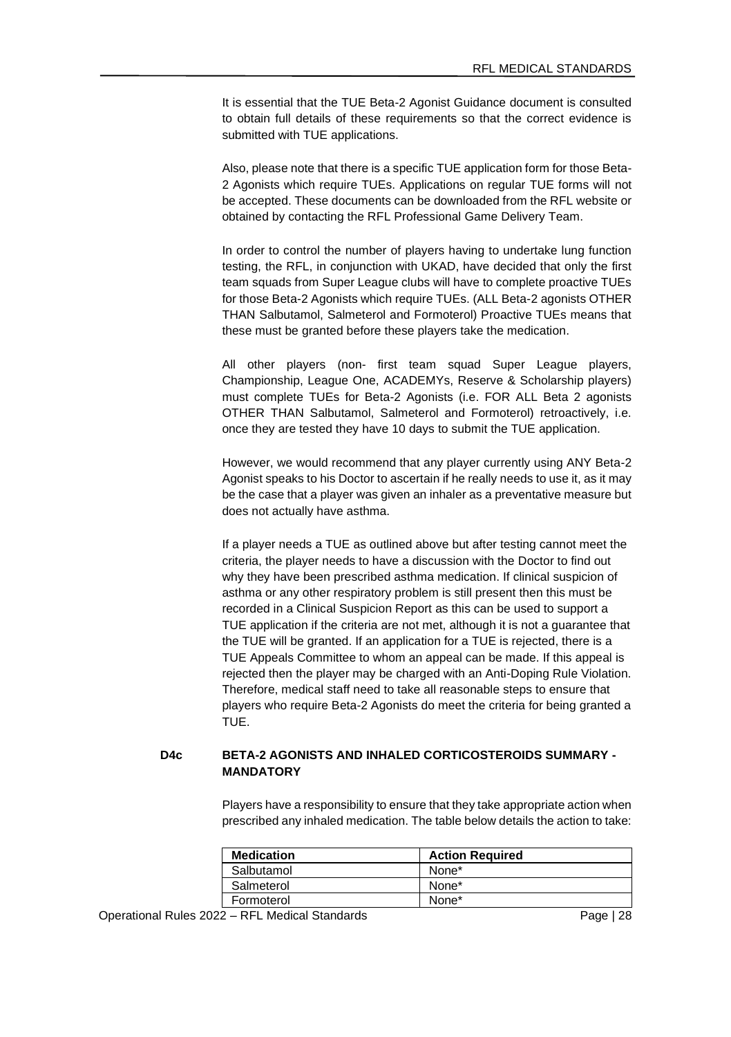It is essential that the TUE Beta-2 Agonist Guidance document is consulted to obtain full details of these requirements so that the correct evidence is submitted with TUE applications.

Also, please note that there is a specific TUE application form for those Beta-2 Agonists which require TUEs. Applications on regular TUE forms will not be accepted. These documents can be downloaded from the RFL website or obtained by contacting the RFL Professional Game Delivery Team.

In order to control the number of players having to undertake lung function testing, the RFL, in conjunction with UKAD, have decided that only the first team squads from Super League clubs will have to complete proactive TUEs for those Beta-2 Agonists which require TUEs. (ALL Beta-2 agonists OTHER THAN Salbutamol, Salmeterol and Formoterol) Proactive TUEs means that these must be granted before these players take the medication.

All other players (non- first team squad Super League players, Championship, League One, ACADEMYs, Reserve & Scholarship players) must complete TUEs for Beta-2 Agonists (i.e. FOR ALL Beta 2 agonists OTHER THAN Salbutamol, Salmeterol and Formoterol) retroactively, i.e. once they are tested they have 10 days to submit the TUE application.

However, we would recommend that any player currently using ANY Beta-2 Agonist speaks to his Doctor to ascertain if he really needs to use it, as it may be the case that a player was given an inhaler as a preventative measure but does not actually have asthma.

If a player needs a TUE as outlined above but after testing cannot meet the criteria, the player needs to have a discussion with the Doctor to find out why they have been prescribed asthma medication. If clinical suspicion of asthma or any other respiratory problem is still present then this must be recorded in a Clinical Suspicion Report as this can be used to support a TUE application if the criteria are not met, although it is not a guarantee that the TUE will be granted. If an application for a TUE is rejected, there is a TUE Appeals Committee to whom an appeal can be made. If this appeal is rejected then the player may be charged with an Anti-Doping Rule Violation. Therefore, medical staff need to take all reasonable steps to ensure that players who require Beta-2 Agonists do meet the criteria for being granted a TUE.

### D4c BETA-2 AGONISTS AND INHALED CORTICOSTEROIDS SUMMARY - MANDATORY

Players have a responsibility to ensure that they take appropriate action when prescribed any inhaled medication. The table below details the action to take:

| Medication | Action Required |
|---|---|
| Salbutamol | None* |
| Salmeterol | None* |
| Formoterol | None* |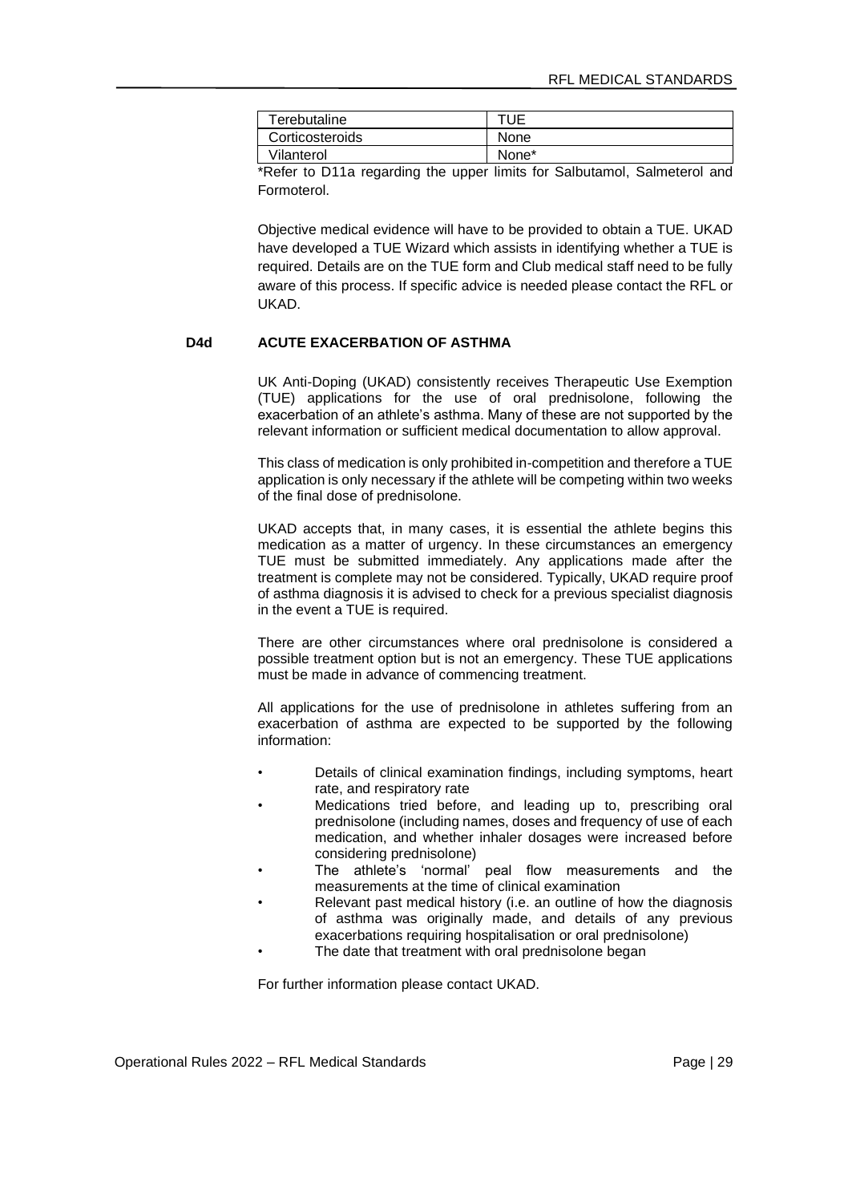| Terebutaline | TUE |
|---|---|
| Corticosteroids | None |
| Vilanterol | None* |

*Refer to D11a regarding the upper limits for Salbutamol, Salmeterol and Formoterol.

Objective medical evidence will have to be provided to obtain a TUE. UKAD have developed a TUE Wizard which assists in identifying whether a TUE is required. Details are on the TUE form and Club medical staff need to be fully aware of this process. If specific advice is needed please contact the RFL or UKAD.

### D4d ACUTE EXACERBATION OF ASTHMA

UK Anti-Doping (UKAD) consistently receives Therapeutic Use Exemption (TUE) applications for the use of oral prednisolone, following the exacerbation of an athlete's asthma. Many of these are not supported by the relevant information or sufficient medical documentation to allow approval.

This class of medication is only prohibited in-competition and therefore a TUE application is only necessary if the athlete will be competing within two weeks of the final dose of prednisolone.

UKAD accepts that, in many cases, it is essential the athlete begins this medication as a matter of urgency. In these circumstances an emergency TUE must be submitted immediately. Any applications made after the treatment is complete may not be considered. Typically, UKAD require proof of asthma diagnosis it is advised to check for a previous specialist diagnosis in the event a TUE is required.

There are other circumstances where oral prednisolone is considered a possible treatment option but is not an emergency. These TUE applications must be made in advance of commencing treatment.

All applications for the use of prednisolone in athletes suffering from an exacerbation of asthma are expected to be supported by the following information:

- Details of clinical examination findings, including symptoms, heart rate, and respiratory rate
- Medications tried before, and leading up to, prescribing oral prednisolone (including names, doses and frequency of use of each medication, and whether inhaler dosages were increased before considering prednisolone)
- The athlete's 'normal' peal flow measurements and the measurements at the time of clinical examination
- Relevant past medical history (i.e. an outline of how the diagnosis of asthma was originally made, and details of any previous exacerbations requiring hospitalisation or oral prednisolone)
- The date that treatment with oral prednisolone began

For further information please contact UKAD.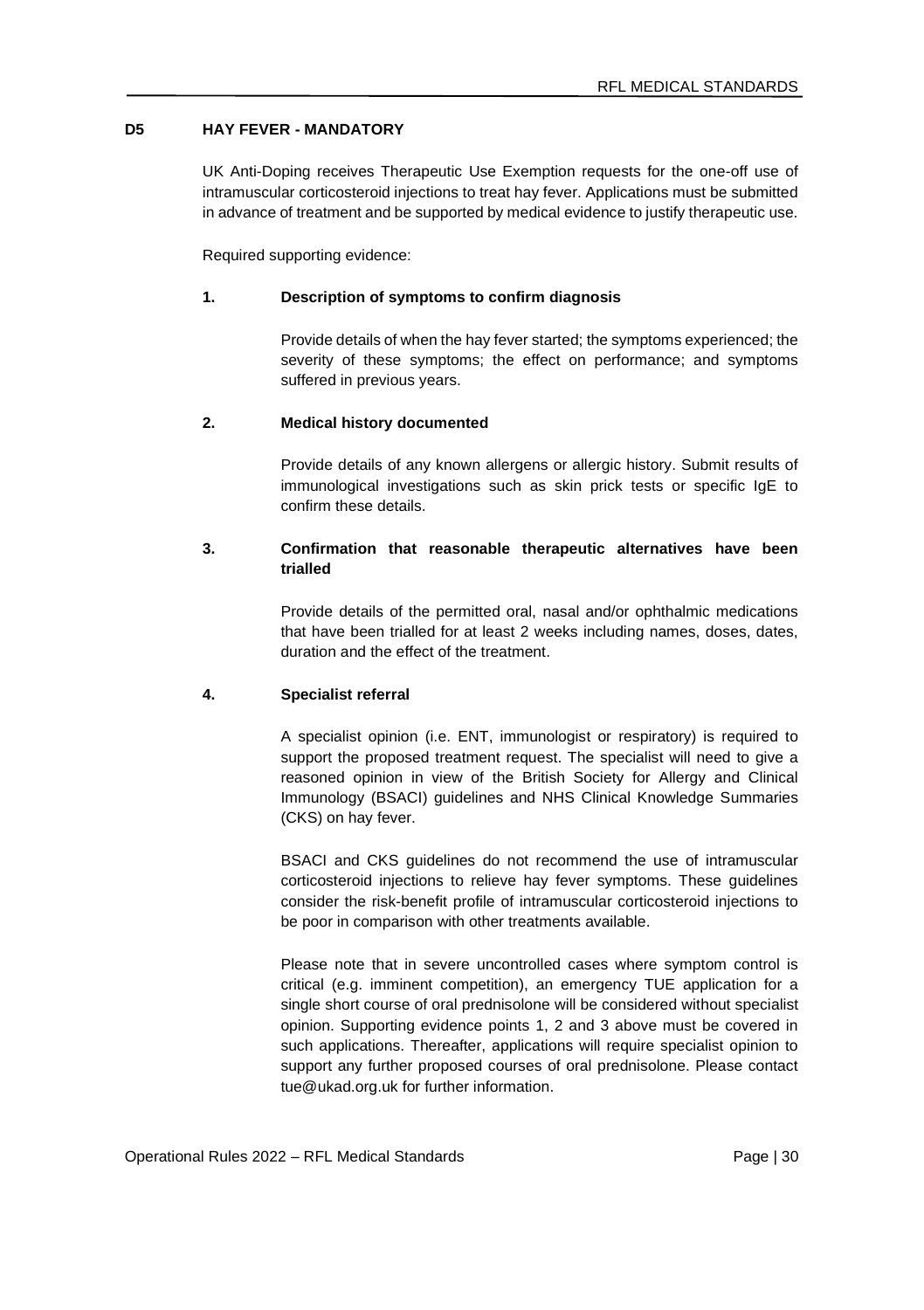## D5 HAY FEVER - MANDATORY

UK Anti-Doping receives Therapeutic Use Exemption requests for the one-off use of intramuscular corticosteroid injections to treat hay fever. Applications must be submitted in advance of treatment and be supported by medical evidence to justify therapeutic use.

Required supporting evidence:

### 1. Description of symptoms to confirm diagnosis

Provide details of when the hay fever started; the symptoms experienced; the severity of these symptoms; the effect on performance; and symptoms suffered in previous years.

### 2. Medical history documented

Provide details of any known allergens or allergic history. Submit results of immunological investigations such as skin prick tests or specific IgE to confirm these details.

### 3. Confirmation that reasonable therapeutic alternatives have been trialled

Provide details of the permitted oral, nasal and/or ophthalmic medications that have been trialled for at least 2 weeks including names, doses, dates, duration and the effect of the treatment.

### 4. Specialist referral

A specialist opinion (i.e. ENT, immunologist or respiratory) is required to support the proposed treatment request. The specialist will need to give a reasoned opinion in view of the British Society for Allergy and Clinical Immunology (BSACI) guidelines and NHS Clinical Knowledge Summaries (CKS) on hay fever.

BSACI and CKS guidelines do not recommend the use of intramuscular corticosteroid injections to relieve hay fever symptoms. These guidelines consider the risk-benefit profile of intramuscular corticosteroid injections to be poor in comparison with other treatments available.

Please note that in severe uncontrolled cases where symptom control is critical (e.g. imminent competition), an emergency TUE application for a single short course of oral prednisolone will be considered without specialist opinion. Supporting evidence points 1, 2 and 3 above must be covered in such applications. Thereafter, applications will require specialist opinion to support any further proposed courses of oral prednisolone. Please contact tue@ukad.org.uk for further information.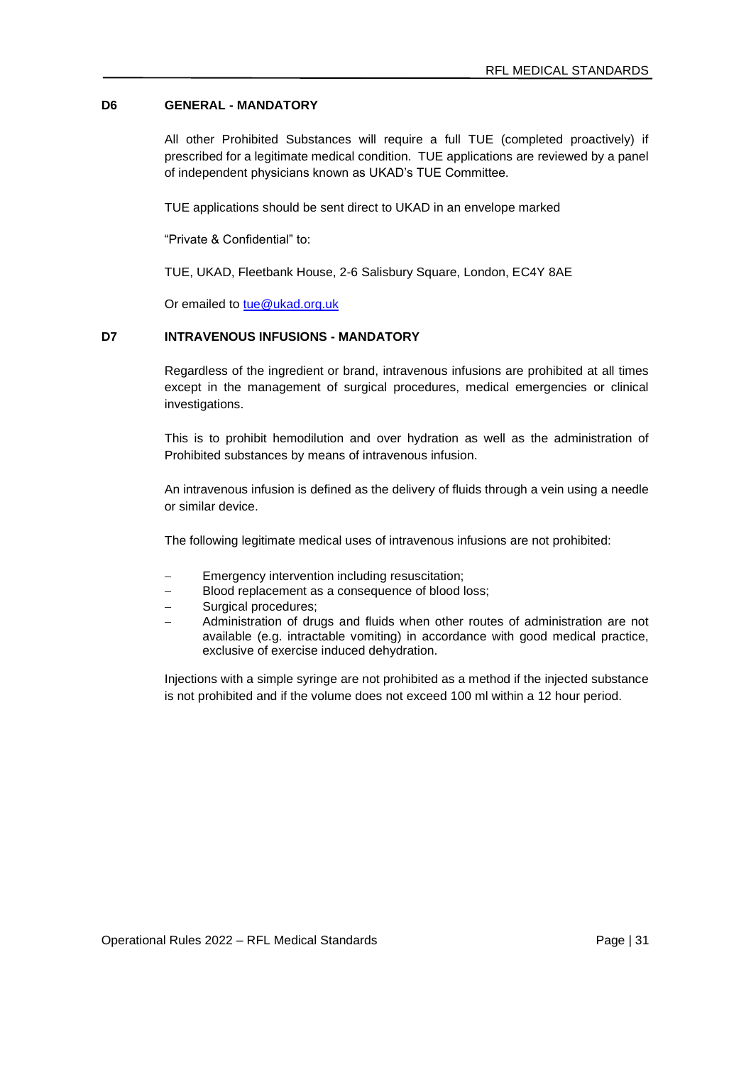## D6 GENERAL - MANDATORY

All other Prohibited Substances will require a full TUE (completed proactively) if prescribed for a legitimate medical condition. TUE applications are reviewed by a panel of independent physicians known as UKAD's TUE Committee.

TUE applications should be sent direct to UKAD in an envelope marked

"Private & Confidential" to:

TUE, UKAD, Fleetbank House, 2-6 Salisbury Square, London, EC4Y 8AE

Or emailed to tue@ukad.org.uk

## D7 INTRAVENOUS INFUSIONS - MANDATORY

Regardless of the ingredient or brand, intravenous infusions are prohibited at all times except in the management of surgical procedures, medical emergencies or clinical investigations.

This is to prohibit hemodilution and over hydration as well as the administration of Prohibited substances by means of intravenous infusion.

An intravenous infusion is defined as the delivery of fluids through a vein using a needle or similar device.

The following legitimate medical uses of intravenous infusions are not prohibited:

- Emergency intervention including resuscitation;
- Blood replacement as a consequence of blood loss;
- Surgical procedures;
- Administration of drugs and fluids when other routes of administration are not available (e.g. intractable vomiting) in accordance with good medical practice, exclusive of exercise induced dehydration.

Injections with a simple syringe are not prohibited as a method if the injected substance is not prohibited and if the volume does not exceed 100 ml within a 12 hour period.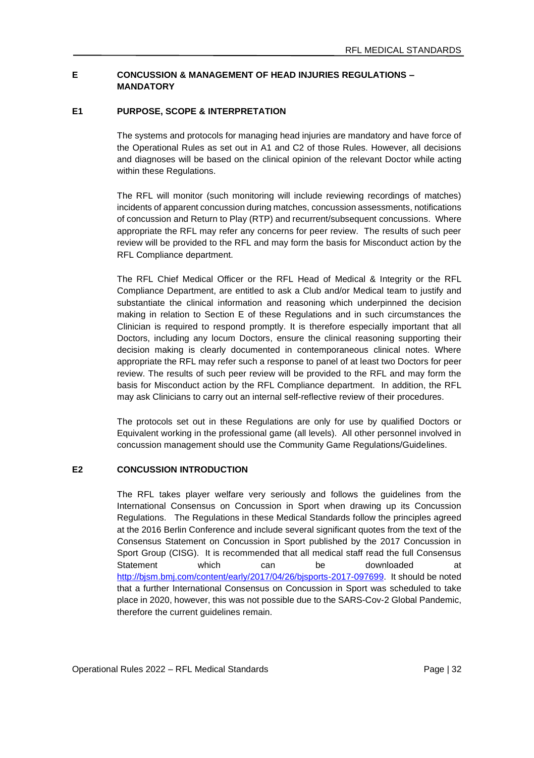## E CONCUSSION & MANAGEMENT OF HEAD INJURIES REGULATIONS – MANDATORY

### E1 PURPOSE, SCOPE & INTERPRETATION

The systems and protocols for managing head injuries are mandatory and have force of the Operational Rules as set out in A1 and C2 of those Rules. However, all decisions and diagnoses will be based on the clinical opinion of the relevant Doctor while acting within these Regulations.

The RFL will monitor (such monitoring will include reviewing recordings of matches) incidents of apparent concussion during matches, concussion assessments, notifications of concussion and Return to Play (RTP) and recurrent/subsequent concussions. Where appropriate the RFL may refer any concerns for peer review. The results of such peer review will be provided to the RFL and may form the basis for Misconduct action by the RFL Compliance department.

The RFL Chief Medical Officer or the RFL Head of Medical & Integrity or the RFL Compliance Department, are entitled to ask a Club and/or Medical team to justify and substantiate the clinical information and reasoning which underpinned the decision making in relation to Section E of these Regulations and in such circumstances the Clinician is required to respond promptly. It is therefore especially important that all Doctors, including any locum Doctors, ensure the clinical reasoning supporting their decision making is clearly documented in contemporaneous clinical notes. Where appropriate the RFL may refer such a response to panel of at least two Doctors for peer review. The results of such peer review will be provided to the RFL and may form the basis for Misconduct action by the RFL Compliance department. In addition, the RFL may ask Clinicians to carry out an internal self-reflective review of their procedures.

The protocols set out in these Regulations are only for use by qualified Doctors or Equivalent working in the professional game (all levels). All other personnel involved in concussion management should use the Community Game Regulations/Guidelines.

### E2 CONCUSSION INTRODUCTION

The RFL takes player welfare very seriously and follows the guidelines from the International Consensus on Concussion in Sport when drawing up its Concussion Regulations. The Regulations in these Medical Standards follow the principles agreed at the 2016 Berlin Conference and include several significant quotes from the text of the Consensus Statement on Concussion in Sport published by the 2017 Concussion in Sport Group (CISG). It is recommended that all medical staff read the full Consensus Statement which can be downloaded at http://bjsm.bmj.com/content/early/2017/04/26/bjsports-2017-097699. It should be noted that a further International Consensus on Concussion in Sport was scheduled to take place in 2020, however, this was not possible due to the SARS-Cov-2 Global Pandemic, therefore the current guidelines remain.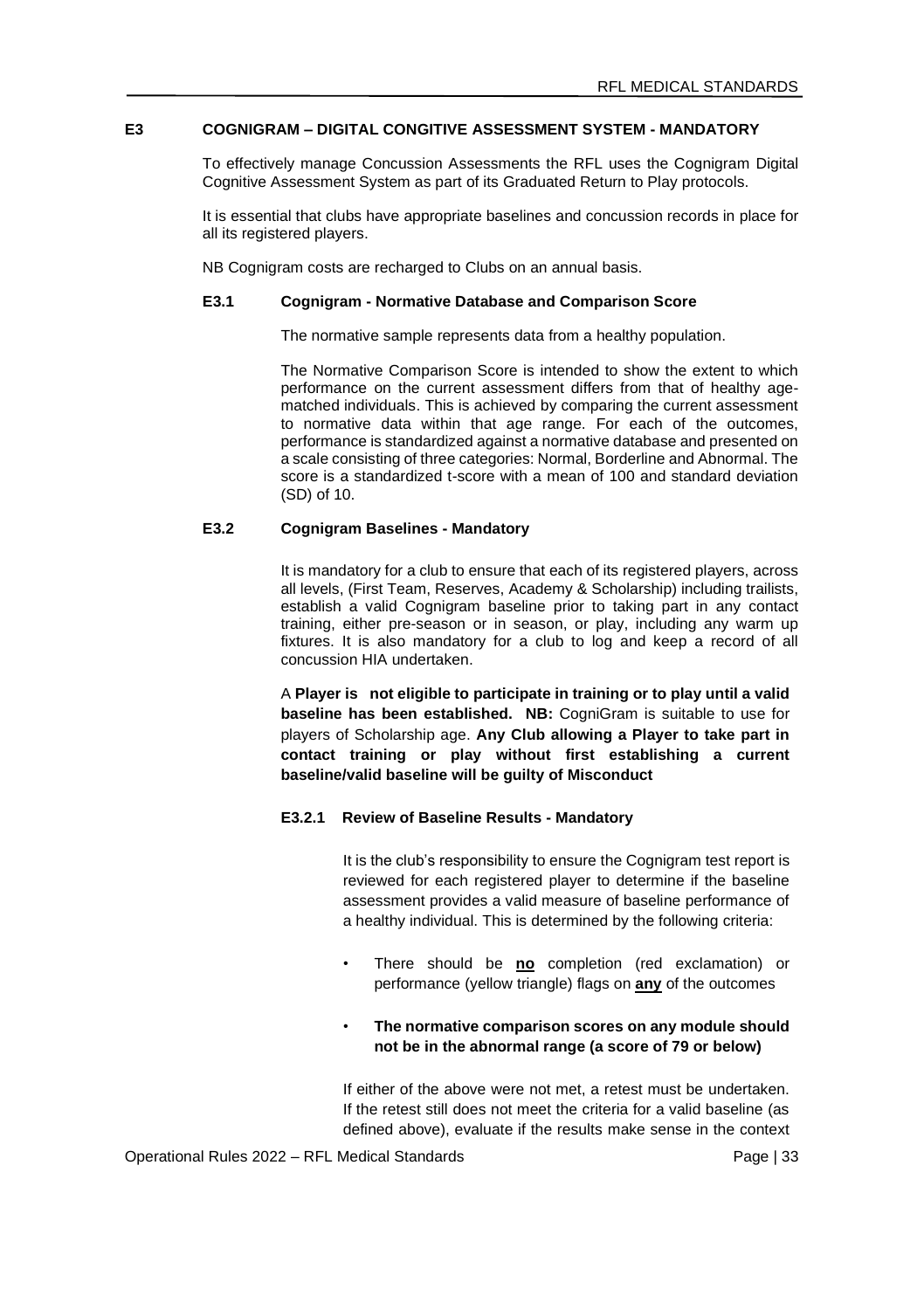## E3 COGNIGRAM – DIGITAL CONGITIVE ASSESSMENT SYSTEM - MANDATORY

To effectively manage Concussion Assessments the RFL uses the Cognigram Digital Cognitive Assessment System as part of its Graduated Return to Play protocols.

It is essential that clubs have appropriate baselines and concussion records in place for all its registered players.

NB Cognigram costs are recharged to Clubs on an annual basis.

### E3.1 Cognigram - Normative Database and Comparison Score

The normative sample represents data from a healthy population.

The Normative Comparison Score is intended to show the extent to which performance on the current assessment differs from that of healthy age-matched individuals. This is achieved by comparing the current assessment to normative data within that age range. For each of the outcomes, performance is standardized against a normative database and presented on a scale consisting of three categories: Normal, Borderline and Abnormal. The score is a standardized t-score with a mean of 100 and standard deviation (SD) of 10.

### E3.2 Cognigram Baselines - Mandatory

It is mandatory for a club to ensure that each of its registered players, across all levels, (First Team, Reserves, Academy & Scholarship) including trailists, establish a valid Cognigram baseline prior to taking part in any contact training, either pre-season or in season, or play, including any warm up fixtures. It is also mandatory for a club to log and keep a record of all concussion HIA undertaken.

A **Player is not eligible to participate in training or to play until a valid baseline has been established. NB:** CogniGram is suitable to use for players of Scholarship age. **Any Club allowing a Player to take part in contact training or play without first establishing a current baseline/valid baseline will be guilty of Misconduct**

#### E3.2.1 Review of Baseline Results - Mandatory

It is the club's responsibility to ensure the Cognigram test report is reviewed for each registered player to determine if the baseline assessment provides a valid measure of baseline performance of a healthy individual. This is determined by the following criteria:

- There should be **<u>no</u>** completion (red exclamation) or performance (yellow triangle) flags on **<u>any</u>** of the outcomes
- **The normative comparison scores on any module should not be in the abnormal range (a score of 79 or below)**

If either of the above were not met, a retest must be undertaken. If the retest still does not meet the criteria for a valid baseline (as defined above), evaluate if the results make sense in the context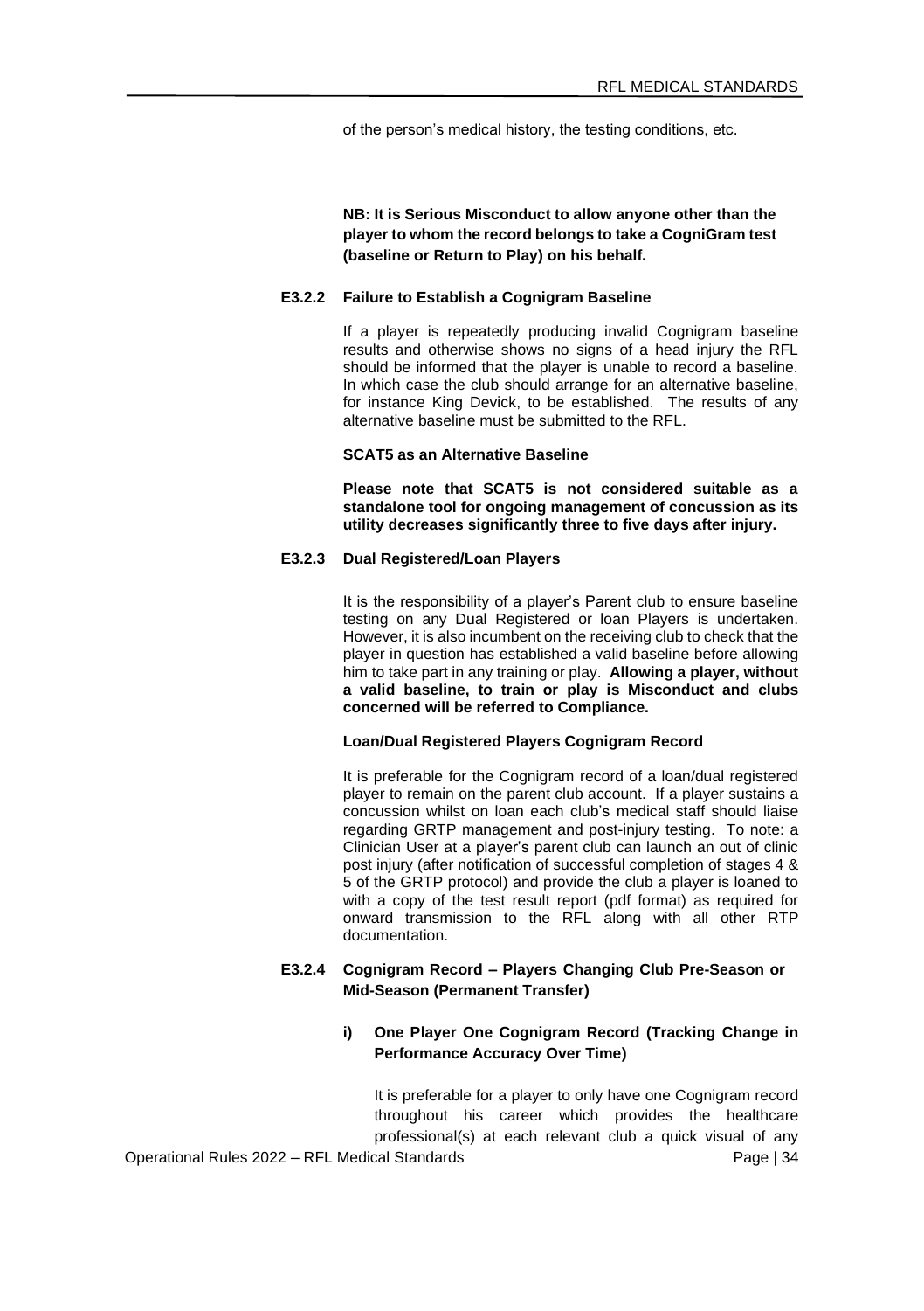of the person's medical history, the testing conditions, etc.

**NB: It is Serious Misconduct to allow anyone other than the player to whom the record belongs to take a CogniGram test (baseline or Return to Play) on his behalf.**

### E3.2.2 Failure to Establish a Cognigram Baseline

If a player is repeatedly producing invalid Cognigram baseline results and otherwise shows no signs of a head injury the RFL should be informed that the player is unable to record a baseline. In which case the club should arrange for an alternative baseline, for instance King Devick, to be established. The results of any alternative baseline must be submitted to the RFL.

**SCAT5 as an Alternative Baseline**

**Please note that SCAT5 is not considered suitable as a standalone tool for ongoing management of concussion as its utility decreases significantly three to five days after injury.**

### E3.2.3 Dual Registered/Loan Players

It is the responsibility of a player's Parent club to ensure baseline testing on any Dual Registered or loan Players is undertaken. However, it is also incumbent on the receiving club to check that the player in question has established a valid baseline before allowing him to take part in any training or play. **Allowing a player, without a valid baseline, to train or play is Misconduct and clubs concerned will be referred to Compliance.**

**Loan/Dual Registered Players Cognigram Record**

It is preferable for the Cognigram record of a loan/dual registered player to remain on the parent club account. If a player sustains a concussion whilst on loan each club's medical staff should liaise regarding GRTP management and post-injury testing. To note: a Clinician User at a player's parent club can launch an out of clinic post injury (after notification of successful completion of stages 4 & 5 of the GRTP protocol) and provide the club a player is loaned to with a copy of the test result report (pdf format) as required for onward transmission to the RFL along with all other RTP documentation.

### E3.2.4 Cognigram Record – Players Changing Club Pre-Season or Mid-Season (Permanent Transfer)

**i) One Player One Cognigram Record (Tracking Change in Performance Accuracy Over Time)**

It is preferable for a player to only have one Cognigram record throughout his career which provides the healthcare professional(s) at each relevant club a quick visual of any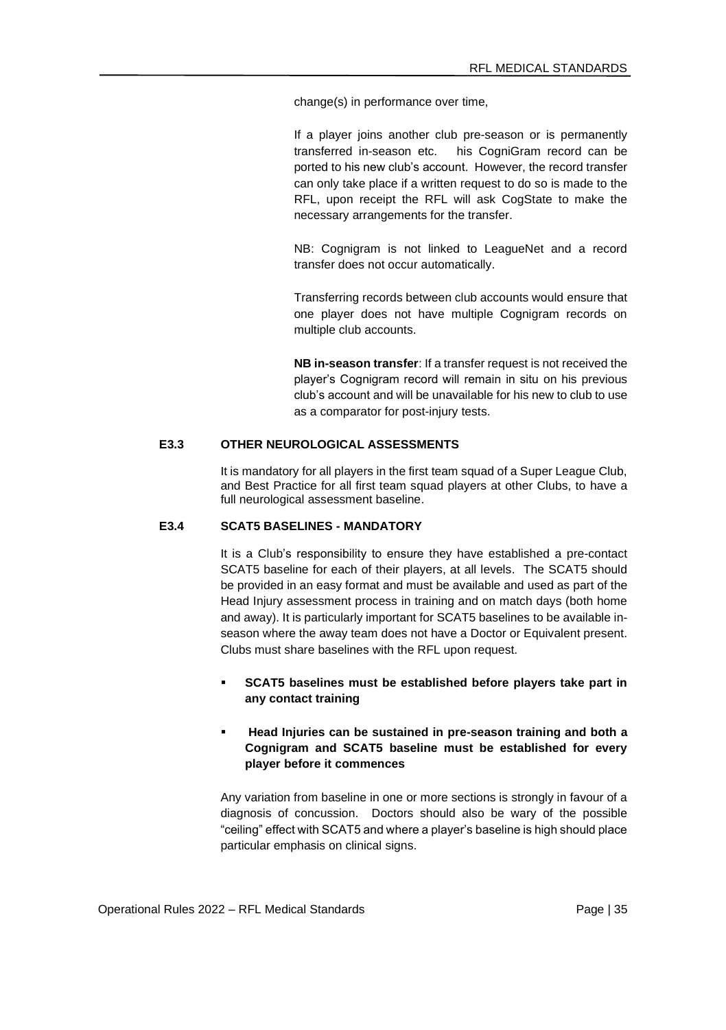change(s) in performance over time,

If a player joins another club pre-season or is permanently transferred in-season etc. his CogniGram record can be ported to his new club's account. However, the record transfer can only take place if a written request to do so is made to the RFL, upon receipt the RFL will ask CogState to make the necessary arrangements for the transfer.

NB: Cognigram is not linked to LeagueNet and a record transfer does not occur automatically.

Transferring records between club accounts would ensure that one player does not have multiple Cognigram records on multiple club accounts.

**NB in-season transfer**: If a transfer request is not received the player's Cognigram record will remain in situ on his previous club's account and will be unavailable for his new to club to use as a comparator for post-injury tests.

### E3.3 OTHER NEUROLOGICAL ASSESSMENTS

It is mandatory for all players in the first team squad of a Super League Club, and Best Practice for all first team squad players at other Clubs, to have a full neurological assessment baseline.

### E3.4 SCAT5 BASELINES - MANDATORY

It is a Club's responsibility to ensure they have established a pre-contact SCAT5 baseline for each of their players, at all levels. The SCAT5 should be provided in an easy format and must be available and used as part of the Head Injury assessment process in training and on match days (both home and away). It is particularly important for SCAT5 baselines to be available in-season where the away team does not have a Doctor or Equivalent present. Clubs must share baselines with the RFL upon request.

- **SCAT5 baselines must be established before players take part in any contact training**
- **Head Injuries can be sustained in pre-season training and both a Cognigram and SCAT5 baseline must be established for every player before it commences**

Any variation from baseline in one or more sections is strongly in favour of a diagnosis of concussion. Doctors should also be wary of the possible "ceiling" effect with SCAT5 and where a player's baseline is high should place particular emphasis on clinical signs.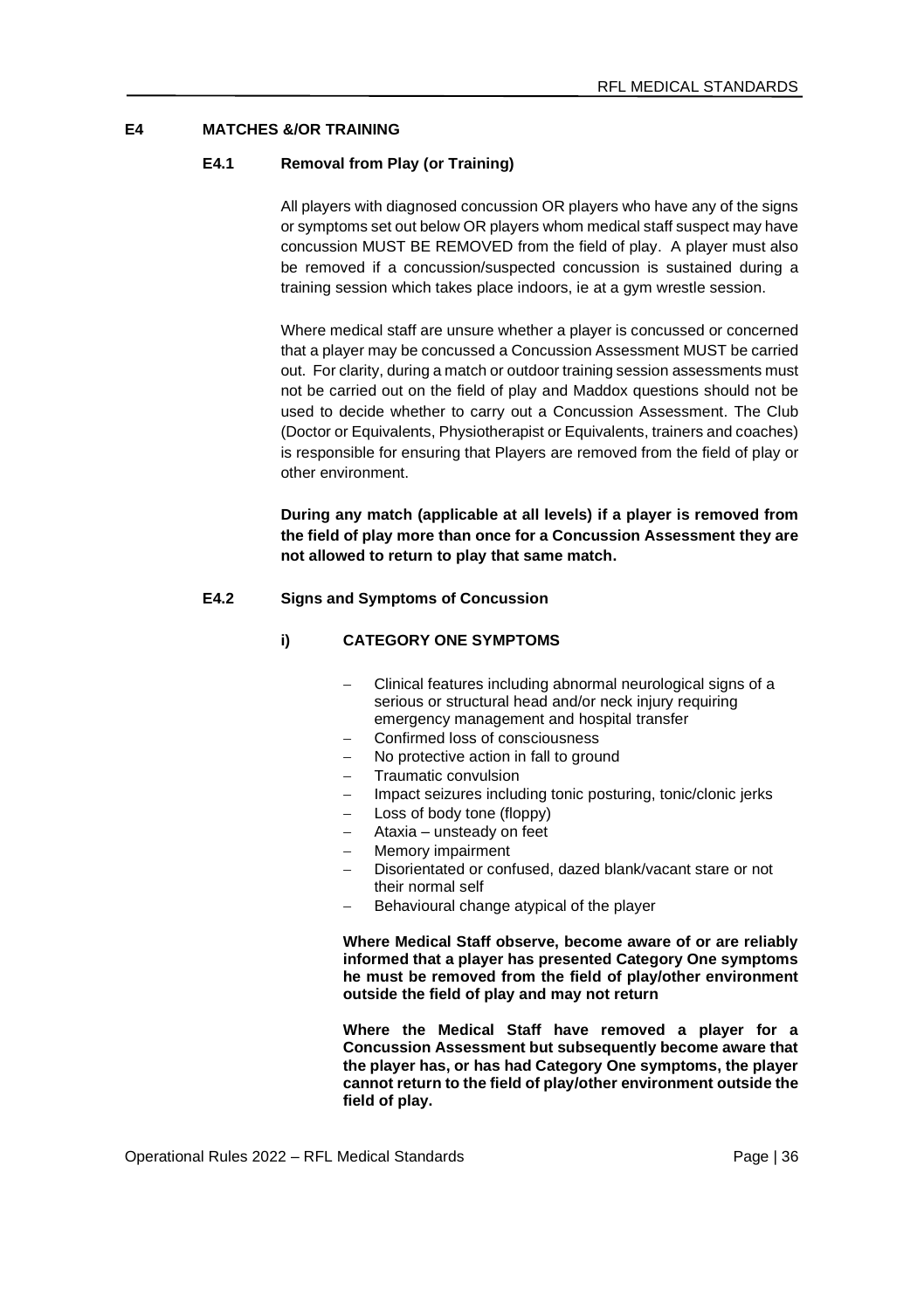## E4 MATCHES &/OR TRAINING

### E4.1 Removal from Play (or Training)

All players with diagnosed concussion OR players who have any of the signs or symptoms set out below OR players whom medical staff suspect may have concussion MUST BE REMOVED from the field of play. A player must also be removed if a concussion/suspected concussion is sustained during a training session which takes place indoors, ie at a gym wrestle session.

Where medical staff are unsure whether a player is concussed or concerned that a player may be concussed a Concussion Assessment MUST be carried out. For clarity, during a match or outdoor training session assessments must not be carried out on the field of play and Maddox questions should not be used to decide whether to carry out a Concussion Assessment. The Club (Doctor or Equivalents, Physiotherapist or Equivalents, trainers and coaches) is responsible for ensuring that Players are removed from the field of play or other environment.

**During any match (applicable at all levels) if a player is removed from the field of play more than once for a Concussion Assessment they are not allowed to return to play that same match.**

### E4.2 Signs and Symptoms of Concussion

#### i) CATEGORY ONE SYMPTOMS

- Clinical features including abnormal neurological signs of a serious or structural head and/or neck injury requiring emergency management and hospital transfer
- Confirmed loss of consciousness
- No protective action in fall to ground
- Traumatic convulsion
- Impact seizures including tonic posturing, tonic/clonic jerks
- Loss of body tone (floppy)
- Ataxia – unsteady on feet
- Memory impairment
- Disorientated or confused, dazed blank/vacant stare or not their normal self
- Behavioural change atypical of the player

**Where Medical Staff observe, become aware of or are reliably informed that a player has presented Category One symptoms he must be removed from the field of play/other environment outside the field of play and may not return**

**Where the Medical Staff have removed a player for a Concussion Assessment but subsequently become aware that the player has, or has had Category One symptoms, the player cannot return to the field of play/other environment outside the field of play.**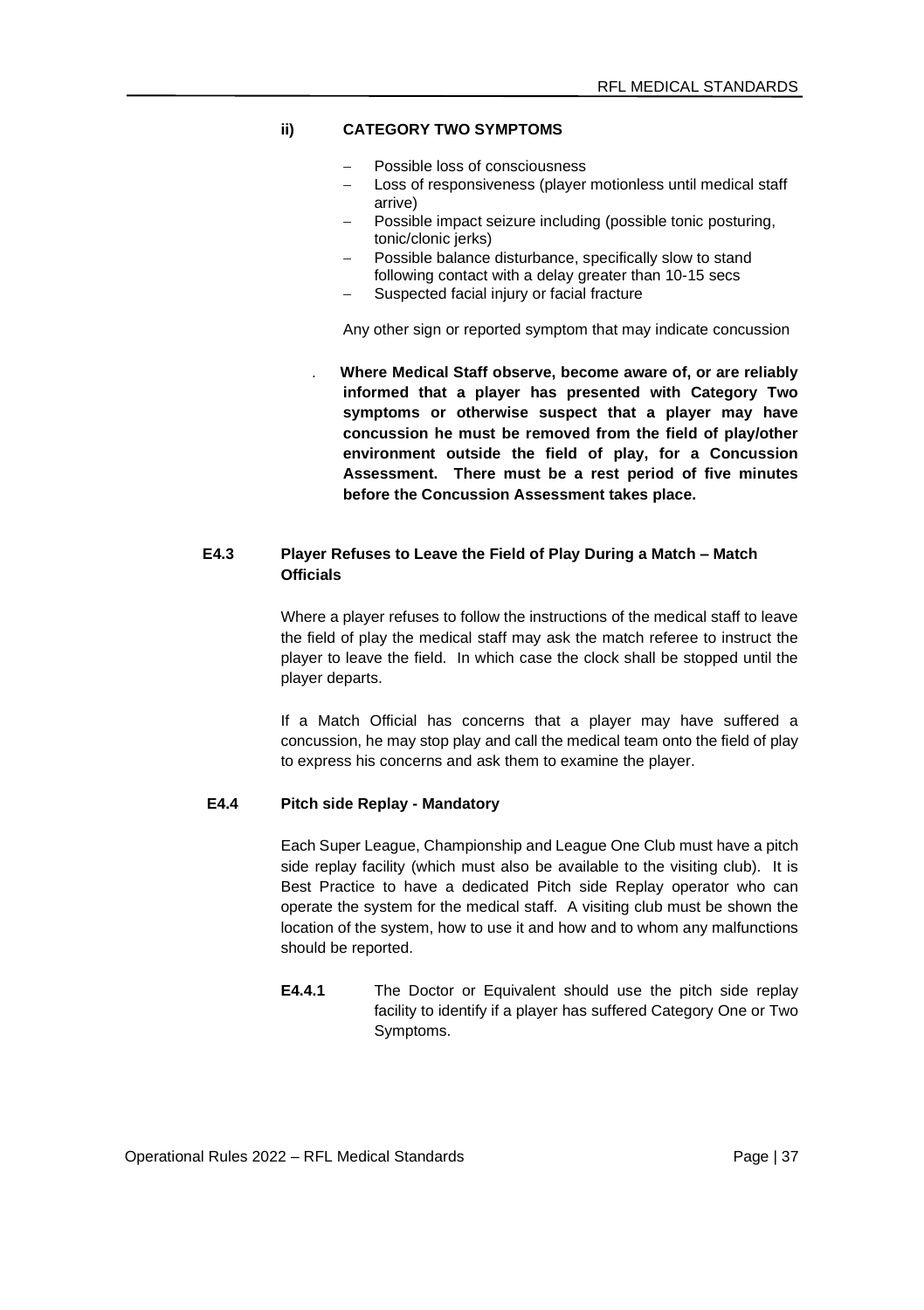#### ii) CATEGORY TWO SYMPTOMS

- Possible loss of consciousness
- Loss of responsiveness (player motionless until medical staff arrive)
- Possible impact seizure including (possible tonic posturing, tonic/clonic jerks)
- Possible balance disturbance, specifically slow to stand following contact with a delay greater than 10-15 secs
- Suspected facial injury or facial fracture

Any other sign or reported symptom that may indicate concussion

**Where Medical Staff observe, become aware of, or are reliably informed that a player has presented with Category Two symptoms or otherwise suspect that a player may have concussion he must be removed from the field of play/other environment outside the field of play, for a Concussion Assessment. There must be a rest period of five minutes before the Concussion Assessment takes place.**

### E4.3 Player Refuses to Leave the Field of Play During a Match – Match Officials

Where a player refuses to follow the instructions of the medical staff to leave the field of play the medical staff may ask the match referee to instruct the player to leave the field. In which case the clock shall be stopped until the player departs.

If a Match Official has concerns that a player may have suffered a concussion, he may stop play and call the medical team onto the field of play to express his concerns and ask them to examine the player.

### E4.4 Pitch side Replay - Mandatory

Each Super League, Championship and League One Club must have a pitch side replay facility (which must also be available to the visiting club). It is Best Practice to have a dedicated Pitch side Replay operator who can operate the system for the medical staff. A visiting club must be shown the location of the system, how to use it and how and to whom any malfunctions should be reported.

**E4.4.1** The Doctor or Equivalent should use the pitch side replay facility to identify if a player has suffered Category One or Two Symptoms.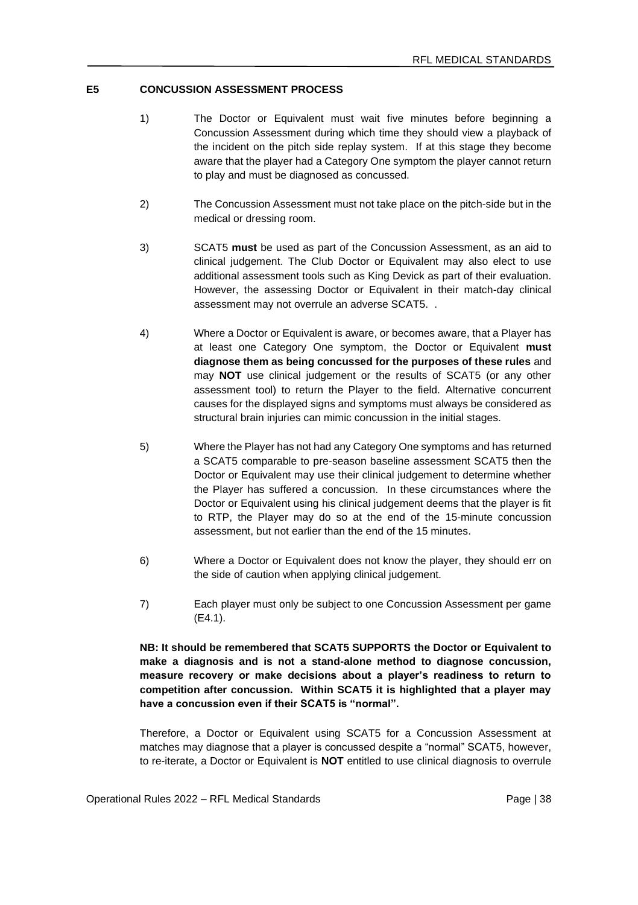## E5 CONCUSSION ASSESSMENT PROCESS

1) The Doctor or Equivalent must wait five minutes before beginning a Concussion Assessment during which time they should view a playback of the incident on the pitch side replay system. If at this stage they become aware that the player had a Category One symptom the player cannot return to play and must be diagnosed as concussed.

2) The Concussion Assessment must not take place on the pitch-side but in the medical or dressing room.

3) SCAT5 **must** be used as part of the Concussion Assessment, as an aid to clinical judgement. The Club Doctor or Equivalent may also elect to use additional assessment tools such as King Devick as part of their evaluation. However, the assessing Doctor or Equivalent in their match-day clinical assessment may not overrule an adverse SCAT5. .

4) Where a Doctor or Equivalent is aware, or becomes aware, that a Player has at least one Category One symptom, the Doctor or Equivalent **must diagnose them as being concussed for the purposes of these rules** and may **NOT** use clinical judgement or the results of SCAT5 (or any other assessment tool) to return the Player to the field. Alternative concurrent causes for the displayed signs and symptoms must always be considered as structural brain injuries can mimic concussion in the initial stages.

5) Where the Player has not had any Category One symptoms and has returned a SCAT5 comparable to pre-season baseline assessment SCAT5 then the Doctor or Equivalent may use their clinical judgement to determine whether the Player has suffered a concussion. In these circumstances where the Doctor or Equivalent using his clinical judgement deems that the player is fit to RTP, the Player may do so at the end of the 15-minute concussion assessment, but not earlier than the end of the 15 minutes.

6) Where a Doctor or Equivalent does not know the player, they should err on the side of caution when applying clinical judgement.

7) Each player must only be subject to one Concussion Assessment per game (E4.1).

**NB: It should be remembered that SCAT5 SUPPORTS the Doctor or Equivalent to make a diagnosis and is not a stand-alone method to diagnose concussion, measure recovery or make decisions about a player's readiness to return to competition after concussion. Within SCAT5 it is highlighted that a player may have a concussion even if their SCAT5 is "normal".**

Therefore, a Doctor or Equivalent using SCAT5 for a Concussion Assessment at matches may diagnose that a player is concussed despite a "normal" SCAT5, however, to re-iterate, a Doctor or Equivalent is **NOT** entitled to use clinical diagnosis to overrule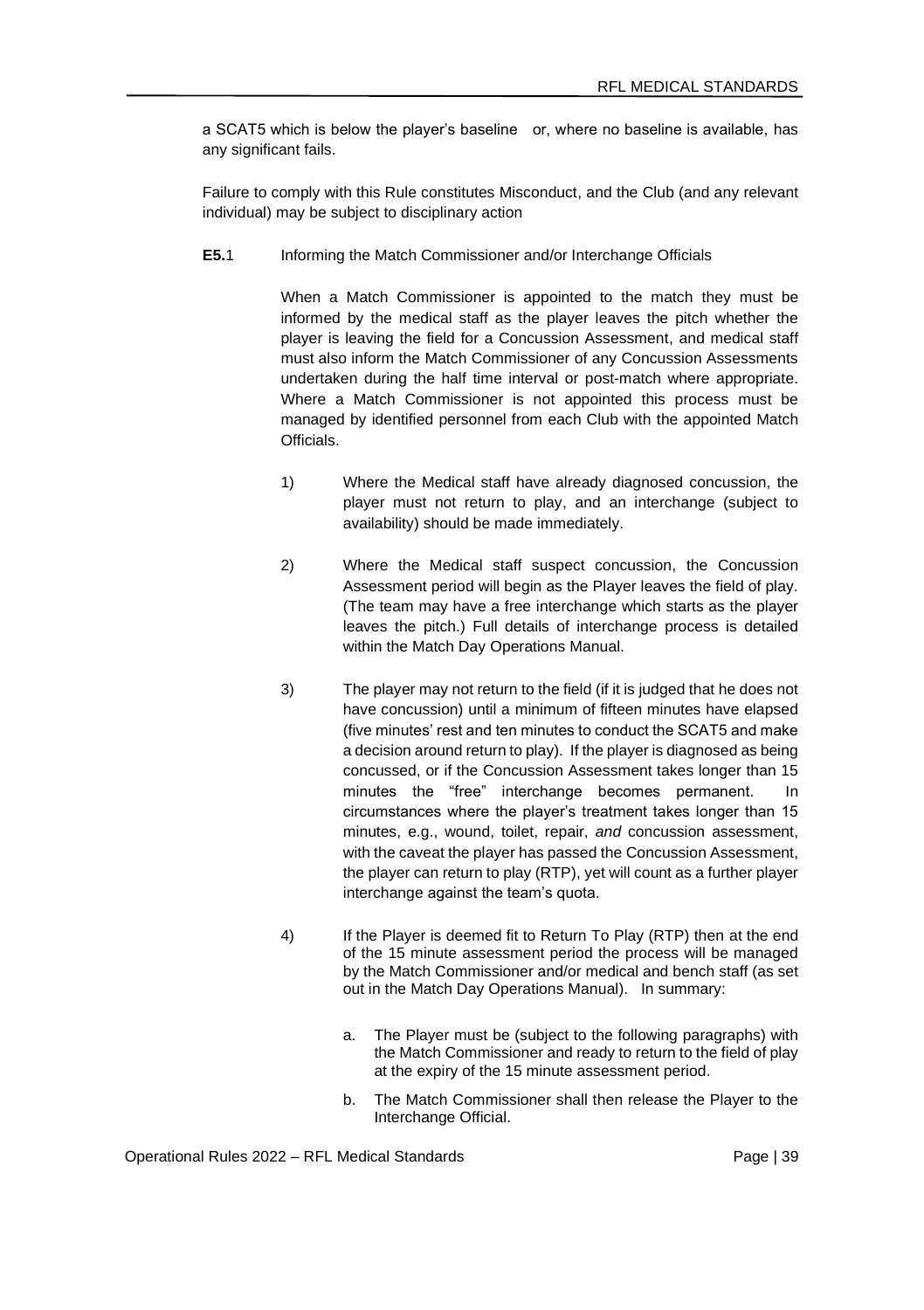a SCAT5 which is below the player's baseline or, where no baseline is available, has any significant fails.

Failure to comply with this Rule constitutes Misconduct, and the Club (and any relevant individual) may be subject to disciplinary action

**E5.**1 Informing the Match Commissioner and/or Interchange Officials

When a Match Commissioner is appointed to the match they must be informed by the medical staff as the player leaves the pitch whether the player is leaving the field for a Concussion Assessment, and medical staff must also inform the Match Commissioner of any Concussion Assessments undertaken during the half time interval or post-match where appropriate. Where a Match Commissioner is not appointed this process must be managed by identified personnel from each Club with the appointed Match Officials.

1) Where the Medical staff have already diagnosed concussion, the player must not return to play, and an interchange (subject to availability) should be made immediately.

2) Where the Medical staff suspect concussion, the Concussion Assessment period will begin as the Player leaves the field of play. (The team may have a free interchange which starts as the player leaves the pitch.) Full details of interchange process is detailed within the Match Day Operations Manual.

3) The player may not return to the field (if it is judged that he does not have concussion) until a minimum of fifteen minutes have elapsed (five minutes' rest and ten minutes to conduct the SCAT5 and make a decision around return to play). If the player is diagnosed as being concussed, or if the Concussion Assessment takes longer than 15 minutes the "free" interchange becomes permanent. In circumstances where the player's treatment takes longer than 15 minutes, e.g., wound, toilet, repair, *and* concussion assessment, with the caveat the player has passed the Concussion Assessment, the player can return to play (RTP), yet will count as a further player interchange against the team's quota.

4) If the Player is deemed fit to Return To Play (RTP) then at the end of the 15 minute assessment period the process will be managed by the Match Commissioner and/or medical and bench staff (as set out in the Match Day Operations Manual). In summary:

   a. The Player must be (subject to the following paragraphs) with the Match Commissioner and ready to return to the field of play at the expiry of the 15 minute assessment period.

   b. The Match Commissioner shall then release the Player to the Interchange Official.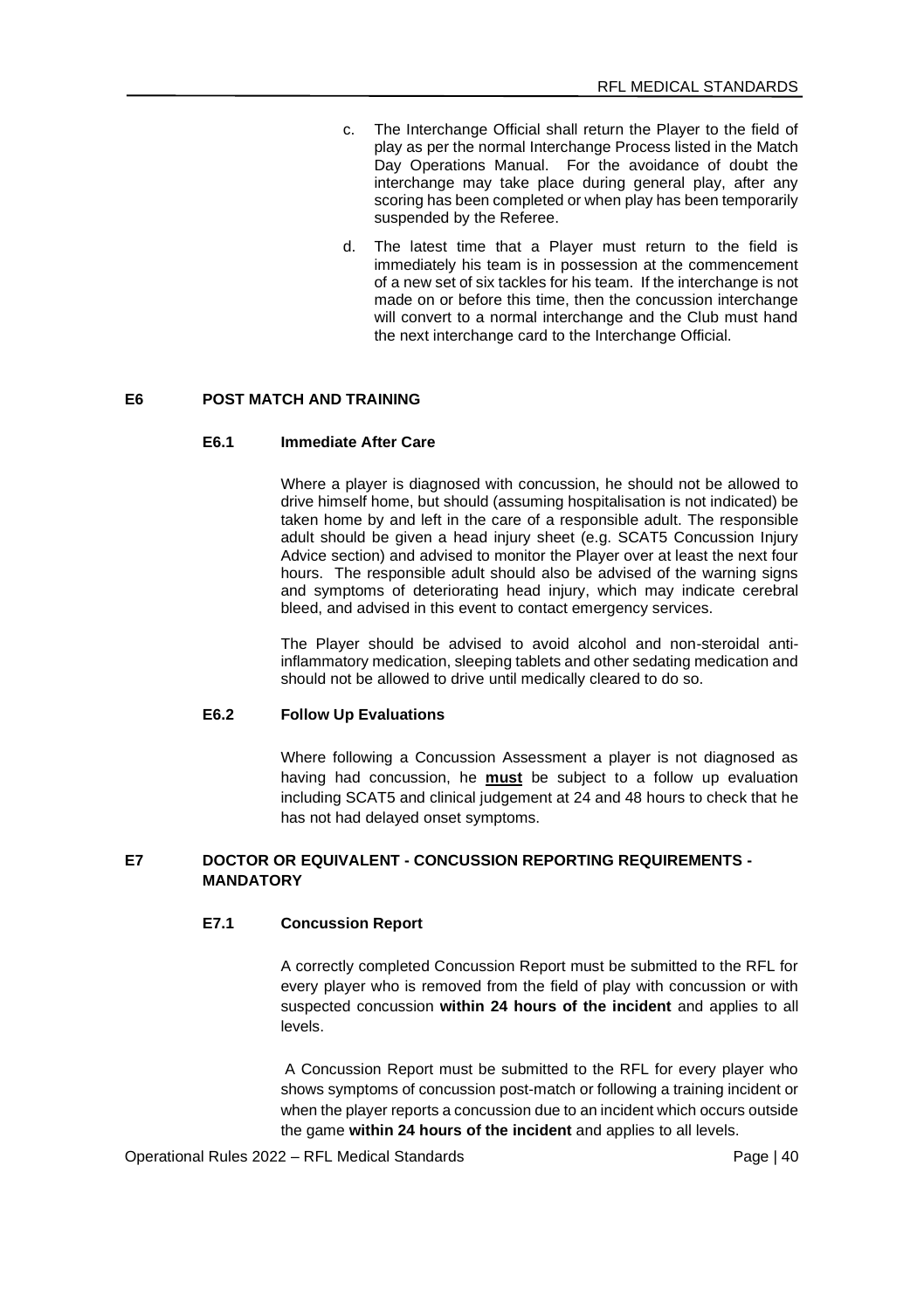c. The Interchange Official shall return the Player to the field of play as per the normal Interchange Process listed in the Match Day Operations Manual. For the avoidance of doubt the interchange may take place during general play, after any scoring has been completed or when play has been temporarily suspended by the Referee.

d. The latest time that a Player must return to the field is immediately his team is in possession at the commencement of a new set of six tackles for his team. If the interchange is not made on or before this time, then the concussion interchange will convert to a normal interchange and the Club must hand the next interchange card to the Interchange Official.

## E6 POST MATCH AND TRAINING

### E6.1 Immediate After Care

Where a player is diagnosed with concussion, he should not be allowed to drive himself home, but should (assuming hospitalisation is not indicated) be taken home by and left in the care of a responsible adult. The responsible adult should be given a head injury sheet (e.g. SCAT5 Concussion Injury Advice section) and advised to monitor the Player over at least the next four hours. The responsible adult should also be advised of the warning signs and symptoms of deteriorating head injury, which may indicate cerebral bleed, and advised in this event to contact emergency services.

The Player should be advised to avoid alcohol and non-steroidal anti-inflammatory medication, sleeping tablets and other sedating medication and should not be allowed to drive until medically cleared to do so.

### E6.2 Follow Up Evaluations

Where following a Concussion Assessment a player is not diagnosed as having had concussion, he **<u>must</u>** be subject to a follow up evaluation including SCAT5 and clinical judgement at 24 and 48 hours to check that he has not had delayed onset symptoms.

## E7 DOCTOR OR EQUIVALENT - CONCUSSION REPORTING REQUIREMENTS - MANDATORY

### E7.1 Concussion Report

A correctly completed Concussion Report must be submitted to the RFL for every player who is removed from the field of play with concussion or with suspected concussion **within 24 hours of the incident** and applies to all levels.

A Concussion Report must be submitted to the RFL for every player who shows symptoms of concussion post-match or following a training incident or when the player reports a concussion due to an incident which occurs outside the game **within 24 hours of the incident** and applies to all levels.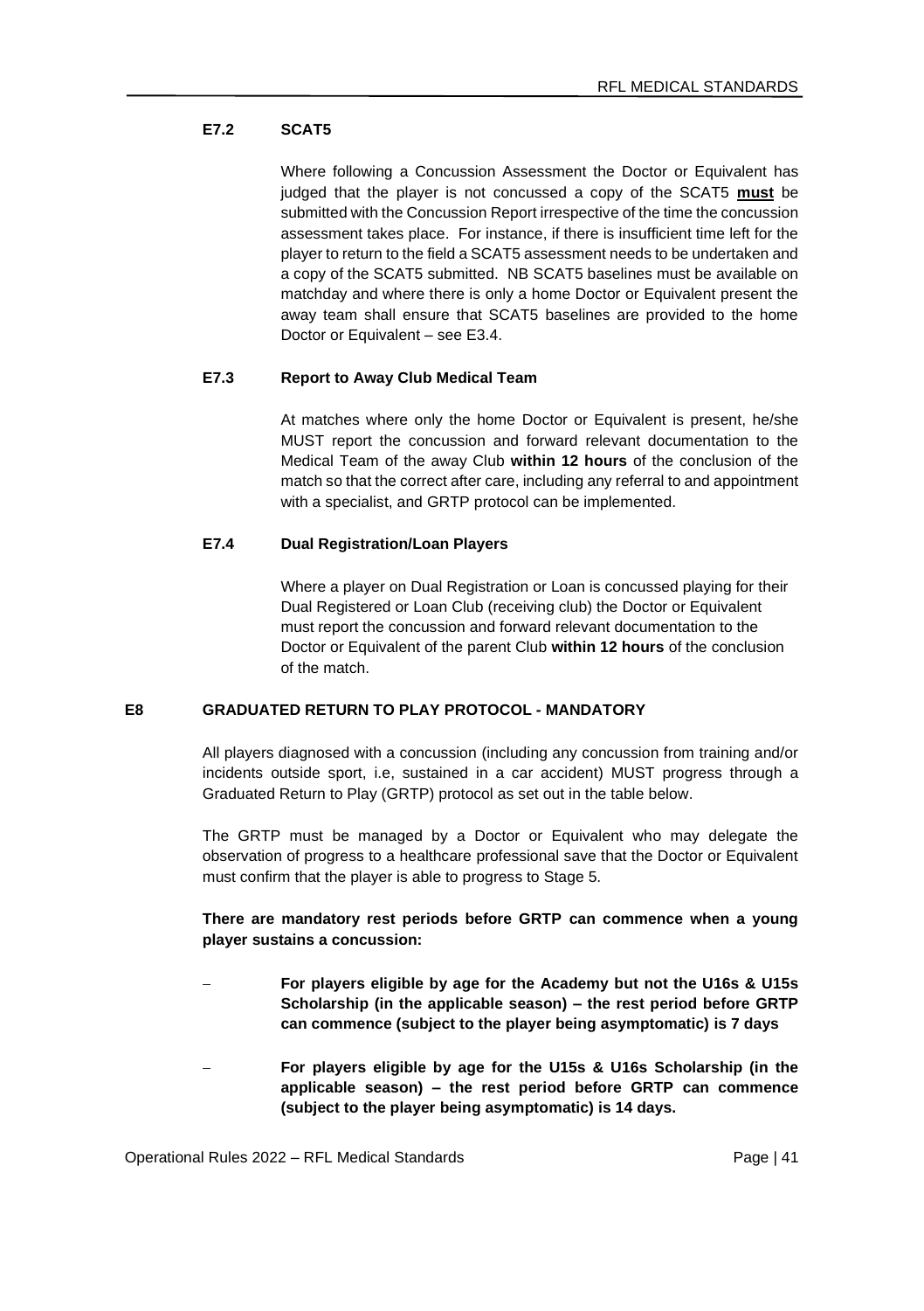### E7.2 SCAT5

Where following a Concussion Assessment the Doctor or Equivalent has judged that the player is not concussed a copy of the SCAT5 **must** be submitted with the Concussion Report irrespective of the time the concussion assessment takes place. For instance, if there is insufficient time left for the player to return to the field a SCAT5 assessment needs to be undertaken and a copy of the SCAT5 submitted. NB SCAT5 baselines must be available on matchday and where there is only a home Doctor or Equivalent present the away team shall ensure that SCAT5 baselines are provided to the home Doctor or Equivalent – see E3.4.

### E7.3 Report to Away Club Medical Team

At matches where only the home Doctor or Equivalent is present, he/she MUST report the concussion and forward relevant documentation to the Medical Team of the away Club **within 12 hours** of the conclusion of the match so that the correct after care, including any referral to and appointment with a specialist, and GRTP protocol can be implemented.

### E7.4 Dual Registration/Loan Players

Where a player on Dual Registration or Loan is concussed playing for their Dual Registered or Loan Club (receiving club) the Doctor or Equivalent must report the concussion and forward relevant documentation to the Doctor or Equivalent of the parent Club **within 12 hours** of the conclusion of the match.

## E8 GRADUATED RETURN TO PLAY PROTOCOL - MANDATORY

All players diagnosed with a concussion (including any concussion from training and/or incidents outside sport, i.e, sustained in a car accident) MUST progress through a Graduated Return to Play (GRTP) protocol as set out in the table below.

The GRTP must be managed by a Doctor or Equivalent who may delegate the observation of progress to a healthcare professional save that the Doctor or Equivalent must confirm that the player is able to progress to Stage 5.

**There are mandatory rest periods before GRTP can commence when a young player sustains a concussion:**

- **For players eligible by age for the Academy but not the U16s & U15s Scholarship (in the applicable season) – the rest period before GRTP can commence (subject to the player being asymptomatic) is 7 days**
- **For players eligible by age for the U15s & U16s Scholarship (in the applicable season) – the rest period before GRTP can commence (subject to the player being asymptomatic) is 14 days.**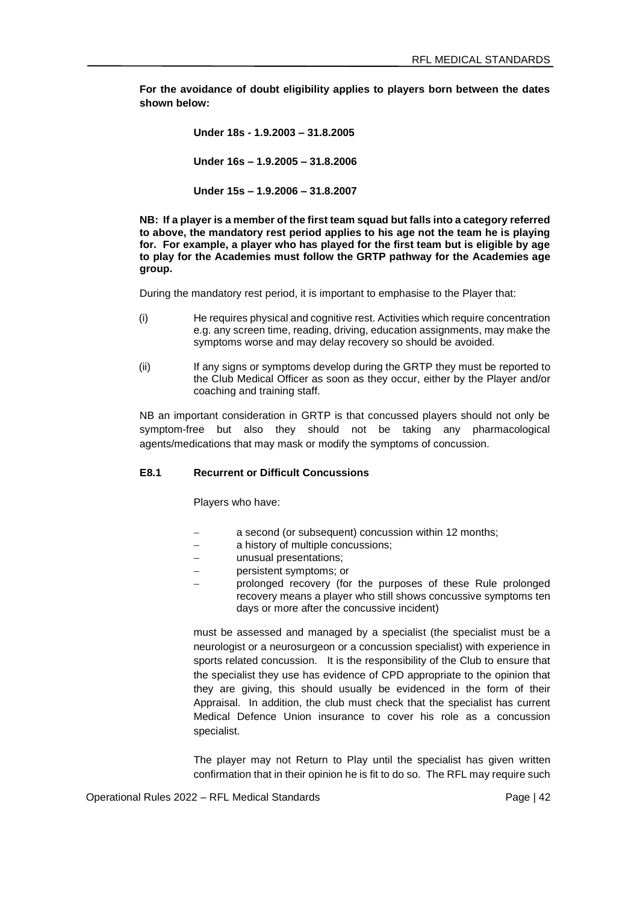**For the avoidance of doubt eligibility applies to players born between the dates shown below:**

**Under 18s - 1.9.2003 – 31.8.2005**

**Under 16s – 1.9.2005 – 31.8.2006**

**Under 15s – 1.9.2006 – 31.8.2007**

**NB: If a player is a member of the first team squad but falls into a category referred to above, the mandatory rest period applies to his age not the team he is playing for. For example, a player who has played for the first team but is eligible by age to play for the Academies must follow the GRTP pathway for the Academies age group.**

During the mandatory rest period, it is important to emphasise to the Player that:

(i) He requires physical and cognitive rest. Activities which require concentration e.g. any screen time, reading, driving, education assignments, may make the symptoms worse and may delay recovery so should be avoided.

(ii) If any signs or symptoms develop during the GRTP they must be reported to the Club Medical Officer as soon as they occur, either by the Player and/or coaching and training staff.

NB an important consideration in GRTP is that concussed players should not only be symptom-free but also they should not be taking any pharmacological agents/medications that may mask or modify the symptoms of concussion.

### E8.1 Recurrent or Difficult Concussions

Players who have:

- a second (or subsequent) concussion within 12 months;
- a history of multiple concussions;
- unusual presentations;
- persistent symptoms; or
- prolonged recovery (for the purposes of these Rule prolonged recovery means a player who still shows concussive symptoms ten days or more after the concussive incident)

must be assessed and managed by a specialist (the specialist must be a neurologist or a neurosurgeon or a concussion specialist) with experience in sports related concussion. It is the responsibility of the Club to ensure that the specialist they use has evidence of CPD appropriate to the opinion that they are giving, this should usually be evidenced in the form of their Appraisal. In addition, the club must check that the specialist has current Medical Defence Union insurance to cover his role as a concussion specialist.

The player may not Return to Play until the specialist has given written confirmation that in their opinion he is fit to do so. The RFL may require such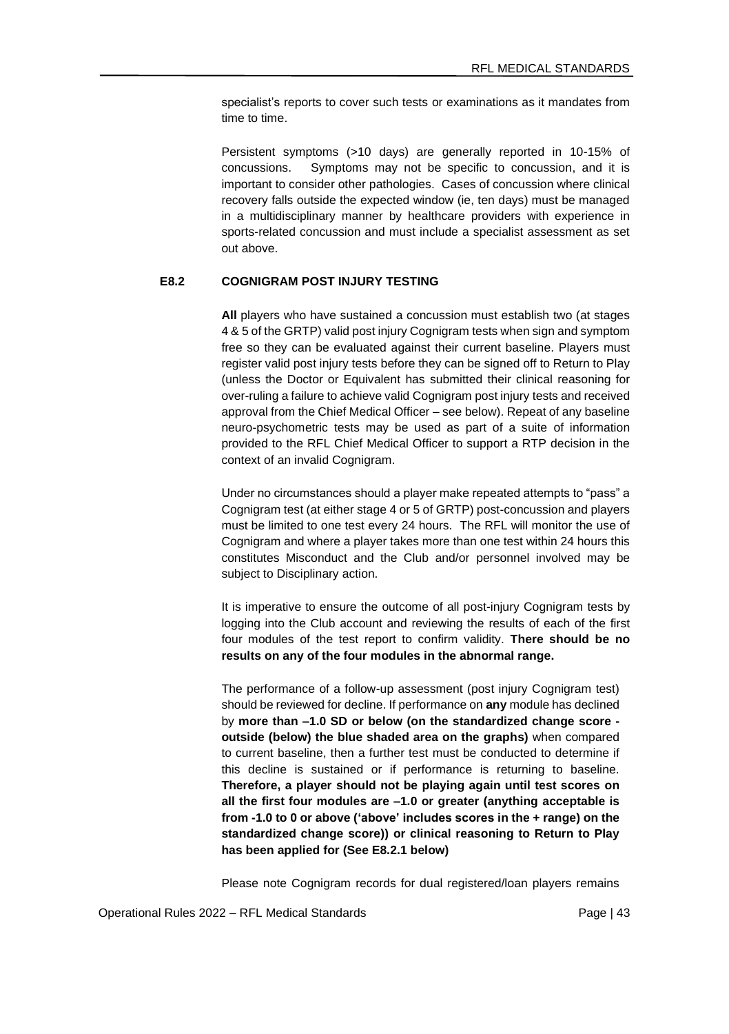specialist's reports to cover such tests or examinations as it mandates from time to time.

Persistent symptoms (>10 days) are generally reported in 10-15% of concussions. Symptoms may not be specific to concussion, and it is important to consider other pathologies. Cases of concussion where clinical recovery falls outside the expected window (ie, ten days) must be managed in a multidisciplinary manner by healthcare providers with experience in sports-related concussion and must include a specialist assessment as set out above.

### E8.2 COGNIGRAM POST INJURY TESTING

**All** players who have sustained a concussion must establish two (at stages 4 & 5 of the GRTP) valid post injury Cognigram tests when sign and symptom free so they can be evaluated against their current baseline. Players must register valid post injury tests before they can be signed off to Return to Play (unless the Doctor or Equivalent has submitted their clinical reasoning for over-ruling a failure to achieve valid Cognigram post injury tests and received approval from the Chief Medical Officer – see below). Repeat of any baseline neuro-psychometric tests may be used as part of a suite of information provided to the RFL Chief Medical Officer to support a RTP decision in the context of an invalid Cognigram.

Under no circumstances should a player make repeated attempts to "pass" a Cognigram test (at either stage 4 or 5 of GRTP) post-concussion and players must be limited to one test every 24 hours. The RFL will monitor the use of Cognigram and where a player takes more than one test within 24 hours this constitutes Misconduct and the Club and/or personnel involved may be subject to Disciplinary action.

It is imperative to ensure the outcome of all post-injury Cognigram tests by logging into the Club account and reviewing the results of each of the first four modules of the test report to confirm validity. **There should be no results on any of the four modules in the abnormal range.**

The performance of a follow-up assessment (post injury Cognigram test) should be reviewed for decline. If performance on **any** module has declined by **more than –1.0 SD or below (on the standardized change score - outside (below) the blue shaded area on the graphs)** when compared to current baseline, then a further test must be conducted to determine if this decline is sustained or if performance is returning to baseline. **Therefore, a player should not be playing again until test scores on all the first four modules are –1.0 or greater (anything acceptable is from -1.0 to 0 or above ('above' includes scores in the + range) on the standardized change score)) or clinical reasoning to Return to Play has been applied for (See E8.2.1 below)**

Please note Cognigram records for dual registered/loan players remains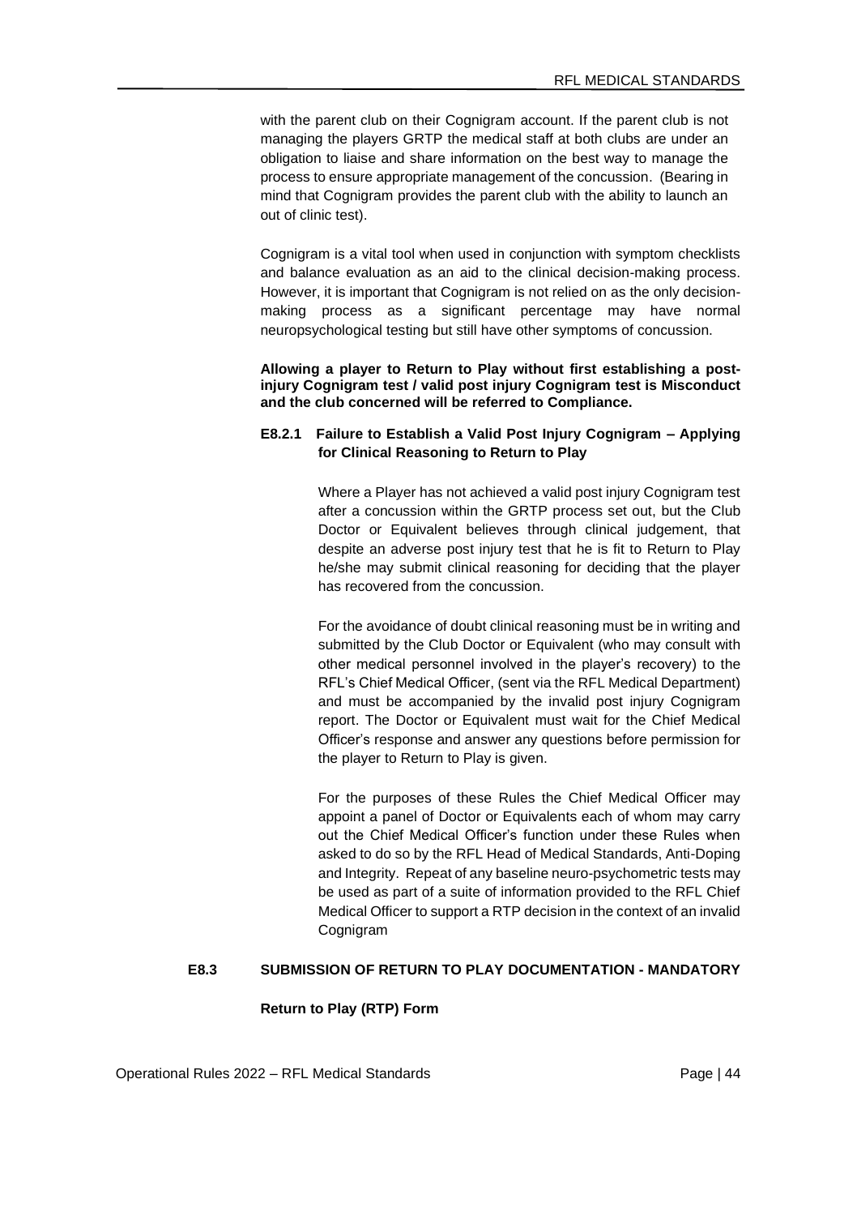with the parent club on their Cognigram account. If the parent club is not managing the players GRTP the medical staff at both clubs are under an obligation to liaise and share information on the best way to manage the process to ensure appropriate management of the concussion. (Bearing in mind that Cognigram provides the parent club with the ability to launch an out of clinic test).

Cognigram is a vital tool when used in conjunction with symptom checklists and balance evaluation as an aid to the clinical decision-making process. However, it is important that Cognigram is not relied on as the only decision-making process as a significant percentage may have normal neuropsychological testing but still have other symptoms of concussion.

**Allowing a player to Return to Play without first establishing a post-injury Cognigram test / valid post injury Cognigram test is Misconduct and the club concerned will be referred to Compliance.**

#### E8.2.1 Failure to Establish a Valid Post Injury Cognigram – Applying for Clinical Reasoning to Return to Play

Where a Player has not achieved a valid post injury Cognigram test after a concussion within the GRTP process set out, but the Club Doctor or Equivalent believes through clinical judgement, that despite an adverse post injury test that he is fit to Return to Play he/she may submit clinical reasoning for deciding that the player has recovered from the concussion.

For the avoidance of doubt clinical reasoning must be in writing and submitted by the Club Doctor or Equivalent (who may consult with other medical personnel involved in the player's recovery) to the RFL's Chief Medical Officer, (sent via the RFL Medical Department) and must be accompanied by the invalid post injury Cognigram report. The Doctor or Equivalent must wait for the Chief Medical Officer's response and answer any questions before permission for the player to Return to Play is given.

For the purposes of these Rules the Chief Medical Officer may appoint a panel of Doctor or Equivalents each of whom may carry out the Chief Medical Officer's function under these Rules when asked to do so by the RFL Head of Medical Standards, Anti-Doping and Integrity. Repeat of any baseline neuro-psychometric tests may be used as part of a suite of information provided to the RFL Chief Medical Officer to support a RTP decision in the context of an invalid Cognigram

### E8.3 SUBMISSION OF RETURN TO PLAY DOCUMENTATION - MANDATORY

**Return to Play (RTP) Form**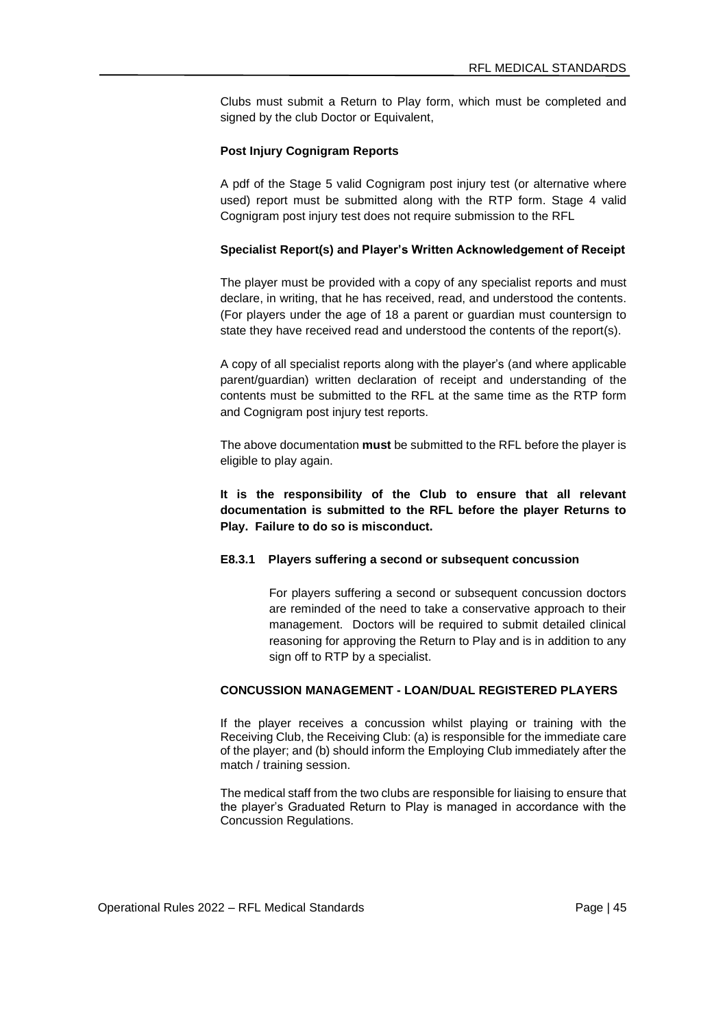Clubs must submit a Return to Play form, which must be completed and signed by the club Doctor or Equivalent,

**Post Injury Cognigram Reports**

A pdf of the Stage 5 valid Cognigram post injury test (or alternative where used) report must be submitted along with the RTP form. Stage 4 valid Cognigram post injury test does not require submission to the RFL

**Specialist Report(s) and Player's Written Acknowledgement of Receipt**

The player must be provided with a copy of any specialist reports and must declare, in writing, that he has received, read, and understood the contents. (For players under the age of 18 a parent or guardian must countersign to state they have received read and understood the contents of the report(s).

A copy of all specialist reports along with the player's (and where applicable parent/guardian) written declaration of receipt and understanding of the contents must be submitted to the RFL at the same time as the RTP form and Cognigram post injury test reports.

The above documentation **must** be submitted to the RFL before the player is eligible to play again.

**It is the responsibility of the Club to ensure that all relevant documentation is submitted to the RFL before the player Returns to Play. Failure to do so is misconduct.**

#### E8.3.1 Players suffering a second or subsequent concussion

For players suffering a second or subsequent concussion doctors are reminded of the need to take a conservative approach to their management. Doctors will be required to submit detailed clinical reasoning for approving the Return to Play and is in addition to any sign off to RTP by a specialist.

**CONCUSSION MANAGEMENT - LOAN/DUAL REGISTERED PLAYERS**

If the player receives a concussion whilst playing or training with the Receiving Club, the Receiving Club: (a) is responsible for the immediate care of the player; and (b) should inform the Employing Club immediately after the match / training session.

The medical staff from the two clubs are responsible for liaising to ensure that the player's Graduated Return to Play is managed in accordance with the Concussion Regulations.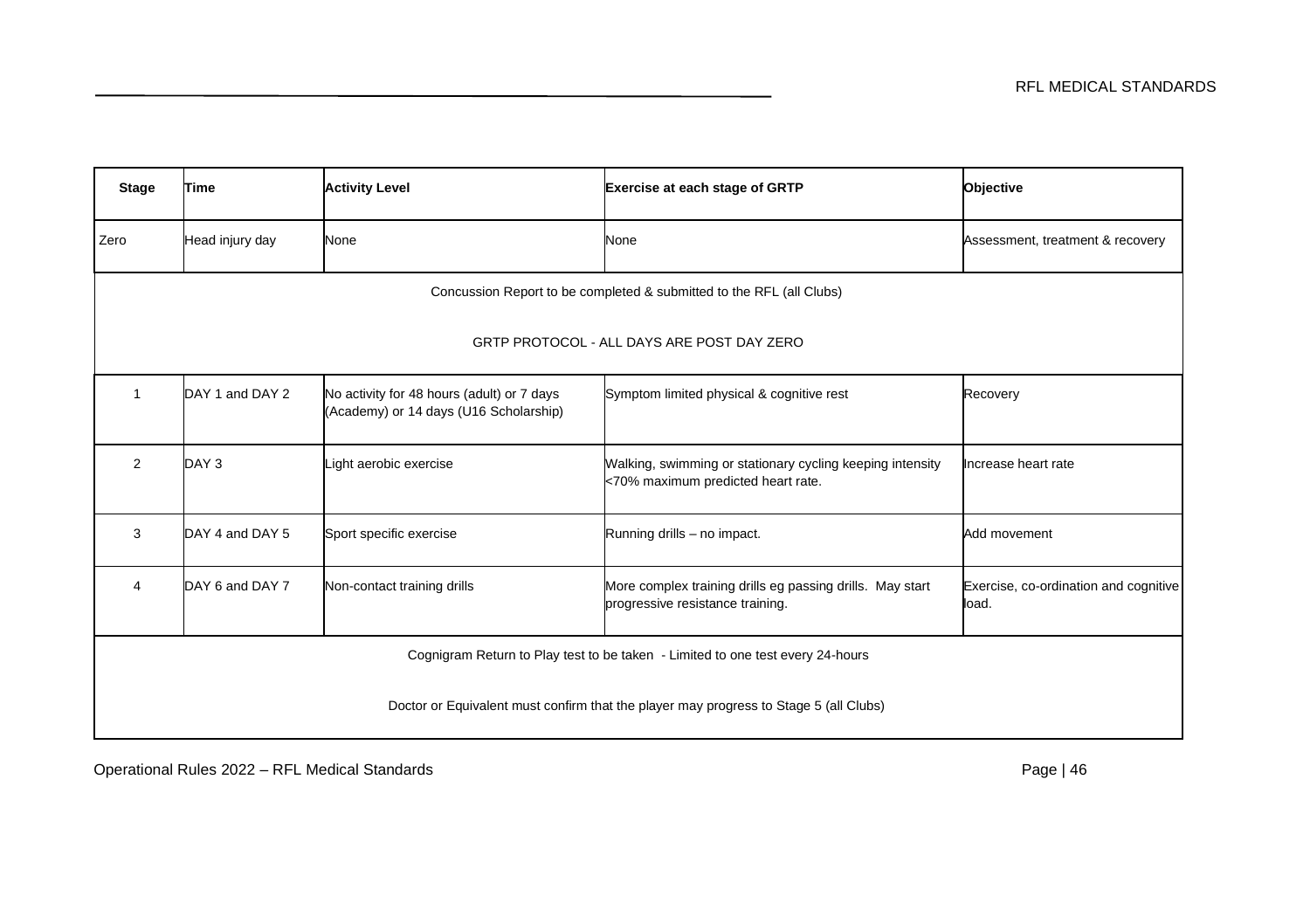| Stage | Time | Activity Level | Exercise at each stage of GRTP | Objective |
|---|---|---|---|---|
| Zero | Head injury day | None | None | Assessment, treatment & recovery |
| Concussion Report to be completed & submitted to the RFL (all Clubs)<br><br>GRTP PROTOCOL - ALL DAYS ARE POST DAY ZERO | | | | |
| 1 | DAY 1 and DAY 2 | No activity for 48 hours (adult) or 7 days (Academy) or 14 days (U16 Scholarship) | Symptom limited physical & cognitive rest | Recovery |
| 2 | DAY 3 | Light aerobic exercise | Walking, swimming or stationary cycling keeping intensity <70% maximum predicted heart rate. | Increase heart rate |
| 3 | DAY 4 and DAY 5 | Sport specific exercise | Running drills – no impact. | Add movement |
| 4 | DAY 6 and DAY 7 | Non-contact training drills | More complex training drills eg passing drills. May start progressive resistance training. | Exercise, co-ordination and cognitive load. |
| Cognigram Return to Play test to be taken - Limited to one test every 24-hours<br><br>Doctor or Equivalent must confirm that the player may progress to Stage 5 (all Clubs) | | | | |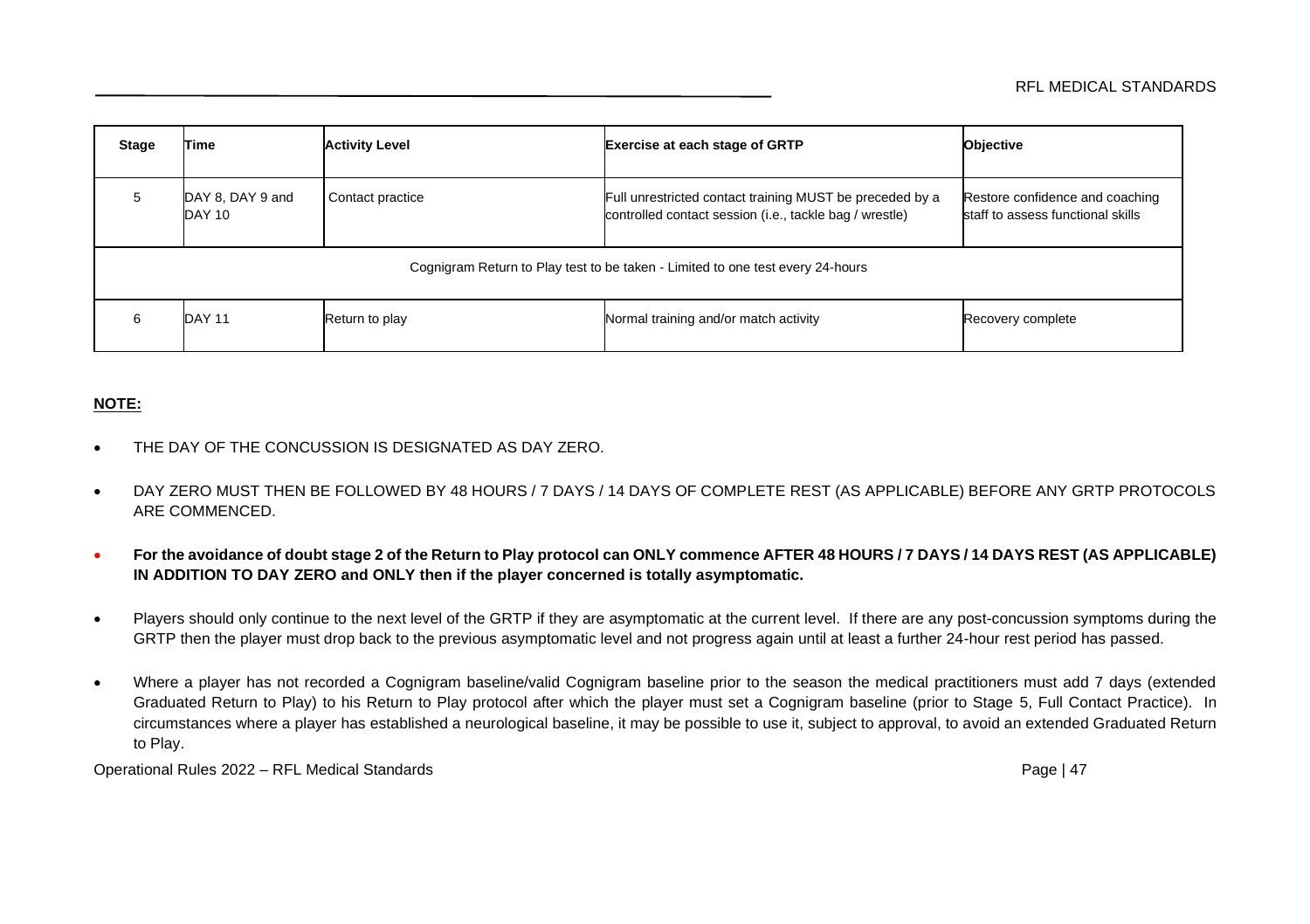| Stage | Time | Activity Level | Exercise at each stage of GRTP | Objective |
|---|---|---|---|---|
| 5 | DAY 8, DAY 9 and DAY 10 | Contact practice | Full unrestricted contact training MUST be preceded by a controlled contact session (i.e., tackle bag / wrestle) | Restore confidence and coaching staff to assess functional skills |
| Cognigram Return to Play test to be taken - Limited to one test every 24-hours | | | | |
| 6 | DAY 11 | Return to play | Normal training and/or match activity | Recovery complete |

**NOTE:**

- THE DAY OF THE CONCUSSION IS DESIGNATED AS DAY ZERO.
- DAY ZERO MUST THEN BE FOLLOWED BY 48 HOURS / 7 DAYS / 14 DAYS OF COMPLETE REST (AS APPLICABLE) BEFORE ANY GRTP PROTOCOLS ARE COMMENCED.
- **For the avoidance of doubt stage 2 of the Return to Play protocol can ONLY commence AFTER 48 HOURS / 7 DAYS / 14 DAYS REST (AS APPLICABLE) IN ADDITION TO DAY ZERO and ONLY then if the player concerned is totally asymptomatic.**
- Players should only continue to the next level of the GRTP if they are asymptomatic at the current level. If there are any post-concussion symptoms during the GRTP then the player must drop back to the previous asymptomatic level and not progress again until at least a further 24-hour rest period has passed.
- Where a player has not recorded a Cognigram baseline/valid Cognigram baseline prior to the season the medical practitioners must add 7 days (extended Graduated Return to Play) to his Return to Play protocol after which the player must set a Cognigram baseline (prior to Stage 5, Full Contact Practice). In circumstances where a player has established a neurological baseline, it may be possible to use it, subject to approval, to avoid an extended Graduated Return to Play.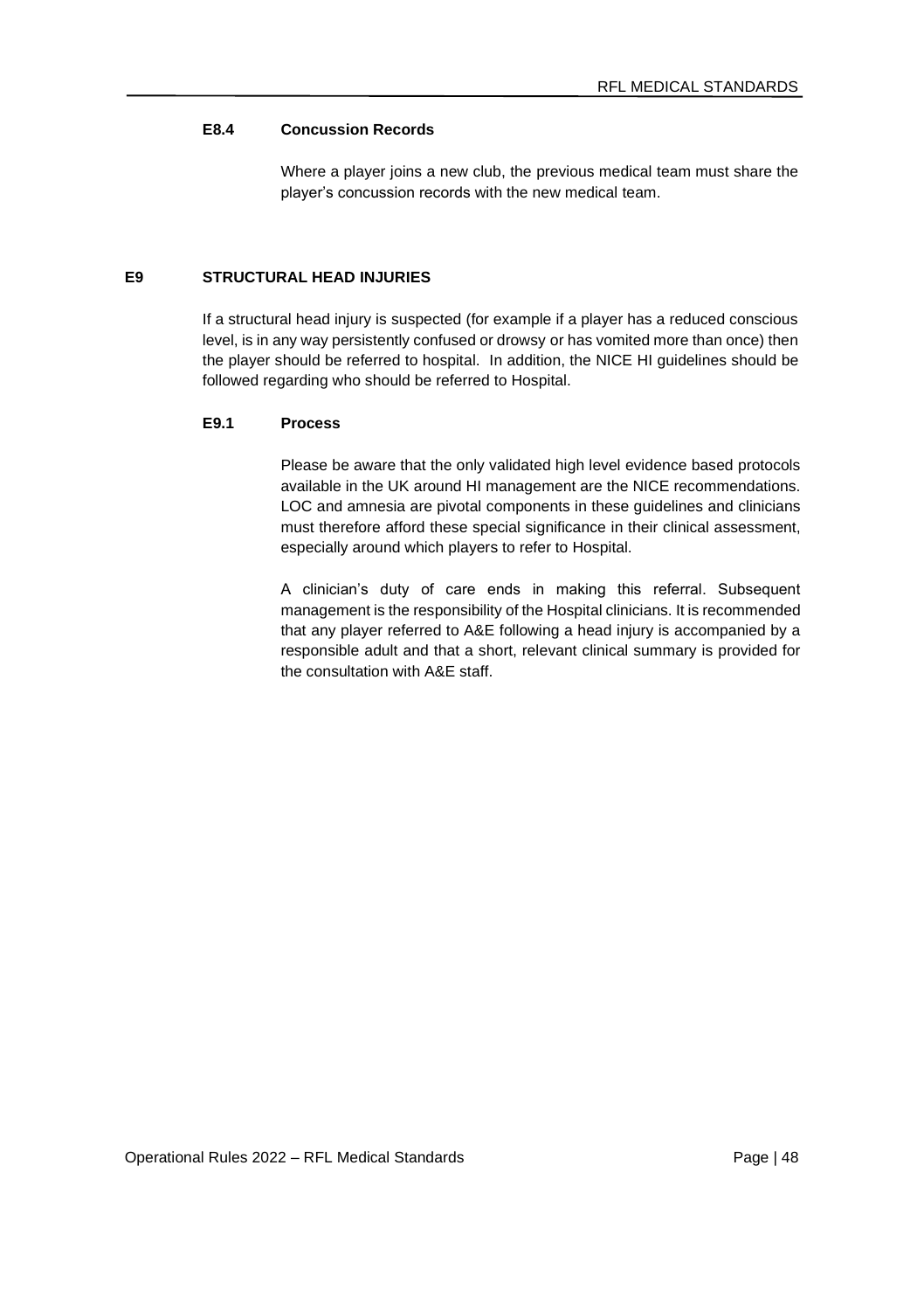### E8.4 Concussion Records

Where a player joins a new club, the previous medical team must share the player's concussion records with the new medical team.

## E9 STRUCTURAL HEAD INJURIES

If a structural head injury is suspected (for example if a player has a reduced conscious level, is in any way persistently confused or drowsy or has vomited more than once) then the player should be referred to hospital. In addition, the NICE HI guidelines should be followed regarding who should be referred to Hospital.

### E9.1 Process

Please be aware that the only validated high level evidence based protocols available in the UK around HI management are the NICE recommendations. LOC and amnesia are pivotal components in these guidelines and clinicians must therefore afford these special significance in their clinical assessment, especially around which players to refer to Hospital.

A clinician's duty of care ends in making this referral. Subsequent management is the responsibility of the Hospital clinicians. It is recommended that any player referred to A&E following a head injury is accompanied by a responsible adult and that a short, relevant clinical summary is provided for the consultation with A&E staff.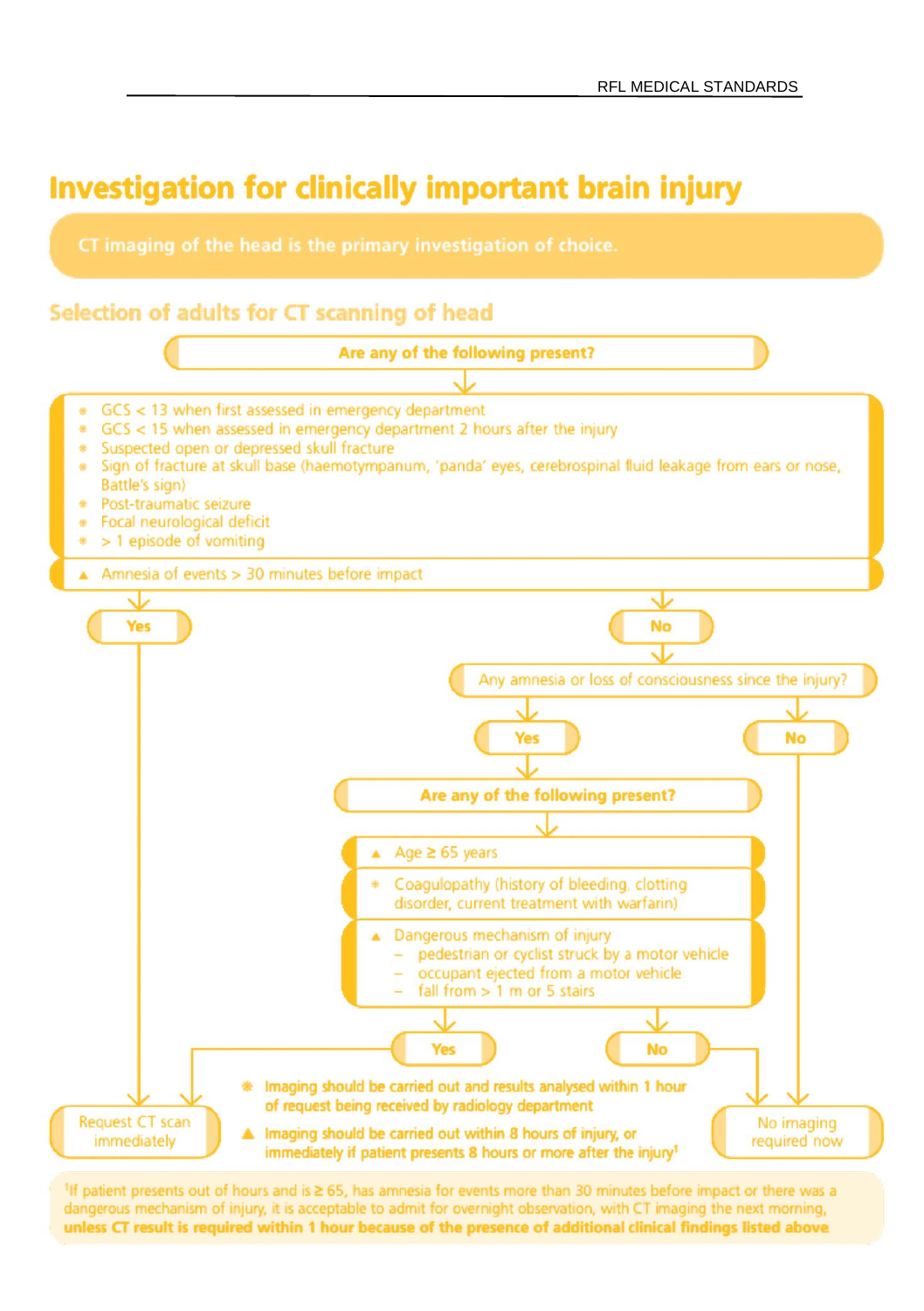# Investigation for clinically important brain injury

**CT imaging of the head is the primary investigation of choice.**

## Selection of adults for CT scanning of head

**Are any of the following present?**

- ✱ GCS < 13 when first assessed in emergency department
- ✱ GCS < 15 when assessed in emergency department 2 hours after the injury
- ✱ Suspected open or depressed skull fracture
- ✱ Sign of fracture at skull base (haemotympanum, 'panda' eyes, cerebrospinal fluid leakage from ears or nose, Battle's sign)
- ✱ Post-traumatic seizure
- ✱ Focal neurological deficit
- ✱ > 1 episode of vomiting
- ▲ Amnesia of events > 30 minutes before impact

**Yes** → Request CT scan immediately

**No** → Any amnesia or loss of consciousness since the injury?

- **No** → No imaging required now
- **Yes** → **Are any of the following present?**
  - ▲ Age ≥ 65 years
  - ✱ Coagulopathy (history of bleeding, clotting disorder, current treatment with warfarin)
  - ▲ Dangerous mechanism of injury
    - – pedestrian or cyclist struck by a motor vehicle
    - – occupant ejected from a motor vehicle
    - – fall from > 1 m or 5 stairs

  - **Yes** → Request CT scan immediately
  - **No** → No imaging required now

✱ **Imaging should be carried out and results analysed within 1 hour of request being received by radiology department**

▲ **Imaging should be carried out within 8 hours of injury, or immediately if patient presents 8 hours or more after the injury[1]**

[1] If patient presents out of hours and is ≥ 65, has amnesia for events more than 30 minutes before impact or there was a dangerous mechanism of injury, it is acceptable to admit for overnight observation, with CT imaging the next morning, **unless CT result is required within 1 hour because of the presence of additional clinical findings listed above**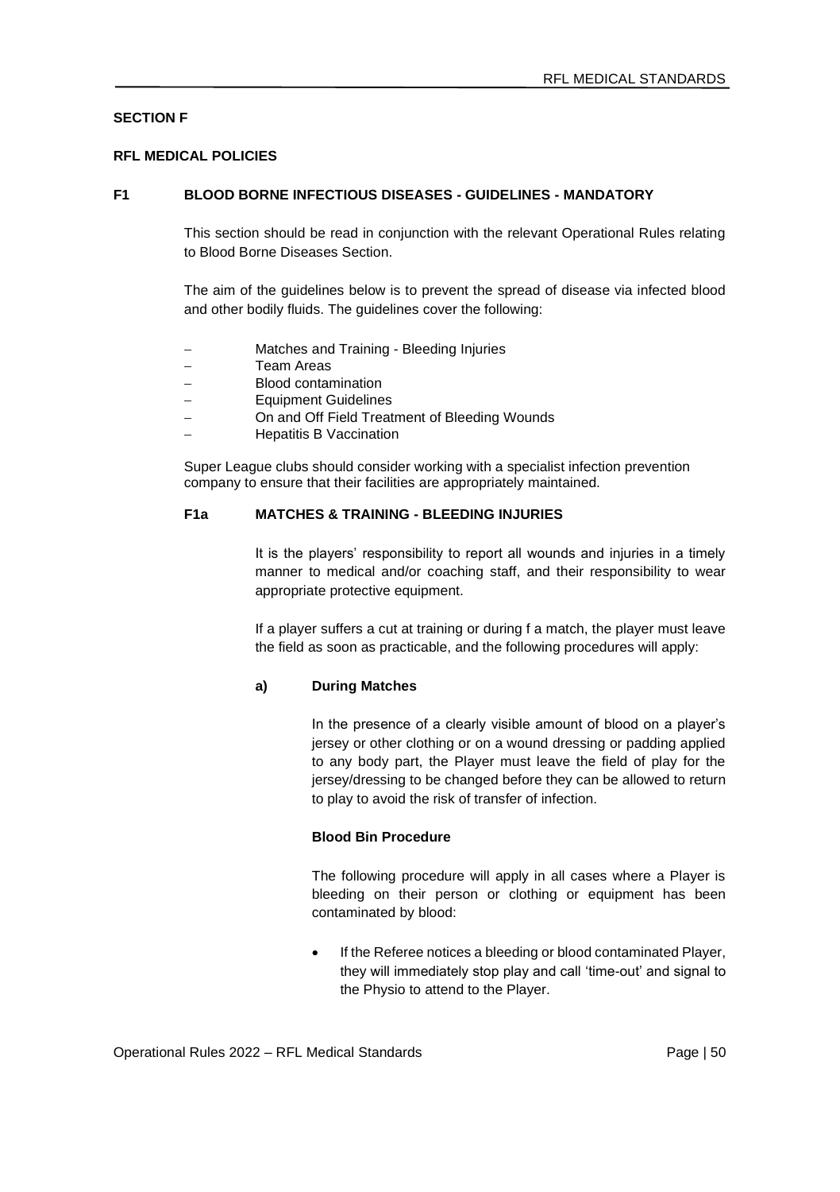## SECTION F

## RFL MEDICAL POLICIES

### F1 BLOOD BORNE INFECTIOUS DISEASES - GUIDELINES - MANDATORY

This section should be read in conjunction with the relevant Operational Rules relating to Blood Borne Diseases Section.

The aim of the guidelines below is to prevent the spread of disease via infected blood and other bodily fluids. The guidelines cover the following:

- Matches and Training - Bleeding Injuries
- Team Areas
- Blood contamination
- Equipment Guidelines
- On and Off Field Treatment of Bleeding Wounds
- Hepatitis B Vaccination

Super League clubs should consider working with a specialist infection prevention company to ensure that their facilities are appropriately maintained.

#### F1a MATCHES & TRAINING - BLEEDING INJURIES

It is the players' responsibility to report all wounds and injuries in a timely manner to medical and/or coaching staff, and their responsibility to wear appropriate protective equipment.

If a player suffers a cut at training or during f a match, the player must leave the field as soon as practicable, and the following procedures will apply:

**a) During Matches**

In the presence of a clearly visible amount of blood on a player's jersey or other clothing or on a wound dressing or padding applied to any body part, the Player must leave the field of play for the jersey/dressing to be changed before they can be allowed to return to play to avoid the risk of transfer of infection.

**Blood Bin Procedure**

The following procedure will apply in all cases where a Player is bleeding on their person or clothing or equipment has been contaminated by blood:

- If the Referee notices a bleeding or blood contaminated Player, they will immediately stop play and call 'time-out' and signal to the Physio to attend to the Player.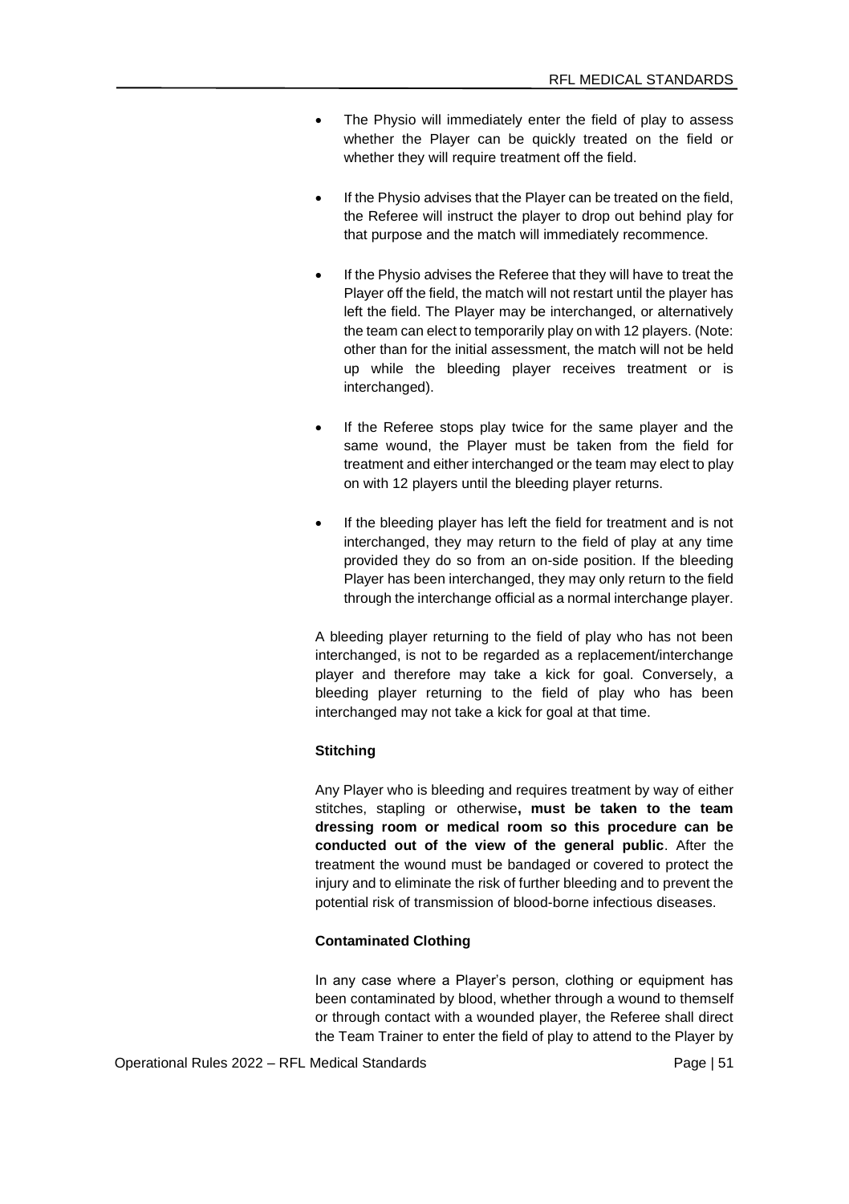- The Physio will immediately enter the field of play to assess whether the Player can be quickly treated on the field or whether they will require treatment off the field.

- If the Physio advises that the Player can be treated on the field, the Referee will instruct the player to drop out behind play for that purpose and the match will immediately recommence.

- If the Physio advises the Referee that they will have to treat the Player off the field, the match will not restart until the player has left the field. The Player may be interchanged, or alternatively the team can elect to temporarily play on with 12 players. (Note: other than for the initial assessment, the match will not be held up while the bleeding player receives treatment or is interchanged).

- If the Referee stops play twice for the same player and the same wound, the Player must be taken from the field for treatment and either interchanged or the team may elect to play on with 12 players until the bleeding player returns.

- If the bleeding player has left the field for treatment and is not interchanged, they may return to the field of play at any time provided they do so from an on-side position. If the bleeding Player has been interchanged, they may only return to the field through the interchange official as a normal interchange player.

A bleeding player returning to the field of play who has not been interchanged, is not to be regarded as a replacement/interchange player and therefore may take a kick for goal. Conversely, a bleeding player returning to the field of play who has been interchanged may not take a kick for goal at that time.

**Stitching**

Any Player who is bleeding and requires treatment by way of either stitches, stapling or otherwise**, must be taken to the team dressing room or medical room so this procedure can be conducted out of the view of the general public**. After the treatment the wound must be bandaged or covered to protect the injury and to eliminate the risk of further bleeding and to prevent the potential risk of transmission of blood-borne infectious diseases.

**Contaminated Clothing**

In any case where a Player's person, clothing or equipment has been contaminated by blood, whether through a wound to themself or through contact with a wounded player, the Referee shall direct the Team Trainer to enter the field of play to attend to the Player by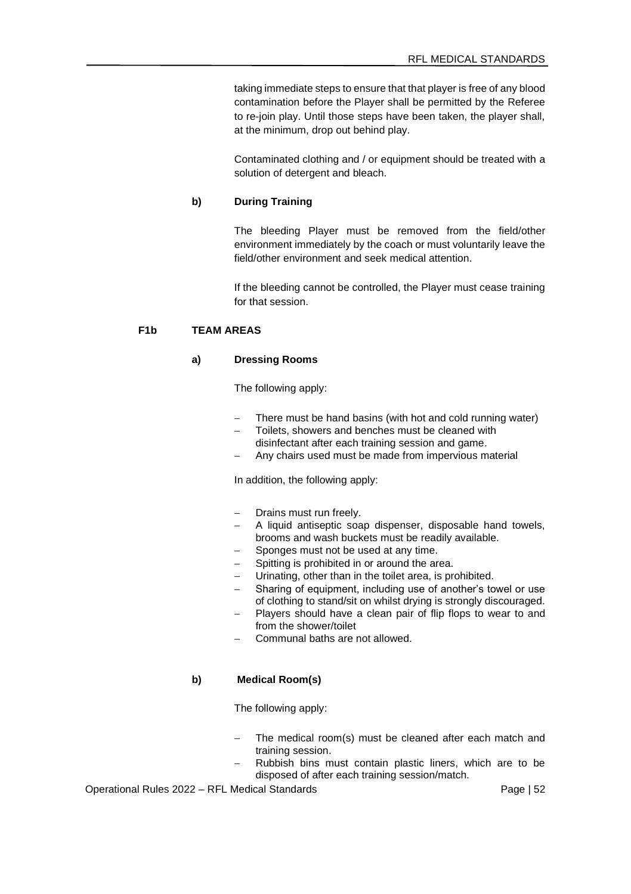taking immediate steps to ensure that that player is free of any blood contamination before the Player shall be permitted by the Referee to re-join play. Until those steps have been taken, the player shall, at the minimum, drop out behind play.

Contaminated clothing and / or equipment should be treated with a solution of detergent and bleach.

**b) During Training**

The bleeding Player must be removed from the field/other environment immediately by the coach or must voluntarily leave the field/other environment and seek medical attention.

If the bleeding cannot be controlled, the Player must cease training for that session.

## F1b TEAM AREAS

**a) Dressing Rooms**

The following apply:

- There must be hand basins (with hot and cold running water)
- Toilets, showers and benches must be cleaned with disinfectant after each training session and game.
- Any chairs used must be made from impervious material

In addition, the following apply:

- Drains must run freely.
- A liquid antiseptic soap dispenser, disposable hand towels, brooms and wash buckets must be readily available.
- Sponges must not be used at any time.
- Spitting is prohibited in or around the area.
- Urinating, other than in the toilet area, is prohibited.
- Sharing of equipment, including use of another's towel or use of clothing to stand/sit on whilst drying is strongly discouraged.
- Players should have a clean pair of flip flops to wear to and from the shower/toilet
- Communal baths are not allowed.

**b) Medical Room(s)**

The following apply:

- The medical room(s) must be cleaned after each match and training session.
- Rubbish bins must contain plastic liners, which are to be disposed of after each training session/match.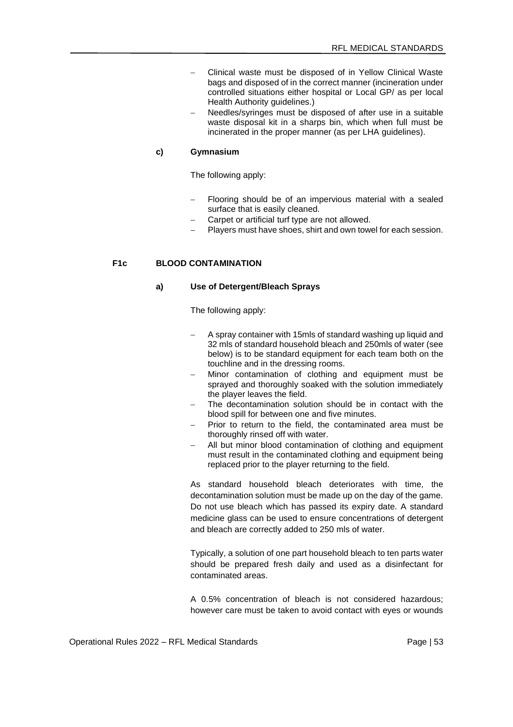- Clinical waste must be disposed of in Yellow Clinical Waste bags and disposed of in the correct manner (incineration under controlled situations either hospital or Local GP/ as per local Health Authority guidelines.)
- Needles/syringes must be disposed of after use in a suitable waste disposal kit in a sharps bin, which when full must be incinerated in the proper manner (as per LHA guidelines).

#### c) Gymnasium

The following apply:

- Flooring should be of an impervious material with a sealed surface that is easily cleaned.
- Carpet or artificial turf type are not allowed.
- Players must have shoes, shirt and own towel for each session.

### F1c BLOOD CONTAMINATION

#### a) Use of Detergent/Bleach Sprays

The following apply:

- A spray container with 15mls of standard washing up liquid and 32 mls of standard household bleach and 250mls of water (see below) is to be standard equipment for each team both on the touchline and in the dressing rooms.
- Minor contamination of clothing and equipment must be sprayed and thoroughly soaked with the solution immediately the player leaves the field.
- The decontamination solution should be in contact with the blood spill for between one and five minutes.
- Prior to return to the field, the contaminated area must be thoroughly rinsed off with water.
- All but minor blood contamination of clothing and equipment must result in the contaminated clothing and equipment being replaced prior to the player returning to the field.

As standard household bleach deteriorates with time, the decontamination solution must be made up on the day of the game. Do not use bleach which has passed its expiry date. A standard medicine glass can be used to ensure concentrations of detergent and bleach are correctly added to 250 mls of water.

Typically, a solution of one part household bleach to ten parts water should be prepared fresh daily and used as a disinfectant for contaminated areas.

A 0.5% concentration of bleach is not considered hazardous; however care must be taken to avoid contact with eyes or wounds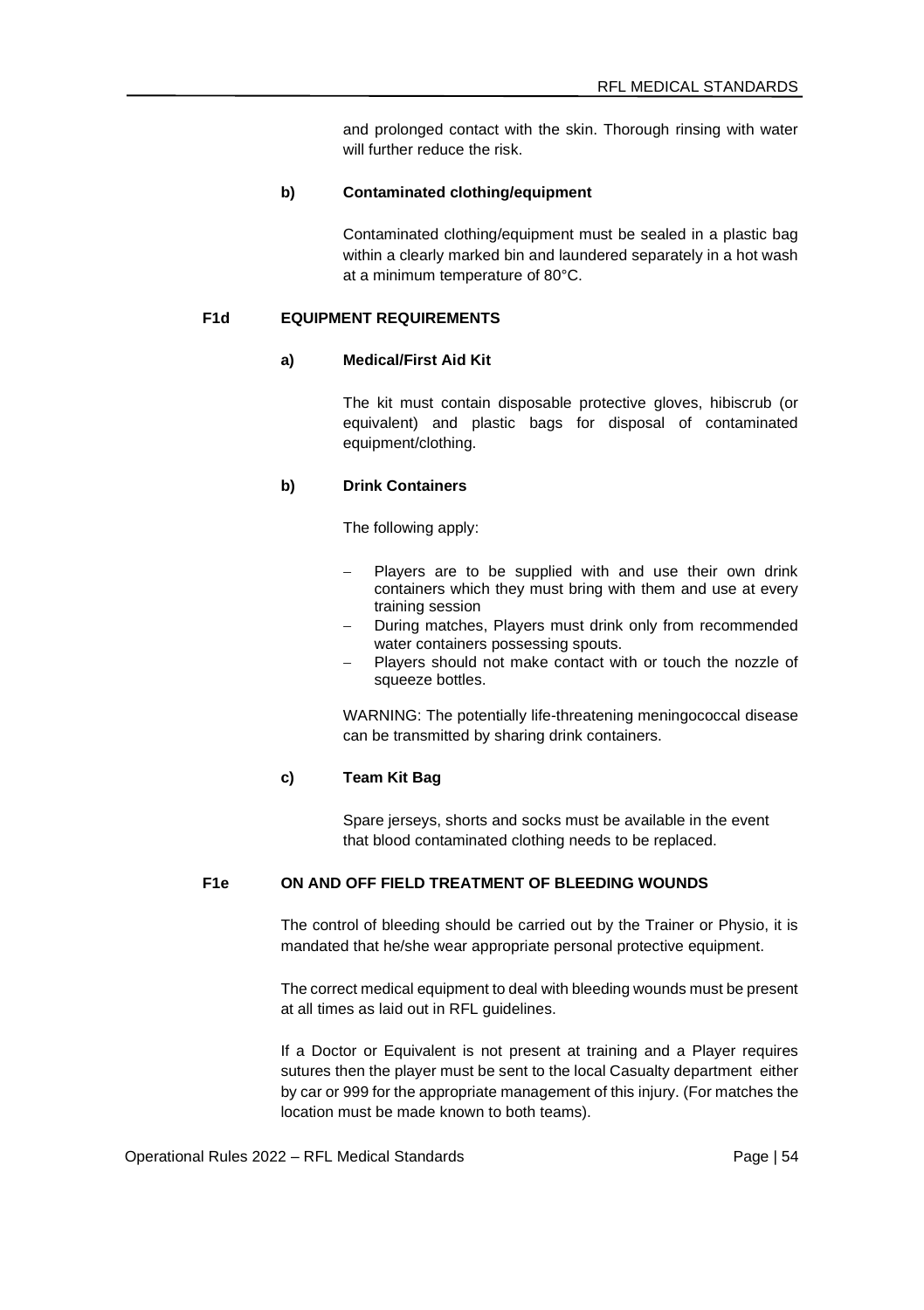and prolonged contact with the skin. Thorough rinsing with water will further reduce the risk.

**b) Contaminated clothing/equipment**

Contaminated clothing/equipment must be sealed in a plastic bag within a clearly marked bin and laundered separately in a hot wash at a minimum temperature of 80°C.

### F1d EQUIPMENT REQUIREMENTS

**a) Medical/First Aid Kit**

The kit must contain disposable protective gloves, hibiscrub (or equivalent) and plastic bags for disposal of contaminated equipment/clothing.

**b) Drink Containers**

The following apply:

- Players are to be supplied with and use their own drink containers which they must bring with them and use at every training session
- During matches, Players must drink only from recommended water containers possessing spouts.
- Players should not make contact with or touch the nozzle of squeeze bottles.

WARNING: The potentially life-threatening meningococcal disease can be transmitted by sharing drink containers.

**c) Team Kit Bag**

Spare jerseys, shorts and socks must be available in the event that blood contaminated clothing needs to be replaced.

### F1e ON AND OFF FIELD TREATMENT OF BLEEDING WOUNDS

The control of bleeding should be carried out by the Trainer or Physio, it is mandated that he/she wear appropriate personal protective equipment.

The correct medical equipment to deal with bleeding wounds must be present at all times as laid out in RFL guidelines.

If a Doctor or Equivalent is not present at training and a Player requires sutures then the player must be sent to the local Casualty department either by car or 999 for the appropriate management of this injury. (For matches the location must be made known to both teams).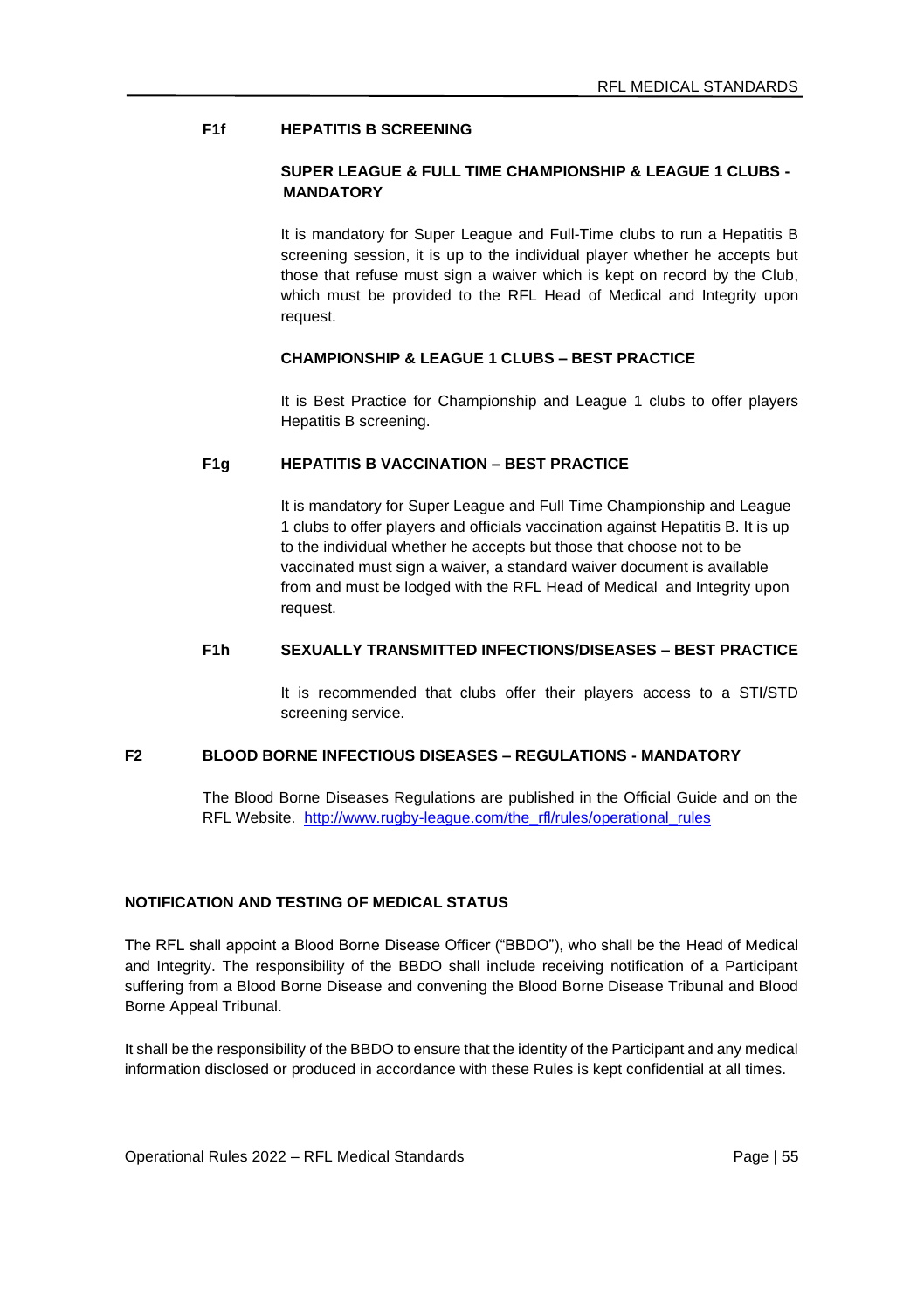#### F1f HEPATITIS B SCREENING

**SUPER LEAGUE & FULL TIME CHAMPIONSHIP & LEAGUE 1 CLUBS - MANDATORY**

It is mandatory for Super League and Full-Time clubs to run a Hepatitis B screening session, it is up to the individual player whether he accepts but those that refuse must sign a waiver which is kept on record by the Club, which must be provided to the RFL Head of Medical and Integrity upon request.

**CHAMPIONSHIP & LEAGUE 1 CLUBS – BEST PRACTICE**

It is Best Practice for Championship and League 1 clubs to offer players Hepatitis B screening.

#### F1g HEPATITIS B VACCINATION – BEST PRACTICE

It is mandatory for Super League and Full Time Championship and League 1 clubs to offer players and officials vaccination against Hepatitis B. It is up to the individual whether he accepts but those that choose not to be vaccinated must sign a waiver, a standard waiver document is available from and must be lodged with the RFL Head of Medical and Integrity upon request.

#### F1h SEXUALLY TRANSMITTED INFECTIONS/DISEASES – BEST PRACTICE

It is recommended that clubs offer their players access to a STI/STD screening service.

### F2 BLOOD BORNE INFECTIOUS DISEASES – REGULATIONS - MANDATORY

The Blood Borne Diseases Regulations are published in the Official Guide and on the RFL Website. [http://www.rugby-league.com/the_rfl/rules/operational_rules](http://www.rugby-league.com/the_rfl/rules/operational_rules)

### NOTIFICATION AND TESTING OF MEDICAL STATUS

The RFL shall appoint a Blood Borne Disease Officer ("BBDO"), who shall be the Head of Medical and Integrity. The responsibility of the BBDO shall include receiving notification of a Participant suffering from a Blood Borne Disease and convening the Blood Borne Disease Tribunal and Blood Borne Appeal Tribunal.

It shall be the responsibility of the BBDO to ensure that the identity of the Participant and any medical information disclosed or produced in accordance with these Rules is kept confidential at all times.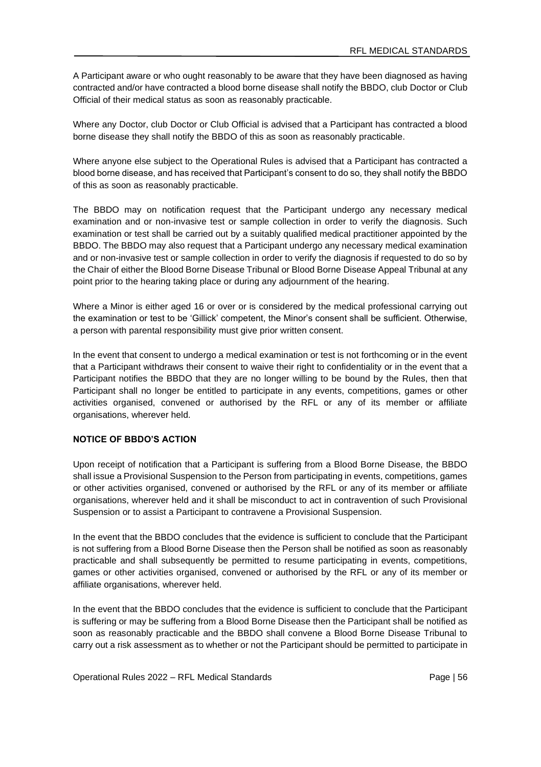A Participant aware or who ought reasonably to be aware that they have been diagnosed as having contracted and/or have contracted a blood borne disease shall notify the BBDO, club Doctor or Club Official of their medical status as soon as reasonably practicable.

Where any Doctor, club Doctor or Club Official is advised that a Participant has contracted a blood borne disease they shall notify the BBDO of this as soon as reasonably practicable.

Where anyone else subject to the Operational Rules is advised that a Participant has contracted a blood borne disease, and has received that Participant's consent to do so, they shall notify the BBDO of this as soon as reasonably practicable.

The BBDO may on notification request that the Participant undergo any necessary medical examination and or non-invasive test or sample collection in order to verify the diagnosis. Such examination or test shall be carried out by a suitably qualified medical practitioner appointed by the BBDO. The BBDO may also request that a Participant undergo any necessary medical examination and or non-invasive test or sample collection in order to verify the diagnosis if requested to do so by the Chair of either the Blood Borne Disease Tribunal or Blood Borne Disease Appeal Tribunal at any point prior to the hearing taking place or during any adjournment of the hearing.

Where a Minor is either aged 16 or over or is considered by the medical professional carrying out the examination or test to be 'Gillick' competent, the Minor's consent shall be sufficient. Otherwise, a person with parental responsibility must give prior written consent.

In the event that consent to undergo a medical examination or test is not forthcoming or in the event that a Participant withdraws their consent to waive their right to confidentiality or in the event that a Participant notifies the BBDO that they are no longer willing to be bound by the Rules, then that Participant shall no longer be entitled to participate in any events, competitions, games or other activities organised, convened or authorised by the RFL or any of its member or affiliate organisations, wherever held.

**NOTICE OF BBDO'S ACTION**

Upon receipt of notification that a Participant is suffering from a Blood Borne Disease, the BBDO shall issue a Provisional Suspension to the Person from participating in events, competitions, games or other activities organised, convened or authorised by the RFL or any of its member or affiliate organisations, wherever held and it shall be misconduct to act in contravention of such Provisional Suspension or to assist a Participant to contravene a Provisional Suspension.

In the event that the BBDO concludes that the evidence is sufficient to conclude that the Participant is not suffering from a Blood Borne Disease then the Person shall be notified as soon as reasonably practicable and shall subsequently be permitted to resume participating in events, competitions, games or other activities organised, convened or authorised by the RFL or any of its member or affiliate organisations, wherever held.

In the event that the BBDO concludes that the evidence is sufficient to conclude that the Participant is suffering or may be suffering from a Blood Borne Disease then the Participant shall be notified as soon as reasonably practicable and the BBDO shall convene a Blood Borne Disease Tribunal to carry out a risk assessment as to whether or not the Participant should be permitted to participate in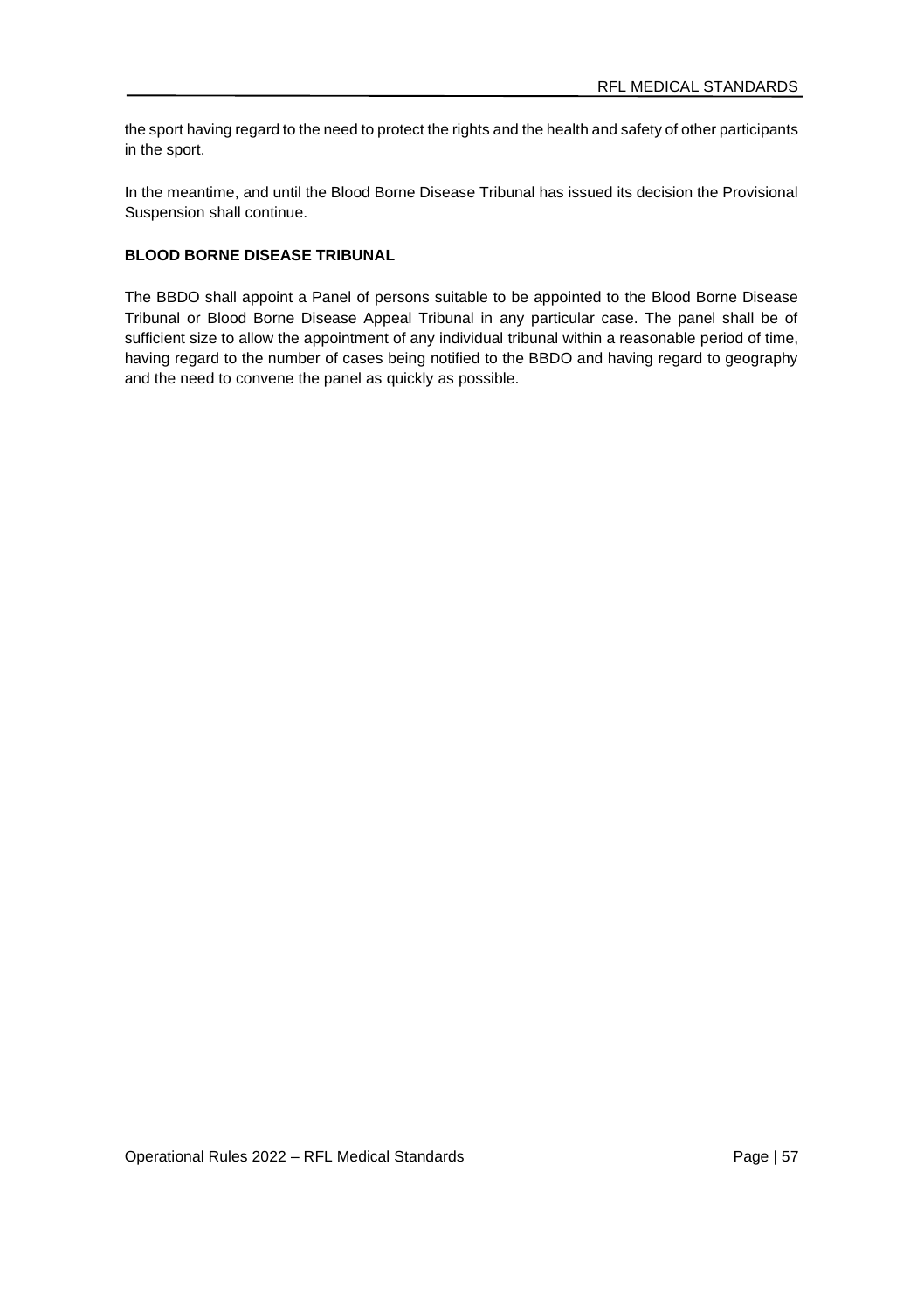the sport having regard to the need to protect the rights and the health and safety of other participants in the sport.

In the meantime, and until the Blood Borne Disease Tribunal has issued its decision the Provisional Suspension shall continue.

**BLOOD BORNE DISEASE TRIBUNAL**

The BBDO shall appoint a Panel of persons suitable to be appointed to the Blood Borne Disease Tribunal or Blood Borne Disease Appeal Tribunal in any particular case. The panel shall be of sufficient size to allow the appointment of any individual tribunal within a reasonable period of time, having regard to the number of cases being notified to the BBDO and having regard to geography and the need to convene the panel as quickly as possible.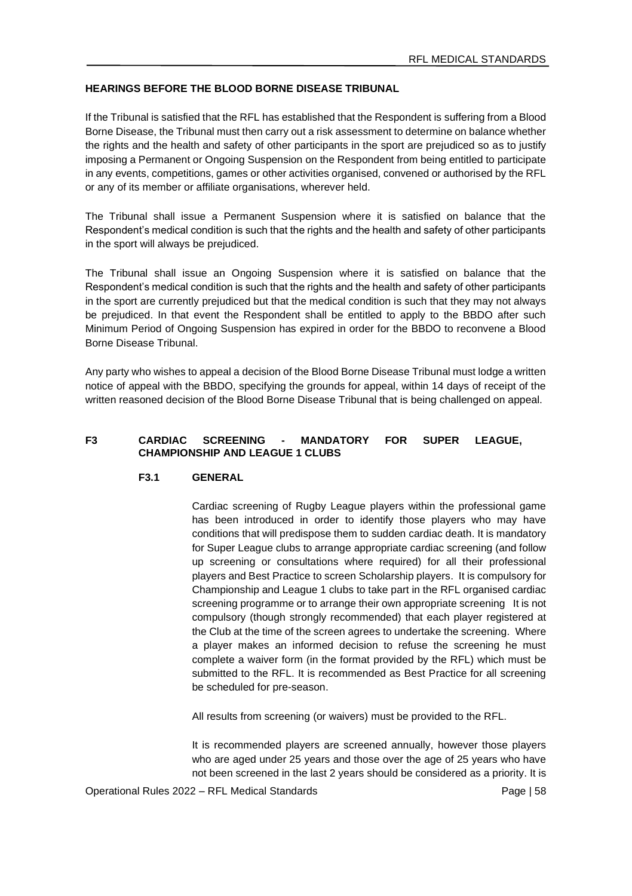**HEARINGS BEFORE THE BLOOD BORNE DISEASE TRIBUNAL**

If the Tribunal is satisfied that the RFL has established that the Respondent is suffering from a Blood Borne Disease, the Tribunal must then carry out a risk assessment to determine on balance whether the rights and the health and safety of other participants in the sport are prejudiced so as to justify imposing a Permanent or Ongoing Suspension on the Respondent from being entitled to participate in any events, competitions, games or other activities organised, convened or authorised by the RFL or any of its member or affiliate organisations, wherever held.

The Tribunal shall issue a Permanent Suspension where it is satisfied on balance that the Respondent's medical condition is such that the rights and the health and safety of other participants in the sport will always be prejudiced.

The Tribunal shall issue an Ongoing Suspension where it is satisfied on balance that the Respondent's medical condition is such that the rights and the health and safety of other participants in the sport are currently prejudiced but that the medical condition is such that they may not always be prejudiced. In that event the Respondent shall be entitled to apply to the BBDO after such Minimum Period of Ongoing Suspension has expired in order for the BBDO to reconvene a Blood Borne Disease Tribunal.

Any party who wishes to appeal a decision of the Blood Borne Disease Tribunal must lodge a written notice of appeal with the BBDO, specifying the grounds for appeal, within 14 days of receipt of the written reasoned decision of the Blood Borne Disease Tribunal that is being challenged on appeal.

## F3 CARDIAC SCREENING - MANDATORY FOR SUPER LEAGUE, CHAMPIONSHIP AND LEAGUE 1 CLUBS

### F3.1 GENERAL

Cardiac screening of Rugby League players within the professional game has been introduced in order to identify those players who may have conditions that will predispose them to sudden cardiac death. It is mandatory for Super League clubs to arrange appropriate cardiac screening (and follow up screening or consultations where required) for all their professional players and Best Practice to screen Scholarship players. It is compulsory for Championship and League 1 clubs to take part in the RFL organised cardiac screening programme or to arrange their own appropriate screening It is not compulsory (though strongly recommended) that each player registered at the Club at the time of the screen agrees to undertake the screening. Where a player makes an informed decision to refuse the screening he must complete a waiver form (in the format provided by the RFL) which must be submitted to the RFL. It is recommended as Best Practice for all screening be scheduled for pre-season.

All results from screening (or waivers) must be provided to the RFL.

It is recommended players are screened annually, however those players who are aged under 25 years and those over the age of 25 years who have not been screened in the last 2 years should be considered as a priority. It is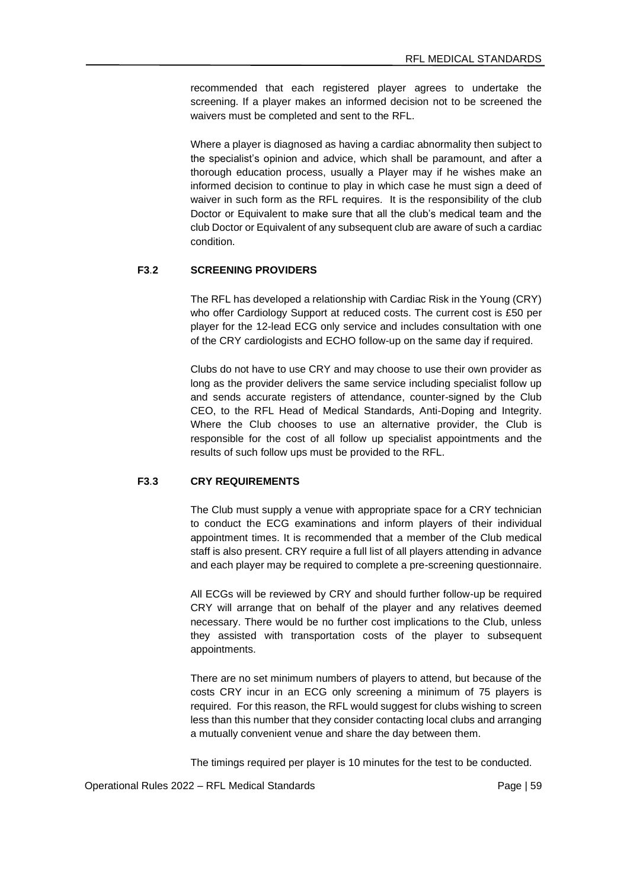recommended that each registered player agrees to undertake the screening. If a player makes an informed decision not to be screened the waivers must be completed and sent to the RFL.

Where a player is diagnosed as having a cardiac abnormality then subject to the specialist's opinion and advice, which shall be paramount, and after a thorough education process, usually a Player may if he wishes make an informed decision to continue to play in which case he must sign a deed of waiver in such form as the RFL requires. It is the responsibility of the club Doctor or Equivalent to make sure that all the club's medical team and the club Doctor or Equivalent of any subsequent club are aware of such a cardiac condition.

### F3.2 SCREENING PROVIDERS

The RFL has developed a relationship with Cardiac Risk in the Young (CRY) who offer Cardiology Support at reduced costs. The current cost is £50 per player for the 12-lead ECG only service and includes consultation with one of the CRY cardiologists and ECHO follow-up on the same day if required.

Clubs do not have to use CRY and may choose to use their own provider as long as the provider delivers the same service including specialist follow up and sends accurate registers of attendance, counter-signed by the Club CEO, to the RFL Head of Medical Standards, Anti-Doping and Integrity. Where the Club chooses to use an alternative provider, the Club is responsible for the cost of all follow up specialist appointments and the results of such follow ups must be provided to the RFL.

### F3.3 CRY REQUIREMENTS

The Club must supply a venue with appropriate space for a CRY technician to conduct the ECG examinations and inform players of their individual appointment times. It is recommended that a member of the Club medical staff is also present. CRY require a full list of all players attending in advance and each player may be required to complete a pre-screening questionnaire.

All ECGs will be reviewed by CRY and should further follow-up be required CRY will arrange that on behalf of the player and any relatives deemed necessary. There would be no further cost implications to the Club, unless they assisted with transportation costs of the player to subsequent appointments.

There are no set minimum numbers of players to attend, but because of the costs CRY incur in an ECG only screening a minimum of 75 players is required. For this reason, the RFL would suggest for clubs wishing to screen less than this number that they consider contacting local clubs and arranging a mutually convenient venue and share the day between them.

The timings required per player is 10 minutes for the test to be conducted.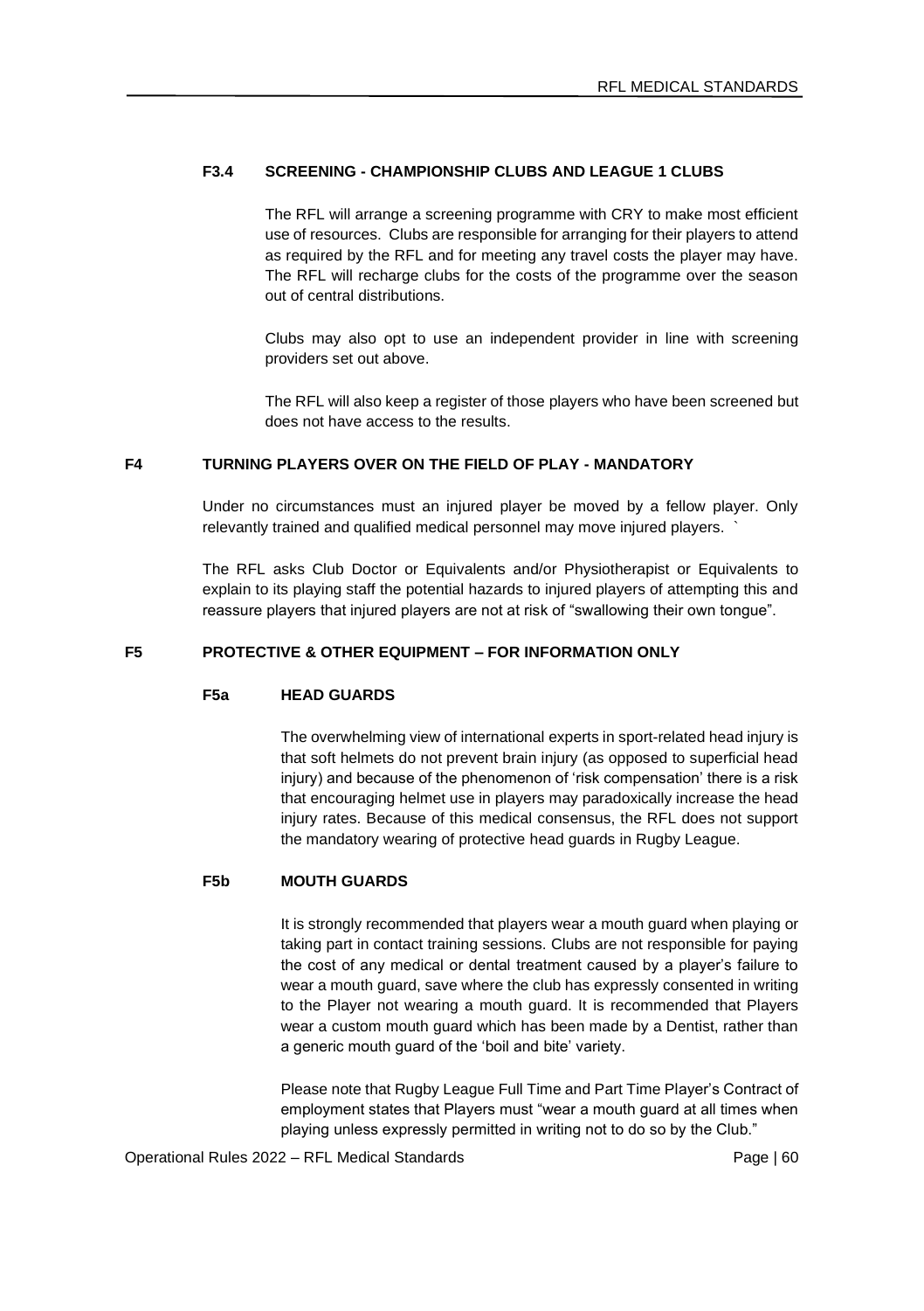### F3.4 SCREENING - CHAMPIONSHIP CLUBS AND LEAGUE 1 CLUBS

The RFL will arrange a screening programme with CRY to make most efficient use of resources. Clubs are responsible for arranging for their players to attend as required by the RFL and for meeting any travel costs the player may have. The RFL will recharge clubs for the costs of the programme over the season out of central distributions.

Clubs may also opt to use an independent provider in line with screening providers set out above.

The RFL will also keep a register of those players who have been screened but does not have access to the results.

## F4 TURNING PLAYERS OVER ON THE FIELD OF PLAY - MANDATORY

Under no circumstances must an injured player be moved by a fellow player. Only relevantly trained and qualified medical personnel may move injured players. `

The RFL asks Club Doctor or Equivalents and/or Physiotherapist or Equivalents to explain to its playing staff the potential hazards to injured players of attempting this and reassure players that injured players are not at risk of "swallowing their own tongue".

## F5 PROTECTIVE & OTHER EQUIPMENT – FOR INFORMATION ONLY

### F5a HEAD GUARDS

The overwhelming view of international experts in sport-related head injury is that soft helmets do not prevent brain injury (as opposed to superficial head injury) and because of the phenomenon of 'risk compensation' there is a risk that encouraging helmet use in players may paradoxically increase the head injury rates. Because of this medical consensus, the RFL does not support the mandatory wearing of protective head guards in Rugby League.

### F5b MOUTH GUARDS

It is strongly recommended that players wear a mouth guard when playing or taking part in contact training sessions. Clubs are not responsible for paying the cost of any medical or dental treatment caused by a player's failure to wear a mouth guard, save where the club has expressly consented in writing to the Player not wearing a mouth guard. It is recommended that Players wear a custom mouth guard which has been made by a Dentist, rather than a generic mouth guard of the 'boil and bite' variety.

Please note that Rugby League Full Time and Part Time Player's Contract of employment states that Players must "wear a mouth guard at all times when playing unless expressly permitted in writing not to do so by the Club."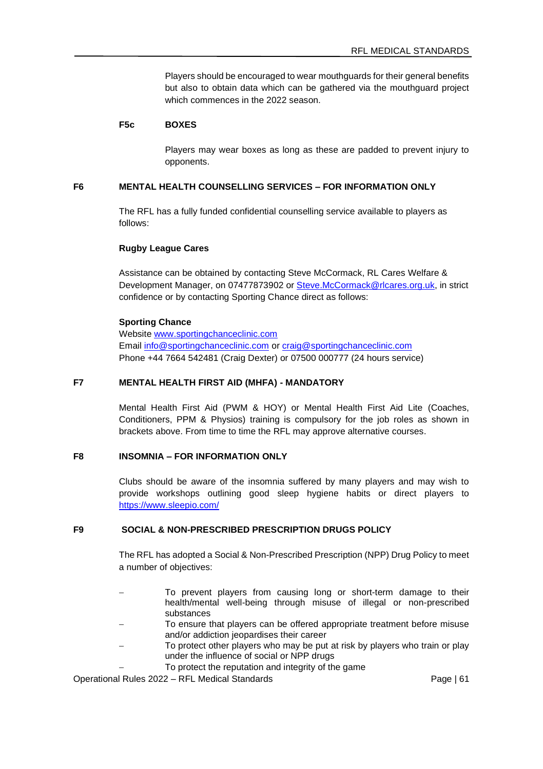Players should be encouraged to wear mouthguards for their general benefits but also to obtain data which can be gathered via the mouthguard project which commences in the 2022 season.

#### F5c BOXES

Players may wear boxes as long as these are padded to prevent injury to opponents.

### F6 MENTAL HEALTH COUNSELLING SERVICES – FOR INFORMATION ONLY

The RFL has a fully funded confidential counselling service available to players as follows:

**Rugby League Cares**

Assistance can be obtained by contacting Steve McCormack, RL Cares Welfare & Development Manager, on 07477873902 or Steve.McCormack@rlcares.org.uk, in strict confidence or by contacting Sporting Chance direct as follows:

**Sporting Chance**
Website www.sportingchanceclinic.com
Email info@sportingchanceclinic.com or craig@sportingchanceclinic.com
Phone +44 7664 542481 (Craig Dexter) or 07500 000777 (24 hours service)

### F7 MENTAL HEALTH FIRST AID (MHFA) - MANDATORY

Mental Health First Aid (PWM & HOY) or Mental Health First Aid Lite (Coaches, Conditioners, PPM & Physios) training is compulsory for the job roles as shown in brackets above. From time to time the RFL may approve alternative courses.

### F8 INSOMNIA – FOR INFORMATION ONLY

Clubs should be aware of the insomnia suffered by many players and may wish to provide workshops outlining good sleep hygiene habits or direct players to https://www.sleepio.com/

### F9 SOCIAL & NON-PRESCRIBED PRESCRIPTION DRUGS POLICY

The RFL has adopted a Social & Non-Prescribed Prescription (NPP) Drug Policy to meet a number of objectives:

- To prevent players from causing long or short-term damage to their health/mental well-being through misuse of illegal or non-prescribed substances
- To ensure that players can be offered appropriate treatment before misuse and/or addiction jeopardises their career
- To protect other players who may be put at risk by players who train or play under the influence of social or NPP drugs
- To protect the reputation and integrity of the game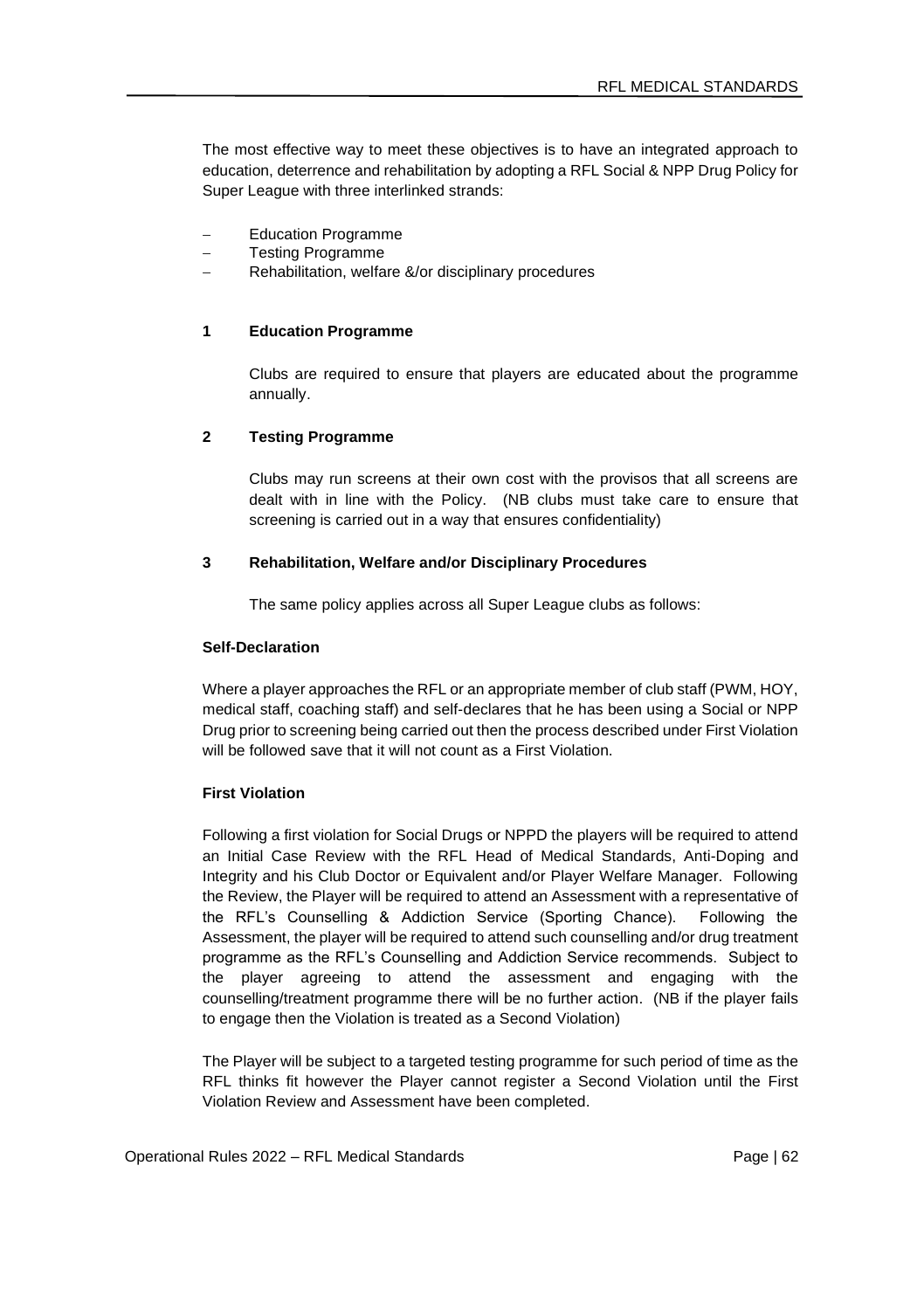The most effective way to meet these objectives is to have an integrated approach to education, deterrence and rehabilitation by adopting a RFL Social & NPP Drug Policy for Super League with three interlinked strands:

- Education Programme
- Testing Programme
- Rehabilitation, welfare &/or disciplinary procedures

### 1 Education Programme

Clubs are required to ensure that players are educated about the programme annually.

### 2 Testing Programme

Clubs may run screens at their own cost with the provisos that all screens are dealt with in line with the Policy. (NB clubs must take care to ensure that screening is carried out in a way that ensures confidentiality)

### 3 Rehabilitation, Welfare and/or Disciplinary Procedures

The same policy applies across all Super League clubs as follows:

**Self-Declaration**

Where a player approaches the RFL or an appropriate member of club staff (PWM, HOY, medical staff, coaching staff) and self-declares that he has been using a Social or NPP Drug prior to screening being carried out then the process described under First Violation will be followed save that it will not count as a First Violation.

**First Violation**

Following a first violation for Social Drugs or NPPD the players will be required to attend an Initial Case Review with the RFL Head of Medical Standards, Anti-Doping and Integrity and his Club Doctor or Equivalent and/or Player Welfare Manager. Following the Review, the Player will be required to attend an Assessment with a representative of the RFL's Counselling & Addiction Service (Sporting Chance). Following the Assessment, the player will be required to attend such counselling and/or drug treatment programme as the RFL's Counselling and Addiction Service recommends. Subject to the player agreeing to attend the assessment and engaging with the counselling/treatment programme there will be no further action. (NB if the player fails to engage then the Violation is treated as a Second Violation)

The Player will be subject to a targeted testing programme for such period of time as the RFL thinks fit however the Player cannot register a Second Violation until the First Violation Review and Assessment have been completed.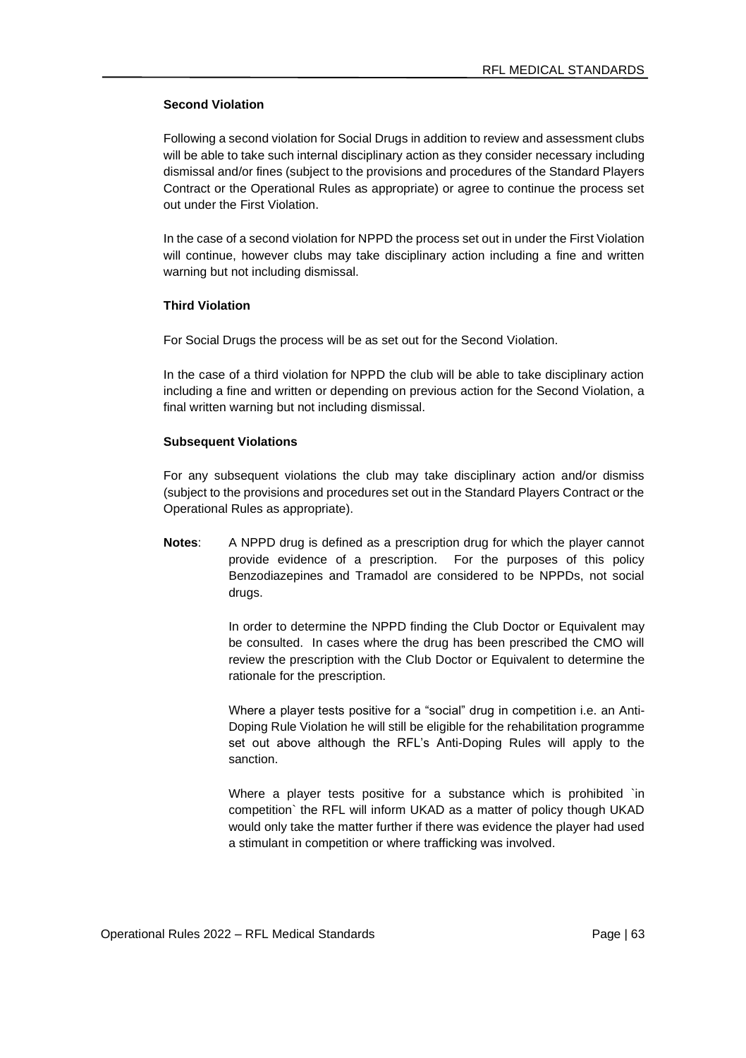**Second Violation**

Following a second violation for Social Drugs in addition to review and assessment clubs will be able to take such internal disciplinary action as they consider necessary including dismissal and/or fines (subject to the provisions and procedures of the Standard Players Contract or the Operational Rules as appropriate) or agree to continue the process set out under the First Violation.

In the case of a second violation for NPPD the process set out in under the First Violation will continue, however clubs may take disciplinary action including a fine and written warning but not including dismissal.

**Third Violation**

For Social Drugs the process will be as set out for the Second Violation.

In the case of a third violation for NPPD the club will be able to take disciplinary action including a fine and written or depending on previous action for the Second Violation, a final written warning but not including dismissal.

**Subsequent Violations**

For any subsequent violations the club may take disciplinary action and/or dismiss (subject to the provisions and procedures set out in the Standard Players Contract or the Operational Rules as appropriate).

**Notes**: A NPPD drug is defined as a prescription drug for which the player cannot provide evidence of a prescription. For the purposes of this policy Benzodiazepines and Tramadol are considered to be NPPDs, not social drugs.

In order to determine the NPPD finding the Club Doctor or Equivalent may be consulted. In cases where the drug has been prescribed the CMO will review the prescription with the Club Doctor or Equivalent to determine the rationale for the prescription.

Where a player tests positive for a "social" drug in competition i.e. an Anti-Doping Rule Violation he will still be eligible for the rehabilitation programme set out above although the RFL's Anti-Doping Rules will apply to the sanction.

Where a player tests positive for a substance which is prohibited `in competition` the RFL will inform UKAD as a matter of policy though UKAD would only take the matter further if there was evidence the player had used a stimulant in competition or where trafficking was involved.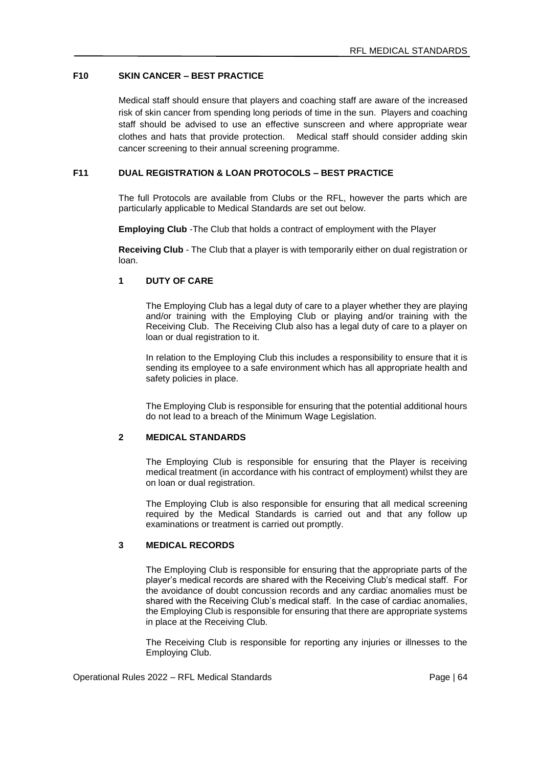## F10 SKIN CANCER – BEST PRACTICE

Medical staff should ensure that players and coaching staff are aware of the increased risk of skin cancer from spending long periods of time in the sun. Players and coaching staff should be advised to use an effective sunscreen and where appropriate wear clothes and hats that provide protection. Medical staff should consider adding skin cancer screening to their annual screening programme.

## F11 DUAL REGISTRATION & LOAN PROTOCOLS – BEST PRACTICE

The full Protocols are available from Clubs or the RFL, however the parts which are particularly applicable to Medical Standards are set out below.

**Employing Club** -The Club that holds a contract of employment with the Player

**Receiving Club** - The Club that a player is with temporarily either on dual registration or loan.

### 1 DUTY OF CARE

The Employing Club has a legal duty of care to a player whether they are playing and/or training with the Employing Club or playing and/or training with the Receiving Club. The Receiving Club also has a legal duty of care to a player on loan or dual registration to it.

In relation to the Employing Club this includes a responsibility to ensure that it is sending its employee to a safe environment which has all appropriate health and safety policies in place.

The Employing Club is responsible for ensuring that the potential additional hours do not lead to a breach of the Minimum Wage Legislation.

### 2 MEDICAL STANDARDS

The Employing Club is responsible for ensuring that the Player is receiving medical treatment (in accordance with his contract of employment) whilst they are on loan or dual registration.

The Employing Club is also responsible for ensuring that all medical screening required by the Medical Standards is carried out and that any follow up examinations or treatment is carried out promptly.

### 3 MEDICAL RECORDS

The Employing Club is responsible for ensuring that the appropriate parts of the player's medical records are shared with the Receiving Club's medical staff. For the avoidance of doubt concussion records and any cardiac anomalies must be shared with the Receiving Club's medical staff. In the case of cardiac anomalies, the Employing Club is responsible for ensuring that there are appropriate systems in place at the Receiving Club.

The Receiving Club is responsible for reporting any injuries or illnesses to the Employing Club.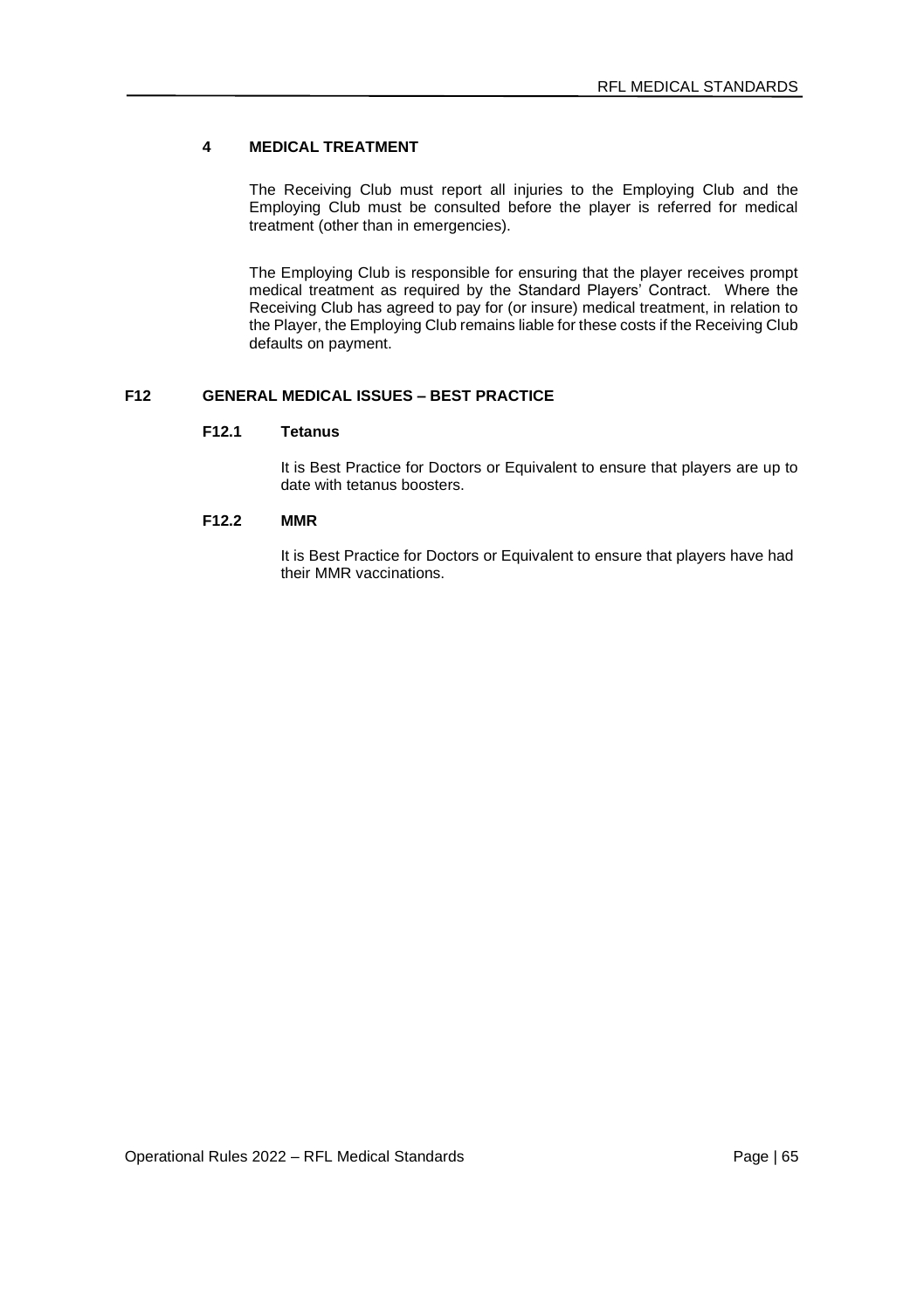### 4 MEDICAL TREATMENT

The Receiving Club must report all injuries to the Employing Club and the Employing Club must be consulted before the player is referred for medical treatment (other than in emergencies).

The Employing Club is responsible for ensuring that the player receives prompt medical treatment as required by the Standard Players' Contract. Where the Receiving Club has agreed to pay for (or insure) medical treatment, in relation to the Player, the Employing Club remains liable for these costs if the Receiving Club defaults on payment.

## F12 GENERAL MEDICAL ISSUES – BEST PRACTICE

### F12.1 Tetanus

It is Best Practice for Doctors or Equivalent to ensure that players are up to date with tetanus boosters.

### F12.2 MMR

It is Best Practice for Doctors or Equivalent to ensure that players have had their MMR vaccinations.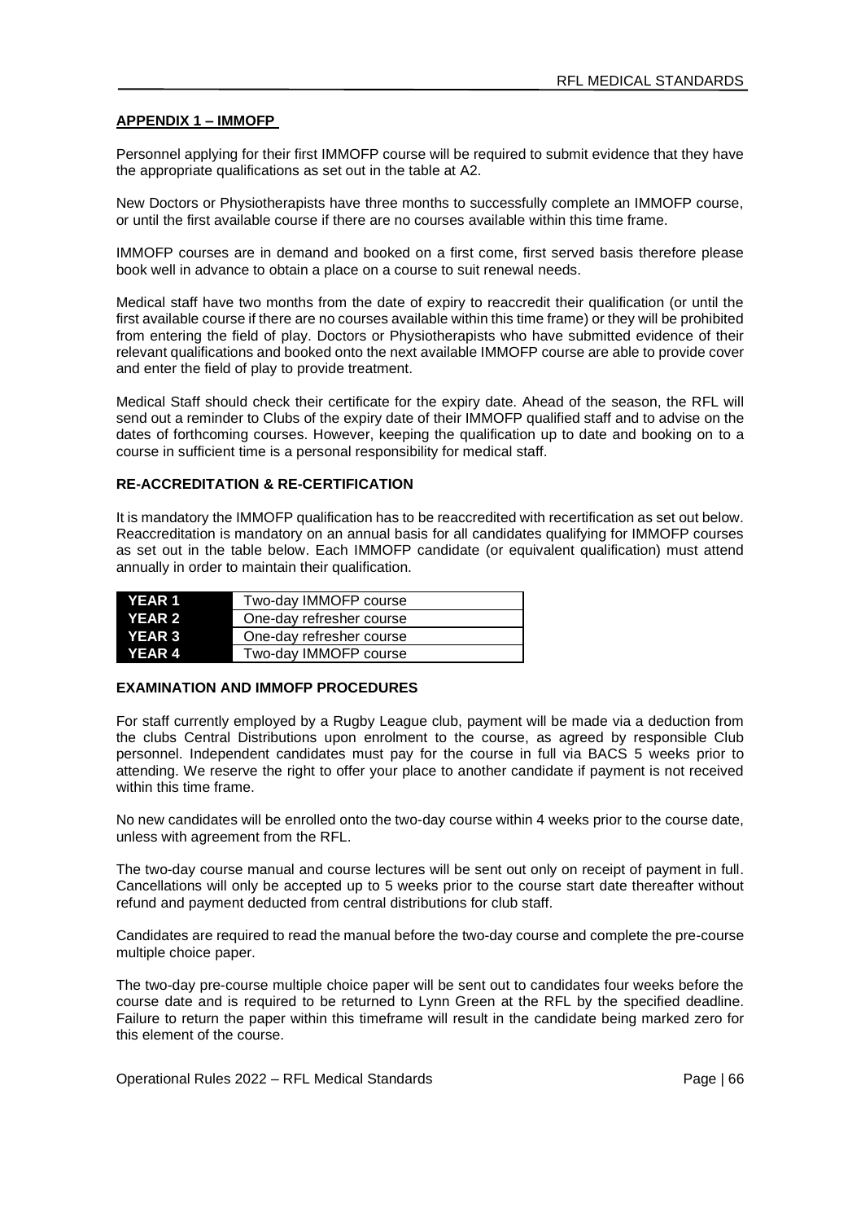## APPENDIX 1 – IMMOFP

Personnel applying for their first IMMOFP course will be required to submit evidence that they have the appropriate qualifications as set out in the table at A2.

New Doctors or Physiotherapists have three months to successfully complete an IMMOFP course, or until the first available course if there are no courses available within this time frame.

IMMOFP courses are in demand and booked on a first come, first served basis therefore please book well in advance to obtain a place on a course to suit renewal needs.

Medical staff have two months from the date of expiry to reaccredit their qualification (or until the first available course if there are no courses available within this time frame) or they will be prohibited from entering the field of play. Doctors or Physiotherapists who have submitted evidence of their relevant qualifications and booked onto the next available IMMOFP course are able to provide cover and enter the field of play to provide treatment.

Medical Staff should check their certificate for the expiry date. Ahead of the season, the RFL will send out a reminder to Clubs of the expiry date of their IMMOFP qualified staff and to advise on the dates of forthcoming courses. However, keeping the qualification up to date and booking on to a course in sufficient time is a personal responsibility for medical staff.

### RE-ACCREDITATION & RE-CERTIFICATION

It is mandatory the IMMOFP qualification has to be reaccredited with recertification as set out below. Reaccreditation is mandatory on an annual basis for all candidates qualifying for IMMOFP courses as set out in the table below. Each IMMOFP candidate (or equivalent qualification) must attend annually in order to maintain their qualification.

| | |
|---|---|
| **YEAR 1** | Two-day IMMOFP course |
| **YEAR 2** | One-day refresher course |
| **YEAR 3** | One-day refresher course |
| **YEAR 4** | Two-day IMMOFP course |

### EXAMINATION AND IMMOFP PROCEDURES

For staff currently employed by a Rugby League club, payment will be made via a deduction from the clubs Central Distributions upon enrolment to the course, as agreed by responsible Club personnel. Independent candidates must pay for the course in full via BACS 5 weeks prior to attending. We reserve the right to offer your place to another candidate if payment is not received within this time frame.

No new candidates will be enrolled onto the two-day course within 4 weeks prior to the course date, unless with agreement from the RFL.

The two-day course manual and course lectures will be sent out only on receipt of payment in full. Cancellations will only be accepted up to 5 weeks prior to the course start date thereafter without refund and payment deducted from central distributions for club staff.

Candidates are required to read the manual before the two-day course and complete the pre-course multiple choice paper.

The two-day pre-course multiple choice paper will be sent out to candidates four weeks before the course date and is required to be returned to Lynn Green at the RFL by the specified deadline. Failure to return the paper within this timeframe will result in the candidate being marked zero for this element of the course.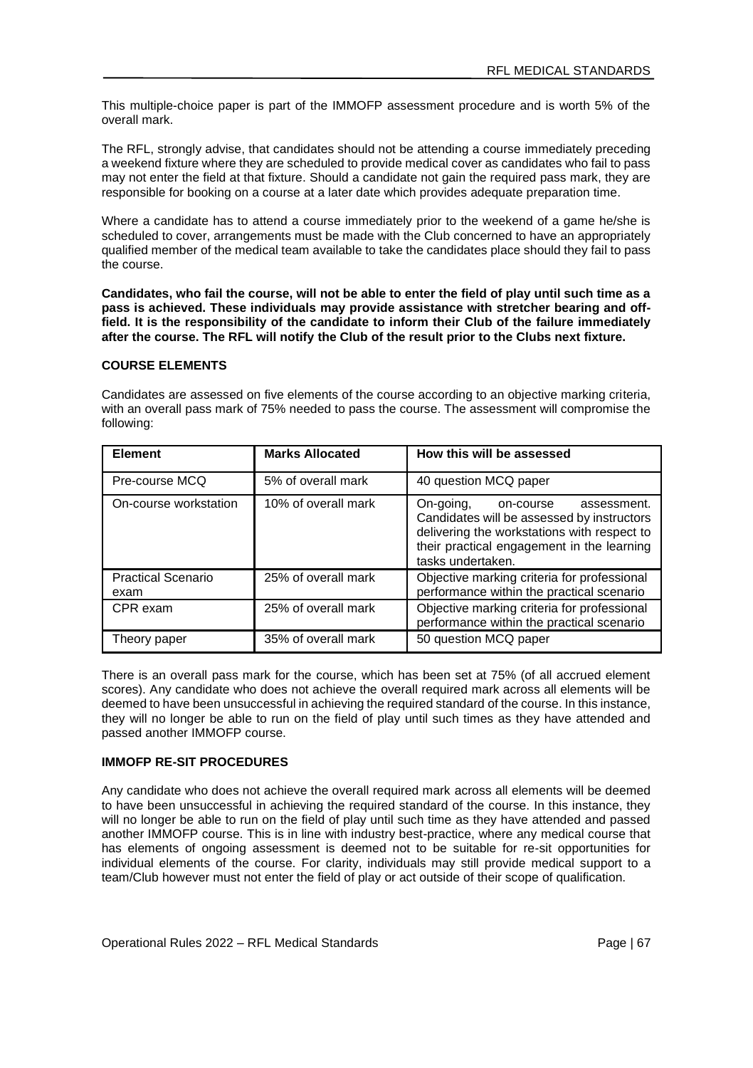This multiple-choice paper is part of the IMMOFP assessment procedure and is worth 5% of the overall mark.

The RFL, strongly advise, that candidates should not be attending a course immediately preceding a weekend fixture where they are scheduled to provide medical cover as candidates who fail to pass may not enter the field at that fixture. Should a candidate not gain the required pass mark, they are responsible for booking on a course at a later date which provides adequate preparation time.

Where a candidate has to attend a course immediately prior to the weekend of a game he/she is scheduled to cover, arrangements must be made with the Club concerned to have an appropriately qualified member of the medical team available to take the candidates place should they fail to pass the course.

**Candidates, who fail the course, will not be able to enter the field of play until such time as a pass is achieved. These individuals may provide assistance with stretcher bearing and off-field. It is the responsibility of the candidate to inform their Club of the failure immediately after the course. The RFL will notify the Club of the result prior to the Clubs next fixture.**

**COURSE ELEMENTS**

Candidates are assessed on five elements of the course according to an objective marking criteria, with an overall pass mark of 75% needed to pass the course. The assessment will compromise the following:

| Element | Marks Allocated | How this will be assessed |
|---|---|---|
| Pre-course MCQ | 5% of overall mark | 40 question MCQ paper |
| On-course workstation | 10% of overall mark | On-going, on-course assessment. Candidates will be assessed by instructors delivering the workstations with respect to their practical engagement in the learning tasks undertaken. |
| Practical Scenario exam | 25% of overall mark | Objective marking criteria for professional performance within the practical scenario |
| CPR exam | 25% of overall mark | Objective marking criteria for professional performance within the practical scenario |
| Theory paper | 35% of overall mark | 50 question MCQ paper |

There is an overall pass mark for the course, which has been set at 75% (of all accrued element scores). Any candidate who does not achieve the overall required mark across all elements will be deemed to have been unsuccessful in achieving the required standard of the course. In this instance, they will no longer be able to run on the field of play until such times as they have attended and passed another IMMOFP course.

**IMMOFP RE-SIT PROCEDURES**

Any candidate who does not achieve the overall required mark across all elements will be deemed to have been unsuccessful in achieving the required standard of the course. In this instance, they will no longer be able to run on the field of play until such time as they have attended and passed another IMMOFP course. This is in line with industry best-practice, where any medical course that has elements of ongoing assessment is deemed not to be suitable for re-sit opportunities for individual elements of the course. For clarity, individuals may still provide medical support to a team/Club however must not enter the field of play or act outside of their scope of qualification.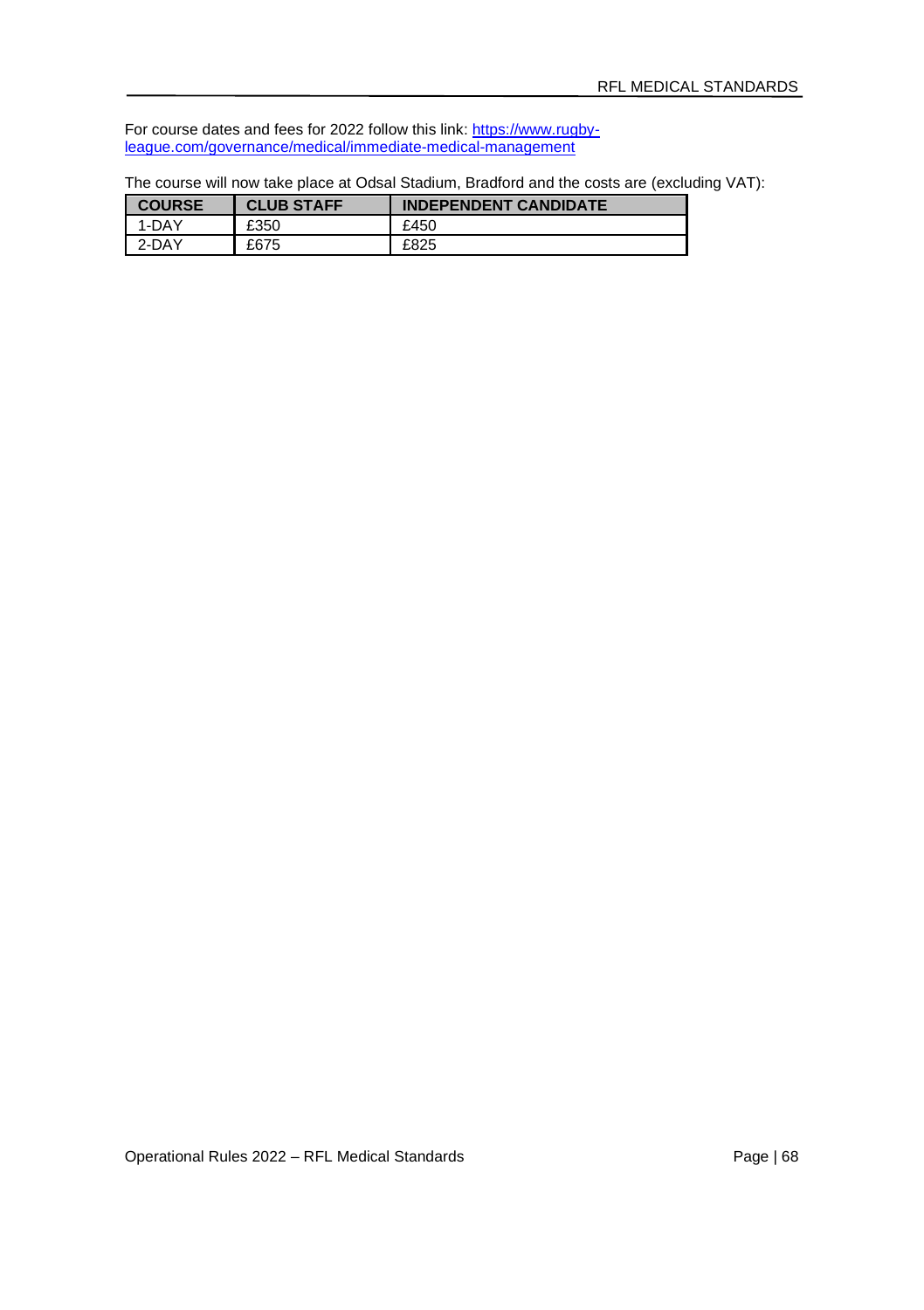For course dates and fees for 2022 follow this link: [https://www.rugby-league.com/governance/medical/immediate-medical-management](https://www.rugby-league.com/governance/medical/immediate-medical-management)

The course will now take place at Odsal Stadium, Bradford and the costs are (excluding VAT):

| COURSE | CLUB STAFF | INDEPENDENT CANDIDATE |
|---|---|---|
| 1-DAY | £350 | £450 |
| 2-DAY | £675 | £825 |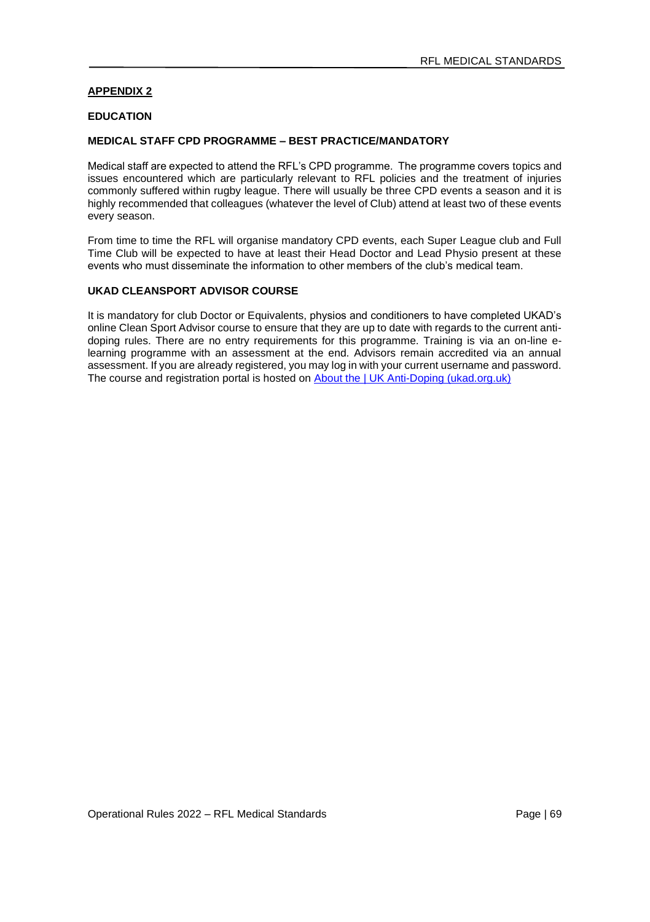## APPENDIX 2

### EDUCATION

### MEDICAL STAFF CPD PROGRAMME – BEST PRACTICE/MANDATORY

Medical staff are expected to attend the RFL's CPD programme. The programme covers topics and issues encountered which are particularly relevant to RFL policies and the treatment of injuries commonly suffered within rugby league. There will usually be three CPD events a season and it is highly recommended that colleagues (whatever the level of Club) attend at least two of these events every season.

From time to time the RFL will organise mandatory CPD events, each Super League club and Full Time Club will be expected to have at least their Head Doctor and Lead Physio present at these events who must disseminate the information to other members of the club's medical team.

### UKAD CLEANSPORT ADVISOR COURSE

It is mandatory for club Doctor or Equivalents, physios and conditioners to have completed UKAD's online Clean Sport Advisor course to ensure that they are up to date with regards to the current anti-doping rules. There are no entry requirements for this programme. Training is via an on-line e-learning programme with an assessment at the end. Advisors remain accredited via an annual assessment. If you are already registered, you may log in with your current username and password. The course and registration portal is hosted on About the | UK Anti-Doping (ukad.org.uk)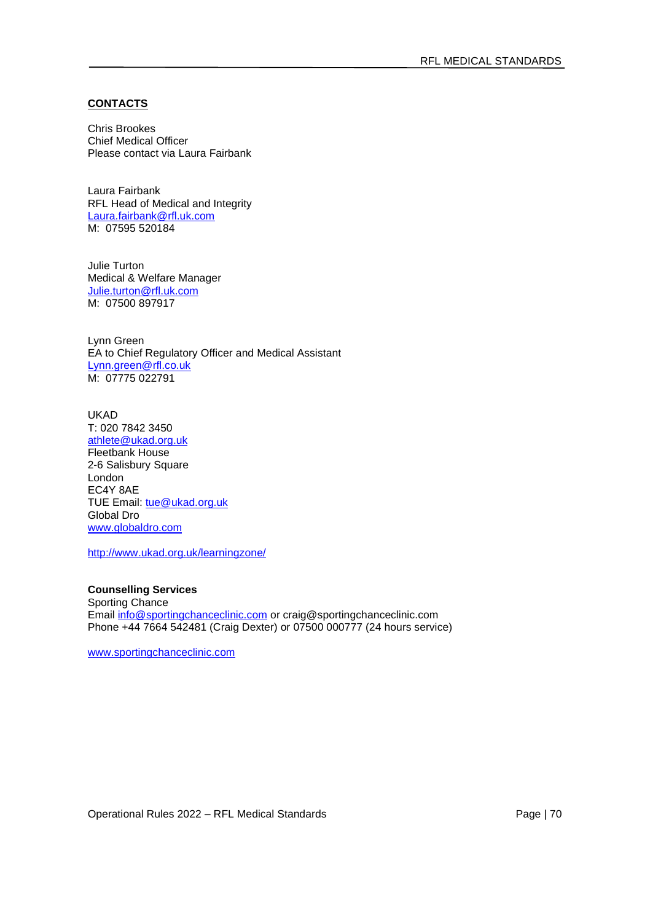## CONTACTS

Chris Brookes
Chief Medical Officer
Please contact via Laura Fairbank

Laura Fairbank
RFL Head of Medical and Integrity
Laura.fairbank@rfl.uk.com
M: 07595 520184

Julie Turton
Medical & Welfare Manager
Julie.turton@rfl.uk.com
M: 07500 897917

Lynn Green
EA to Chief Regulatory Officer and Medical Assistant
Lynn.green@rfl.co.uk
M: 07775 022791

UKAD
T: 020 7842 3450
athlete@ukad.org.uk
Fleetbank House
2-6 Salisbury Square
London
EC4Y 8AE
TUE Email: tue@ukad.org.uk
Global Dro
www.globaldro.com

http://www.ukad.org.uk/learningzone/

**Counselling Services**
Sporting Chance
Email info@sportingchanceclinic.com or craig@sportingchanceclinic.com
Phone +44 7664 542481 (Craig Dexter) or 07500 000777 (24 hours service)

www.sportingchanceclinic.com